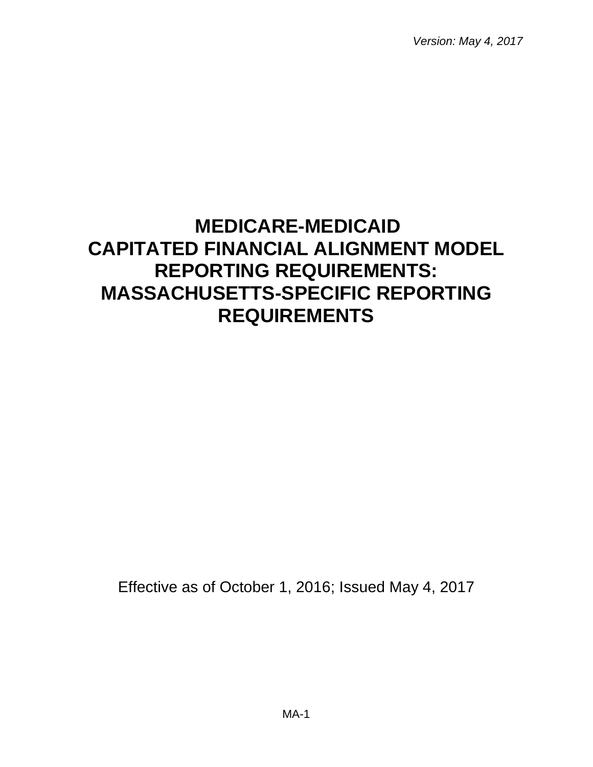*Version: May 4, 2017*

# MEDICARE-MEDICAID CAPITATED FINANCIAL ALIGNMENT MODEL REPORTING REQUIREMENTS: MASSACHUSETTS-SPECIFIC REPORTING REQUIREMENTS

Effective as of October 1, 2016; Issued May 4, 2017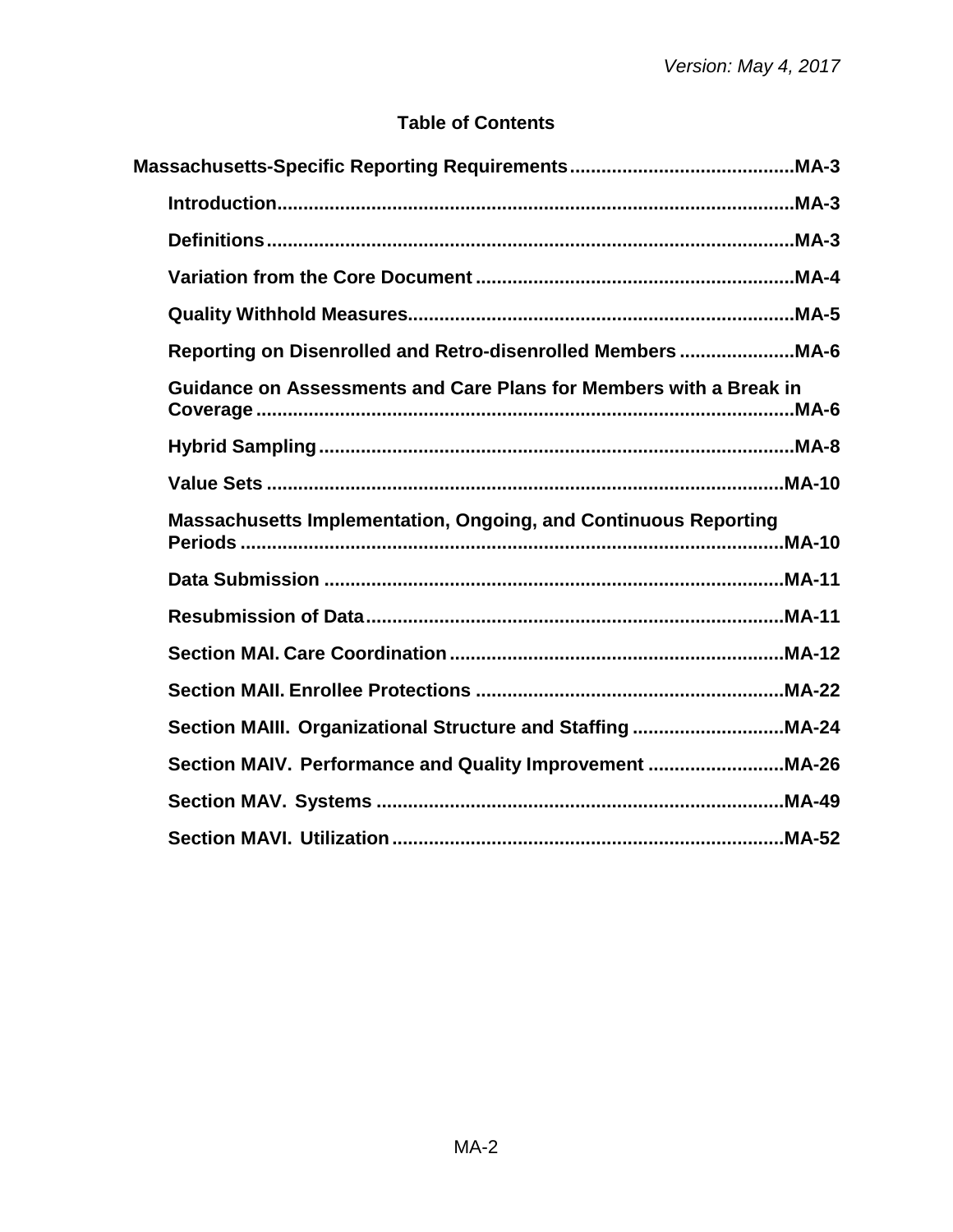*Version: May 4, 2017*

## Table of Contents

**Massachusetts-Specific Reporting Requirements** .......... **MA-3**

- **Introduction** .......... **MA-3**
- **Definitions** .......... **MA-3**
- **Variation from the Core Document** .......... **MA-4**
- **Quality Withhold Measures** .......... **MA-5**
- **Reporting on Disenrolled and Retro-disenrolled Members** .......... **MA-6**
- **Guidance on Assessments and Care Plans for Members with a Break in Coverage** .......... **MA-6**
- **Hybrid Sampling** .......... **MA-8**
- **Value Sets** .......... **MA-10**
- **Massachusetts Implementation, Ongoing, and Continuous Reporting Periods** .......... **MA-10**
- **Data Submission** .......... **MA-11**
- **Resubmission of Data** .......... **MA-11**
- **Section MAI. Care Coordination** .......... **MA-12**
- **Section MAII. Enrollee Protections** .......... **MA-22**
- **Section MAIII. Organizational Structure and Staffing** .......... **MA-24**
- **Section MAIV. Performance and Quality Improvement** .......... **MA-26**
- **Section MAV. Systems** .......... **MA-49**
- **Section MAVI. Utilization** .......... **MA-52**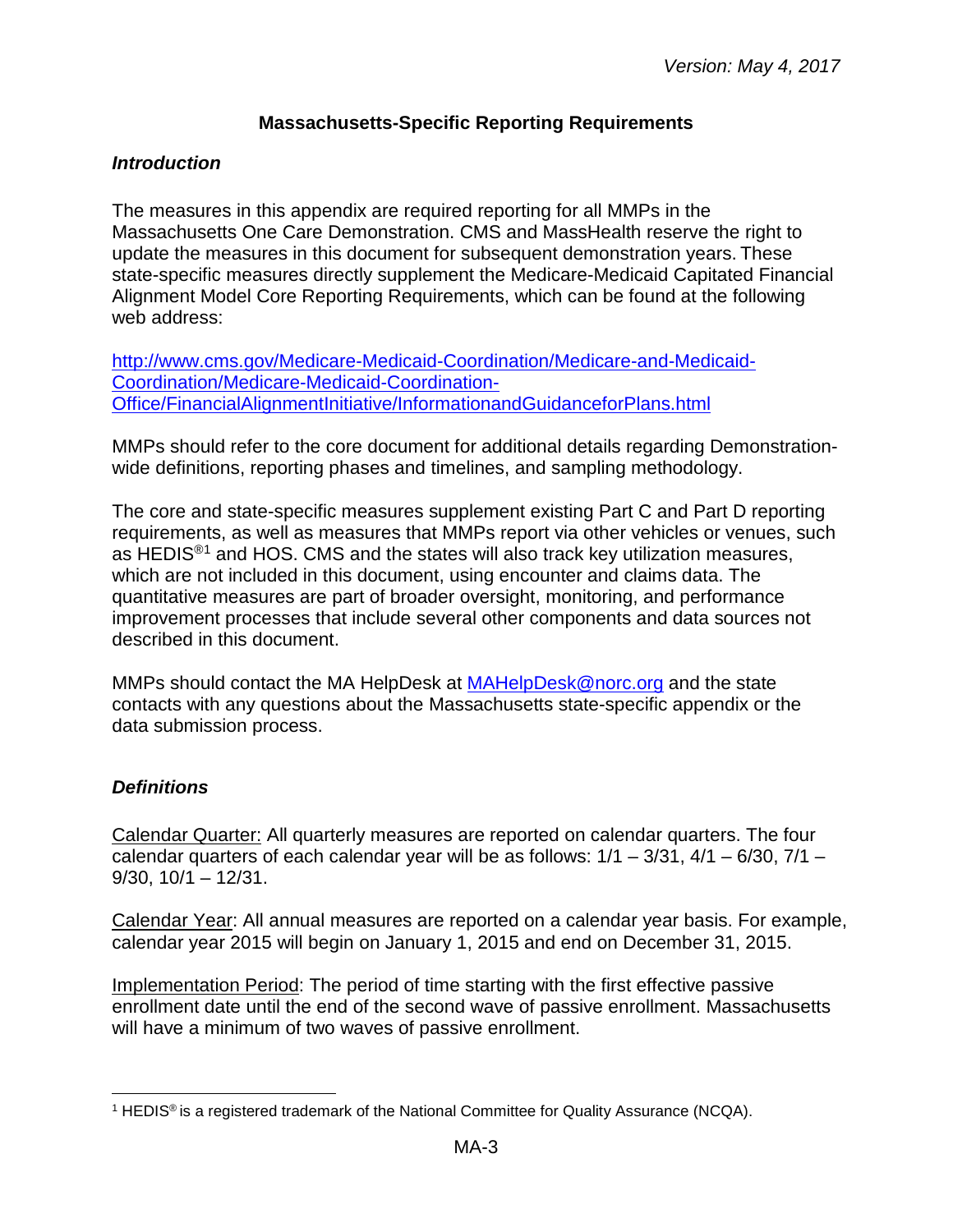## Massachusetts-Specific Reporting Requirements

### *Introduction*

The measures in this appendix are required reporting for all MMPs in the Massachusetts One Care Demonstration. CMS and MassHealth reserve the right to update the measures in this document for subsequent demonstration years. These state-specific measures directly supplement the Medicare-Medicaid Capitated Financial Alignment Model Core Reporting Requirements, which can be found at the following web address:

[http://www.cms.gov/Medicare-Medicaid-Coordination/Medicare-and-Medicaid-Coordination/Medicare-Medicaid-Coordination-Office/FinancialAlignmentInitiative/InformationandGuidanceforPlans.html](http://www.cms.gov/Medicare-Medicaid-Coordination/Medicare-and-Medicaid-Coordination/Medicare-Medicaid-Coordination-Office/FinancialAlignmentInitiative/InformationandGuidanceforPlans.html)

MMPs should refer to the core document for additional details regarding Demonstration-wide definitions, reporting phases and timelines, and sampling methodology.

The core and state-specific measures supplement existing Part C and Part D reporting requirements, as well as measures that MMPs report via other vehicles or venues, such as HEDIS®[1] and HOS. CMS and the states will also track key utilization measures, which are not included in this document, using encounter and claims data. The quantitative measures are part of broader oversight, monitoring, and performance improvement processes that include several other components and data sources not described in this document.

MMPs should contact the MA HelpDesk at [MAHelpDesk@norc.org](mailto:MAHelpDesk@norc.org) and the state contacts with any questions about the Massachusetts state-specific appendix or the data submission process.

### *Definitions*

<u>Calendar Quarter:</u> All quarterly measures are reported on calendar quarters. The four calendar quarters of each calendar year will be as follows: 1/1 – 3/31, 4/1 – 6/30, 7/1 – 9/30, 10/1 – 12/31.

<u>Calendar Year</u>: All annual measures are reported on a calendar year basis. For example, calendar year 2015 will begin on January 1, 2015 and end on December 31, 2015.

<u>Implementation Period</u>: The period of time starting with the first effective passive enrollment date until the end of the second wave of passive enrollment. Massachusetts will have a minimum of two waves of passive enrollment.

---

[1] HEDIS® is a registered trademark of the National Committee for Quality Assurance (NCQA).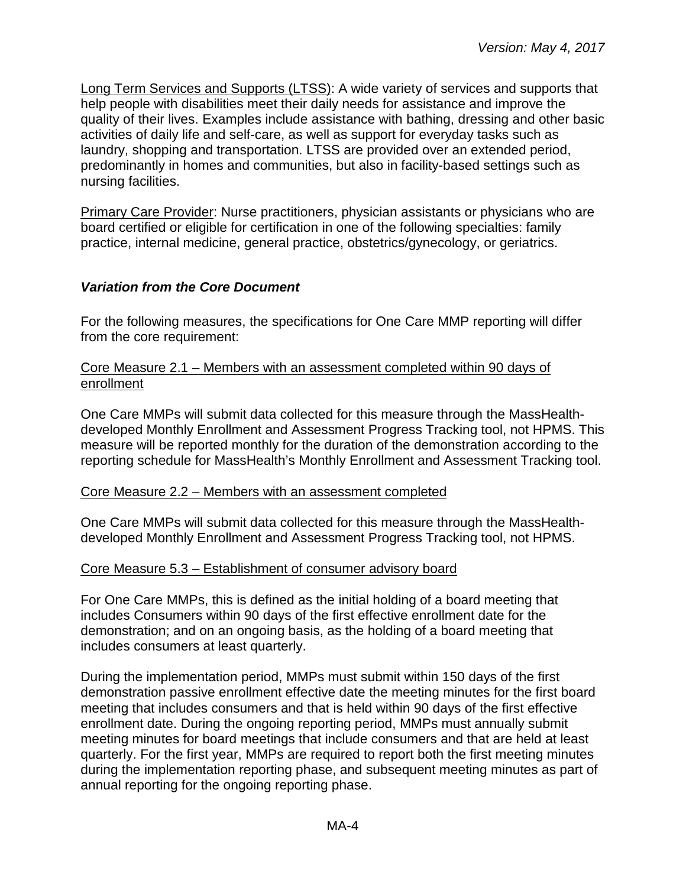Long Term Services and Supports (LTSS): A wide variety of services and supports that help people with disabilities meet their daily needs for assistance and improve the quality of their lives. Examples include assistance with bathing, dressing and other basic activities of daily life and self-care, as well as support for everyday tasks such as laundry, shopping and transportation. LTSS are provided over an extended period, predominantly in homes and communities, but also in facility-based settings such as nursing facilities.

Primary Care Provider: Nurse practitioners, physician assistants or physicians who are board certified or eligible for certification in one of the following specialties: family practice, internal medicine, general practice, obstetrics/gynecology, or geriatrics.

### *Variation from the Core Document*

For the following measures, the specifications for One Care MMP reporting will differ from the core requirement:

Core Measure 2.1 – Members with an assessment completed within 90 days of enrollment

One Care MMPs will submit data collected for this measure through the MassHealth-developed Monthly Enrollment and Assessment Progress Tracking tool, not HPMS. This measure will be reported monthly for the duration of the demonstration according to the reporting schedule for MassHealth's Monthly Enrollment and Assessment Tracking tool.

Core Measure 2.2 – Members with an assessment completed

One Care MMPs will submit data collected for this measure through the MassHealth-developed Monthly Enrollment and Assessment Progress Tracking tool, not HPMS.

Core Measure 5.3 – Establishment of consumer advisory board

For One Care MMPs, this is defined as the initial holding of a board meeting that includes Consumers within 90 days of the first effective enrollment date for the demonstration; and on an ongoing basis, as the holding of a board meeting that includes consumers at least quarterly.

During the implementation period, MMPs must submit within 150 days of the first demonstration passive enrollment effective date the meeting minutes for the first board meeting that includes consumers and that is held within 90 days of the first effective enrollment date. During the ongoing reporting period, MMPs must annually submit meeting minutes for board meetings that include consumers and that are held at least quarterly. For the first year, MMPs are required to report both the first meeting minutes during the implementation reporting phase, and subsequent meeting minutes as part of annual reporting for the ongoing reporting phase.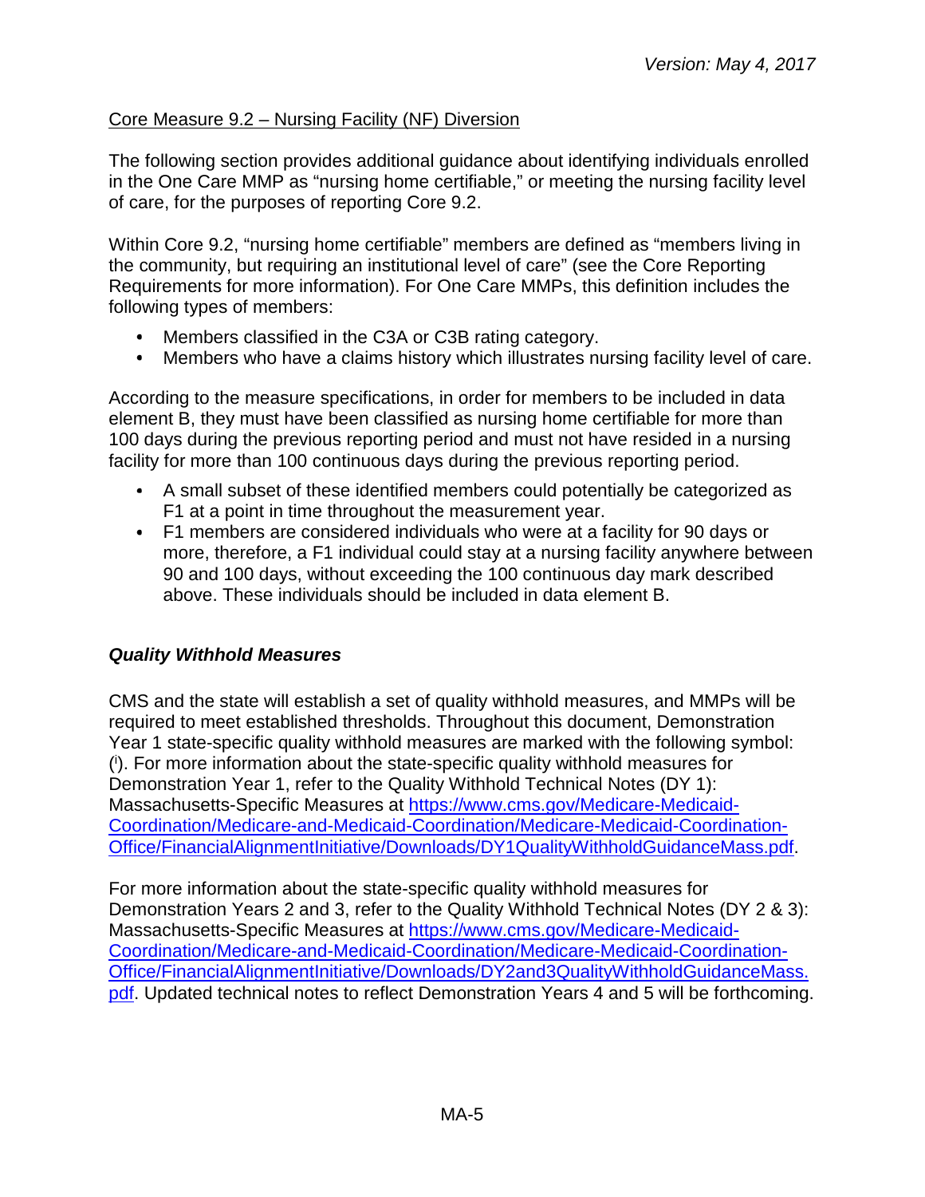Core Measure 9.2 – Nursing Facility (NF) Diversion

The following section provides additional guidance about identifying individuals enrolled in the One Care MMP as "nursing home certifiable," or meeting the nursing facility level of care, for the purposes of reporting Core 9.2.

Within Core 9.2, "nursing home certifiable" members are defined as "members living in the community, but requiring an institutional level of care" (see the Core Reporting Requirements for more information). For One Care MMPs, this definition includes the following types of members:

- Members classified in the C3A or C3B rating category.
- Members who have a claims history which illustrates nursing facility level of care.

According to the measure specifications, in order for members to be included in data element B, they must have been classified as nursing home certifiable for more than 100 days during the previous reporting period and must not have resided in a nursing facility for more than 100 continuous days during the previous reporting period.

- A small subset of these identified members could potentially be categorized as F1 at a point in time throughout the measurement year.
- F1 members are considered individuals who were at a facility for 90 days or more, therefore, a F1 individual could stay at a nursing facility anywhere between 90 and 100 days, without exceeding the 100 continuous day mark described above. These individuals should be included in data element B.

### *Quality Withhold Measures*

CMS and the state will establish a set of quality withhold measures, and MMPs will be required to meet established thresholds. Throughout this document, Demonstration Year 1 state-specific quality withhold measures are marked with the following symbol: ([i]). For more information about the state-specific quality withhold measures for Demonstration Year 1, refer to the Quality Withhold Technical Notes (DY 1): Massachusetts-Specific Measures at [https://www.cms.gov/Medicare-Medicaid-Coordination/Medicare-and-Medicaid-Coordination/Medicare-Medicaid-Coordination-Office/FinancialAlignmentInitiative/Downloads/DY1QualityWithholdGuidanceMass.pdf](https://www.cms.gov/Medicare-Medicaid-Coordination/Medicare-and-Medicaid-Coordination/Medicare-Medicaid-Coordination-Office/FinancialAlignmentInitiative/Downloads/DY1QualityWithholdGuidanceMass.pdf).

For more information about the state-specific quality withhold measures for Demonstration Years 2 and 3, refer to the Quality Withhold Technical Notes (DY 2 & 3): Massachusetts-Specific Measures at [https://www.cms.gov/Medicare-Medicaid-Coordination/Medicare-and-Medicaid-Coordination/Medicare-Medicaid-Coordination-Office/FinancialAlignmentInitiative/Downloads/DY2and3QualityWithholdGuidanceMass.pdf](https://www.cms.gov/Medicare-Medicaid-Coordination/Medicare-and-Medicaid-Coordination/Medicare-Medicaid-Coordination-Office/FinancialAlignmentInitiative/Downloads/DY2and3QualityWithholdGuidanceMass.pdf). Updated technical notes to reflect Demonstration Years 4 and 5 will be forthcoming.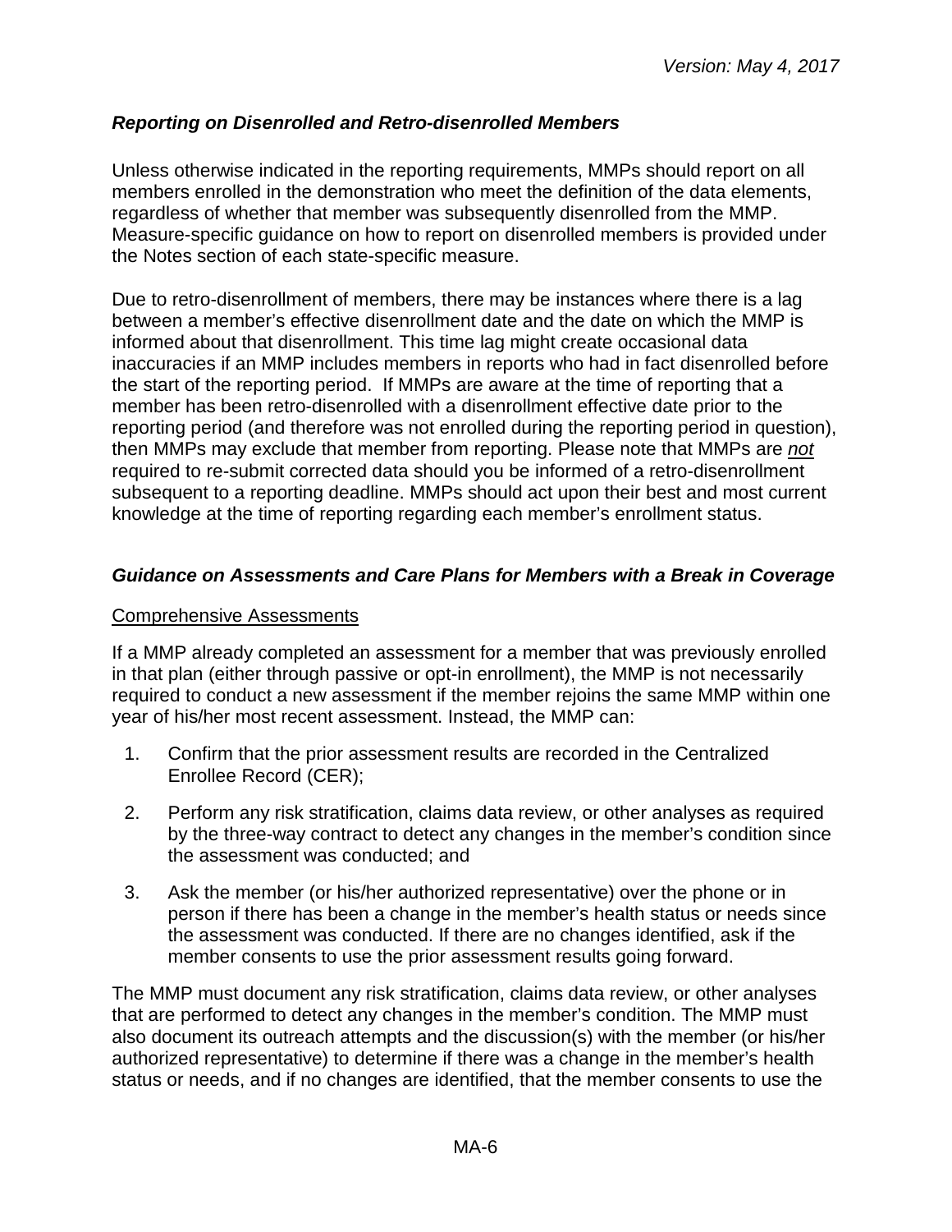### *Reporting on Disenrolled and Retro-disenrolled Members*

Unless otherwise indicated in the reporting requirements, MMPs should report on all members enrolled in the demonstration who meet the definition of the data elements, regardless of whether that member was subsequently disenrolled from the MMP. Measure-specific guidance on how to report on disenrolled members is provided under the Notes section of each state-specific measure.

Due to retro-disenrollment of members, there may be instances where there is a lag between a member's effective disenrollment date and the date on which the MMP is informed about that disenrollment. This time lag might create occasional data inaccuracies if an MMP includes members in reports who had in fact disenrolled before the start of the reporting period. If MMPs are aware at the time of reporting that a member has been retro-disenrolled with a disenrollment effective date prior to the reporting period (and therefore was not enrolled during the reporting period in question), then MMPs may exclude that member from reporting. Please note that MMPs are *not* required to re-submit corrected data should you be informed of a retro-disenrollment subsequent to a reporting deadline. MMPs should act upon their best and most current knowledge at the time of reporting regarding each member's enrollment status.

### *Guidance on Assessments and Care Plans for Members with a Break in Coverage*

Comprehensive Assessments

If a MMP already completed an assessment for a member that was previously enrolled in that plan (either through passive or opt-in enrollment), the MMP is not necessarily required to conduct a new assessment if the member rejoins the same MMP within one year of his/her most recent assessment. Instead, the MMP can:

1. Confirm that the prior assessment results are recorded in the Centralized Enrollee Record (CER);
2. Perform any risk stratification, claims data review, or other analyses as required by the three-way contract to detect any changes in the member's condition since the assessment was conducted; and
3. Ask the member (or his/her authorized representative) over the phone or in person if there has been a change in the member's health status or needs since the assessment was conducted. If there are no changes identified, ask if the member consents to use the prior assessment results going forward.

The MMP must document any risk stratification, claims data review, or other analyses that are performed to detect any changes in the member's condition. The MMP must also document its outreach attempts and the discussion(s) with the member (or his/her authorized representative) to determine if there was a change in the member's health status or needs, and if no changes are identified, that the member consents to use the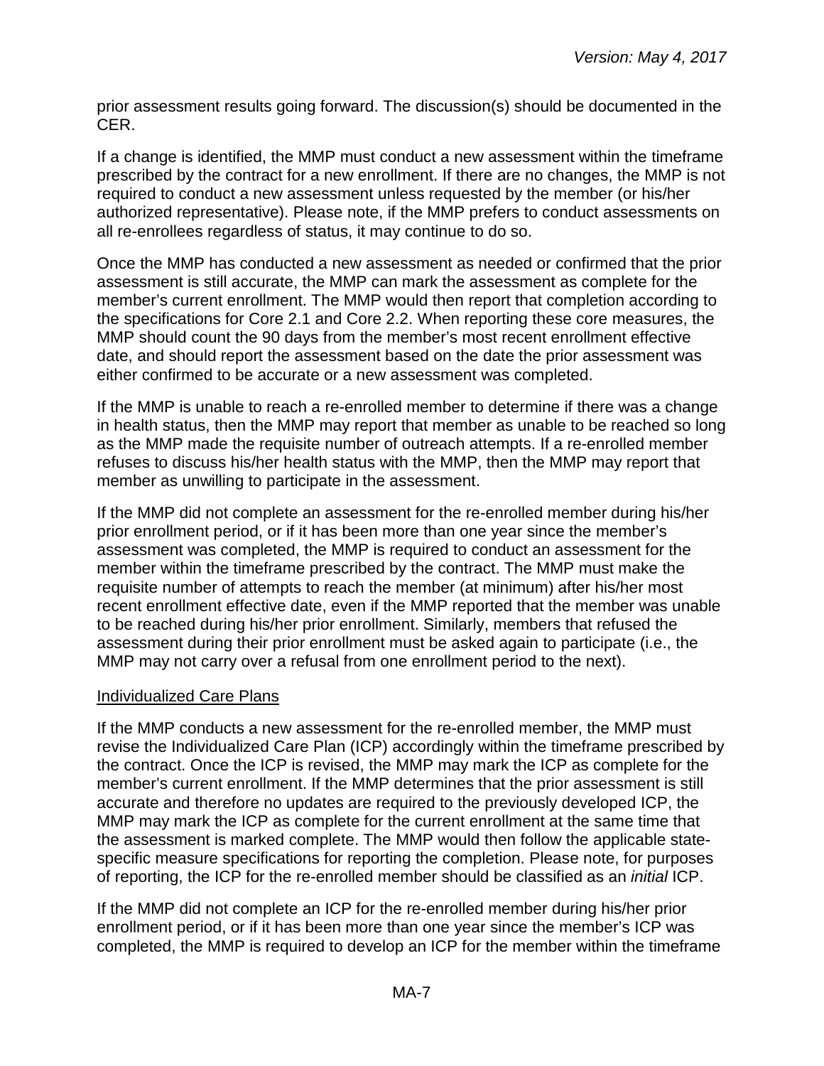prior assessment results going forward. The discussion(s) should be documented in the CER.

If a change is identified, the MMP must conduct a new assessment within the timeframe prescribed by the contract for a new enrollment. If there are no changes, the MMP is not required to conduct a new assessment unless requested by the member (or his/her authorized representative). Please note, if the MMP prefers to conduct assessments on all re-enrollees regardless of status, it may continue to do so.

Once the MMP has conducted a new assessment as needed or confirmed that the prior assessment is still accurate, the MMP can mark the assessment as complete for the member's current enrollment. The MMP would then report that completion according to the specifications for Core 2.1 and Core 2.2. When reporting these core measures, the MMP should count the 90 days from the member's most recent enrollment effective date, and should report the assessment based on the date the prior assessment was either confirmed to be accurate or a new assessment was completed.

If the MMP is unable to reach a re-enrolled member to determine if there was a change in health status, then the MMP may report that member as unable to be reached so long as the MMP made the requisite number of outreach attempts. If a re-enrolled member refuses to discuss his/her health status with the MMP, then the MMP may report that member as unwilling to participate in the assessment.

If the MMP did not complete an assessment for the re-enrolled member during his/her prior enrollment period, or if it has been more than one year since the member's assessment was completed, the MMP is required to conduct an assessment for the member within the timeframe prescribed by the contract. The MMP must make the requisite number of attempts to reach the member (at minimum) after his/her most recent enrollment effective date, even if the MMP reported that the member was unable to be reached during his/her prior enrollment. Similarly, members that refused the assessment during their prior enrollment must be asked again to participate (i.e., the MMP may not carry over a refusal from one enrollment period to the next).

Individualized Care Plans

If the MMP conducts a new assessment for the re-enrolled member, the MMP must revise the Individualized Care Plan (ICP) accordingly within the timeframe prescribed by the contract. Once the ICP is revised, the MMP may mark the ICP as complete for the member's current enrollment. If the MMP determines that the prior assessment is still accurate and therefore no updates are required to the previously developed ICP, the MMP may mark the ICP as complete for the current enrollment at the same time that the assessment is marked complete. The MMP would then follow the applicable state-specific measure specifications for reporting the completion. Please note, for purposes of reporting, the ICP for the re-enrolled member should be classified as an *initial* ICP.

If the MMP did not complete an ICP for the re-enrolled member during his/her prior enrollment period, or if it has been more than one year since the member's ICP was completed, the MMP is required to develop an ICP for the member within the timeframe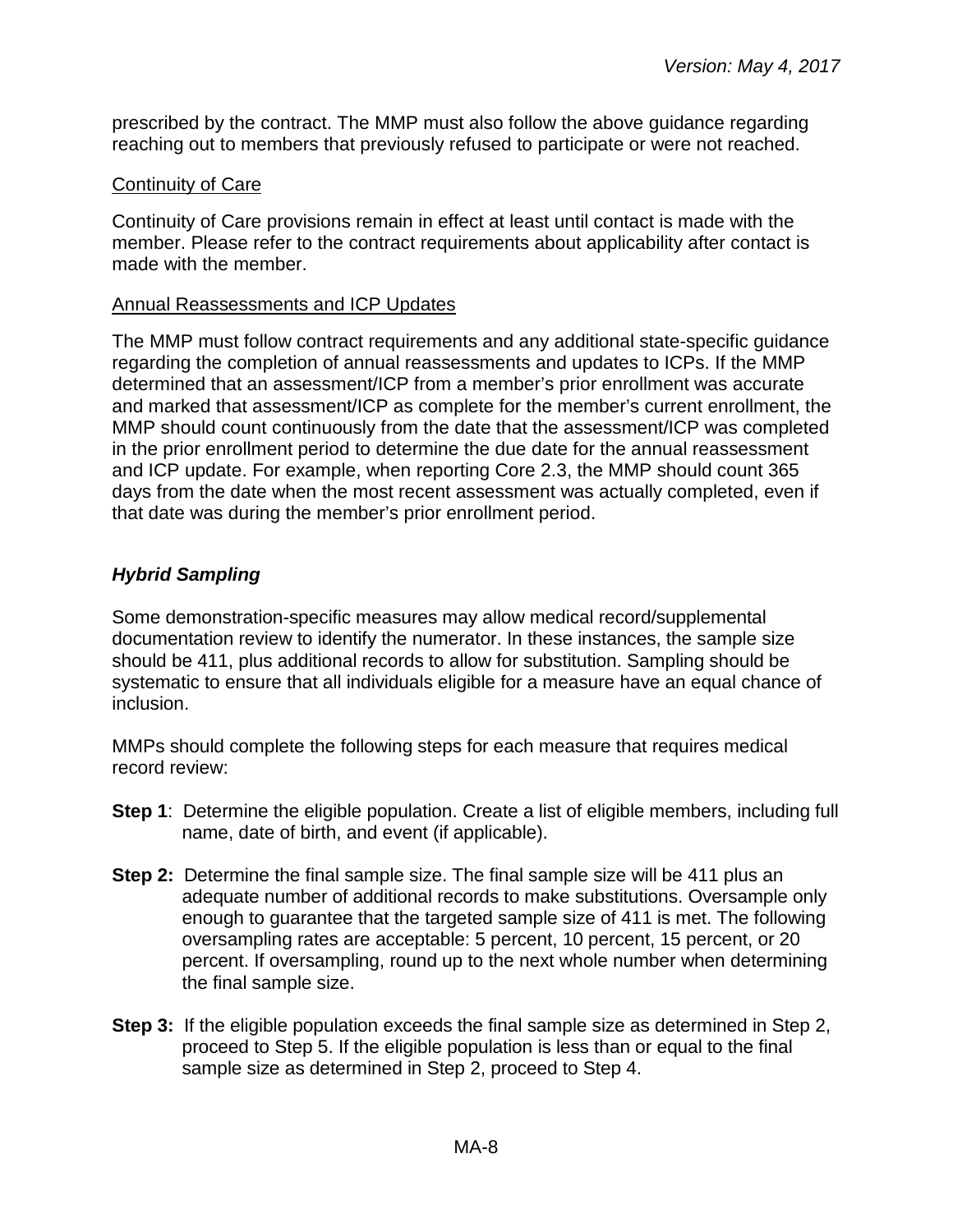prescribed by the contract. The MMP must also follow the above guidance regarding reaching out to members that previously refused to participate or were not reached.

Continuity of Care

Continuity of Care provisions remain in effect at least until contact is made with the member. Please refer to the contract requirements about applicability after contact is made with the member.

Annual Reassessments and ICP Updates

The MMP must follow contract requirements and any additional state-specific guidance regarding the completion of annual reassessments and updates to ICPs. If the MMP determined that an assessment/ICP from a member's prior enrollment was accurate and marked that assessment/ICP as complete for the member's current enrollment, the MMP should count continuously from the date that the assessment/ICP was completed in the prior enrollment period to determine the due date for the annual reassessment and ICP update. For example, when reporting Core 2.3, the MMP should count 365 days from the date when the most recent assessment was actually completed, even if that date was during the member's prior enrollment period.

### *Hybrid Sampling*

Some demonstration-specific measures may allow medical record/supplemental documentation review to identify the numerator. In these instances, the sample size should be 411, plus additional records to allow for substitution. Sampling should be systematic to ensure that all individuals eligible for a measure have an equal chance of inclusion.

MMPs should complete the following steps for each measure that requires medical record review:

**Step 1**: Determine the eligible population. Create a list of eligible members, including full name, date of birth, and event (if applicable).

**Step 2:** Determine the final sample size. The final sample size will be 411 plus an adequate number of additional records to make substitutions. Oversample only enough to guarantee that the targeted sample size of 411 is met. The following oversampling rates are acceptable: 5 percent, 10 percent, 15 percent, or 20 percent. If oversampling, round up to the next whole number when determining the final sample size.

**Step 3:** If the eligible population exceeds the final sample size as determined in Step 2, proceed to Step 5. If the eligible population is less than or equal to the final sample size as determined in Step 2, proceed to Step 4.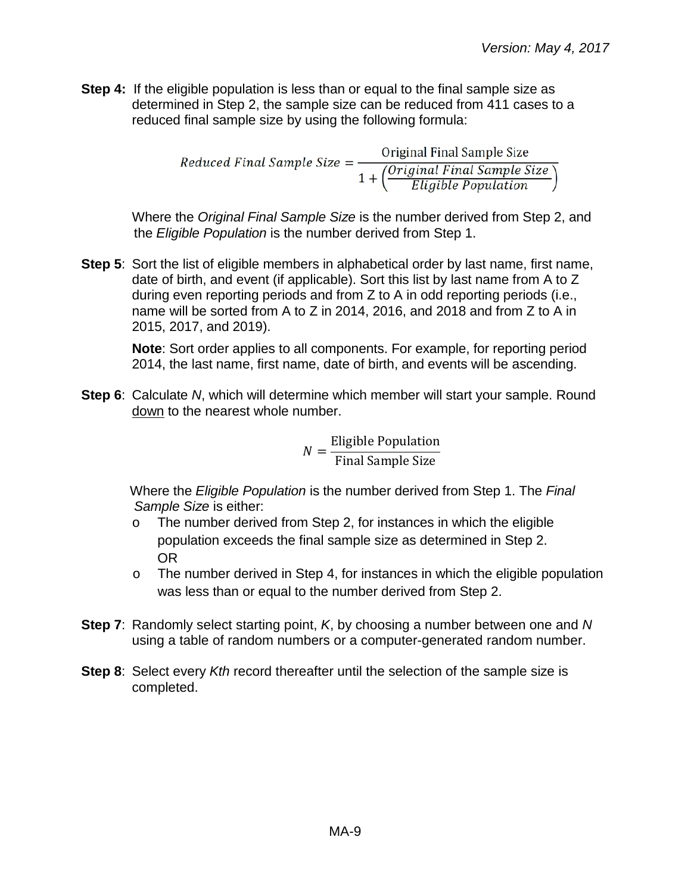**Step 4:** If the eligible population is less than or equal to the final sample size as determined in Step 2, the sample size can be reduced from 411 cases to a reduced final sample size by using the following formula:

$$Reduced\ Final\ Sample\ Size = \frac{\text{Original Final Sample Size}}{1 + \left(\frac{Original\ Final\ Sample\ Size}{Eligible\ Population}\right)}$$

Where the *Original Final Sample Size* is the number derived from Step 2, and the *Eligible Population* is the number derived from Step 1.

**Step 5**: Sort the list of eligible members in alphabetical order by last name, first name, date of birth, and event (if applicable). Sort this list by last name from A to Z during even reporting periods and from Z to A in odd reporting periods (i.e., name will be sorted from A to Z in 2014, 2016, and 2018 and from Z to A in 2015, 2017, and 2019).

**Note**: Sort order applies to all components. For example, for reporting period 2014, the last name, first name, date of birth, and events will be ascending.

**Step 6**: Calculate $N$, which will determine which member will start your sample. Round down to the nearest whole number.

$$N = \frac{\text{Eligible Population}}{\text{Final Sample Size}}$$

Where the *Eligible Population* is the number derived from Step 1. The *Final Sample Size* is either:

- The number derived from Step 2, for instances in which the eligible population exceeds the final sample size as determined in Step 2.
  OR
- The number derived in Step 4, for instances in which the eligible population was less than or equal to the number derived from Step 2.

**Step 7**: Randomly select starting point, $K$, by choosing a number between one and $N$ using a table of random numbers or a computer-generated random number.

**Step 8**: Select every *Kth* record thereafter until the selection of the sample size is completed.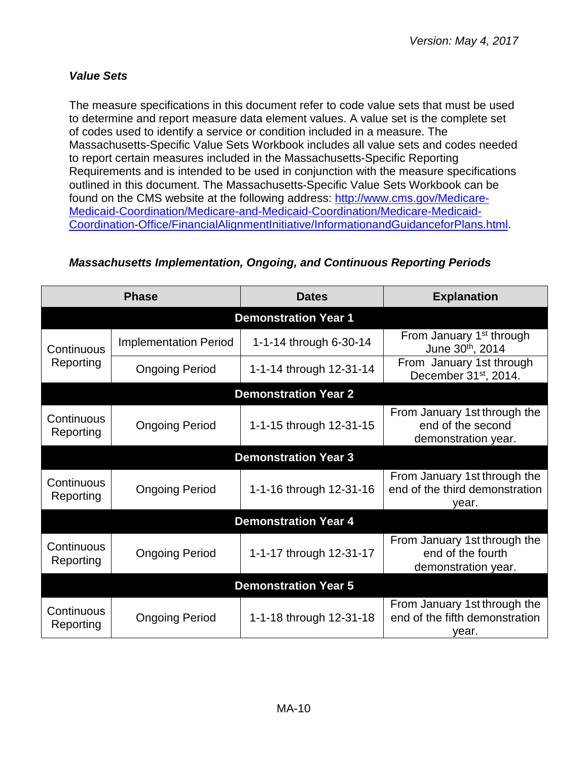### *Value Sets*

The measure specifications in this document refer to code value sets that must be used to determine and report measure data element values. A value set is the complete set of codes used to identify a service or condition included in a measure. The Massachusetts-Specific Value Sets Workbook includes all value sets and codes needed to report certain measures included in the Massachusetts-Specific Reporting Requirements and is intended to be used in conjunction with the measure specifications outlined in this document. The Massachusetts-Specific Value Sets Workbook can be found on the CMS website at the following address: [http://www.cms.gov/Medicare-Medicaid-Coordination/Medicare-and-Medicaid-Coordination/Medicare-Medicaid-Coordination-Office/FinancialAlignmentInitiative/InformationandGuidanceforPlans.html](http://www.cms.gov/Medicare-Medicaid-Coordination/Medicare-and-Medicaid-Coordination/Medicare-Medicaid-Coordination-Office/FinancialAlignmentInitiative/InformationandGuidanceforPlans.html).

### *Massachusetts Implementation, Ongoing, and Continuous Reporting Periods*

| Phase | | Dates | Explanation |
|---|---|---|---|
| **Demonstration Year 1** | | | |
| Continuous Reporting | Implementation Period | 1-1-14 through 6-30-14 | From January 1st through June 30th, 2014 |
| | Ongoing Period | 1-1-14 through 12-31-14 | From January 1st through December 31st, 2014. |
| **Demonstration Year 2** | | | |
| Continuous Reporting | Ongoing Period | 1-1-15 through 12-31-15 | From January 1st through the end of the second demonstration year. |
| **Demonstration Year 3** | | | |
| Continuous Reporting | Ongoing Period | 1-1-16 through 12-31-16 | From January 1st through the end of the third demonstration year. |
| **Demonstration Year 4** | | | |
| Continuous Reporting | Ongoing Period | 1-1-17 through 12-31-17 | From January 1st through the end of the fourth demonstration year. |
| **Demonstration Year 5** | | | |
| Continuous Reporting | Ongoing Period | 1-1-18 through 12-31-18 | From January 1st through the end of the fifth demonstration year. |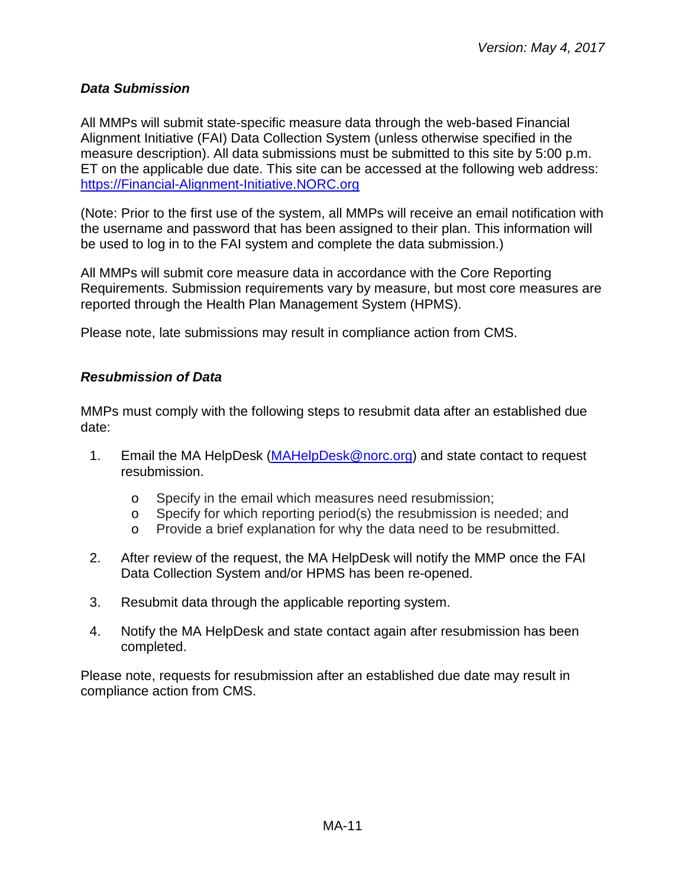### *Data Submission*

All MMPs will submit state-specific measure data through the web-based Financial Alignment Initiative (FAI) Data Collection System (unless otherwise specified in the measure description). All data submissions must be submitted to this site by 5:00 p.m. ET on the applicable due date. This site can be accessed at the following web address: [https://Financial-Alignment-Initiative.NORC.org](https://Financial-Alignment-Initiative.NORC.org)

(Note: Prior to the first use of the system, all MMPs will receive an email notification with the username and password that has been assigned to their plan. This information will be used to log in to the FAI system and complete the data submission.)

All MMPs will submit core measure data in accordance with the Core Reporting Requirements. Submission requirements vary by measure, but most core measures are reported through the Health Plan Management System (HPMS).

Please note, late submissions may result in compliance action from CMS.

### *Resubmission of Data*

MMPs must comply with the following steps to resubmit data after an established due date:

1. Email the MA HelpDesk ([MAHelpDesk@norc.org](mailto:MAHelpDesk@norc.org)) and state contact to request resubmission.
   - Specify in the email which measures need resubmission;
   - Specify for which reporting period(s) the resubmission is needed; and
   - Provide a brief explanation for why the data need to be resubmitted.
2. After review of the request, the MA HelpDesk will notify the MMP once the FAI Data Collection System and/or HPMS has been re-opened.
3. Resubmit data through the applicable reporting system.
4. Notify the MA HelpDesk and state contact again after resubmission has been completed.

Please note, requests for resubmission after an established due date may result in compliance action from CMS.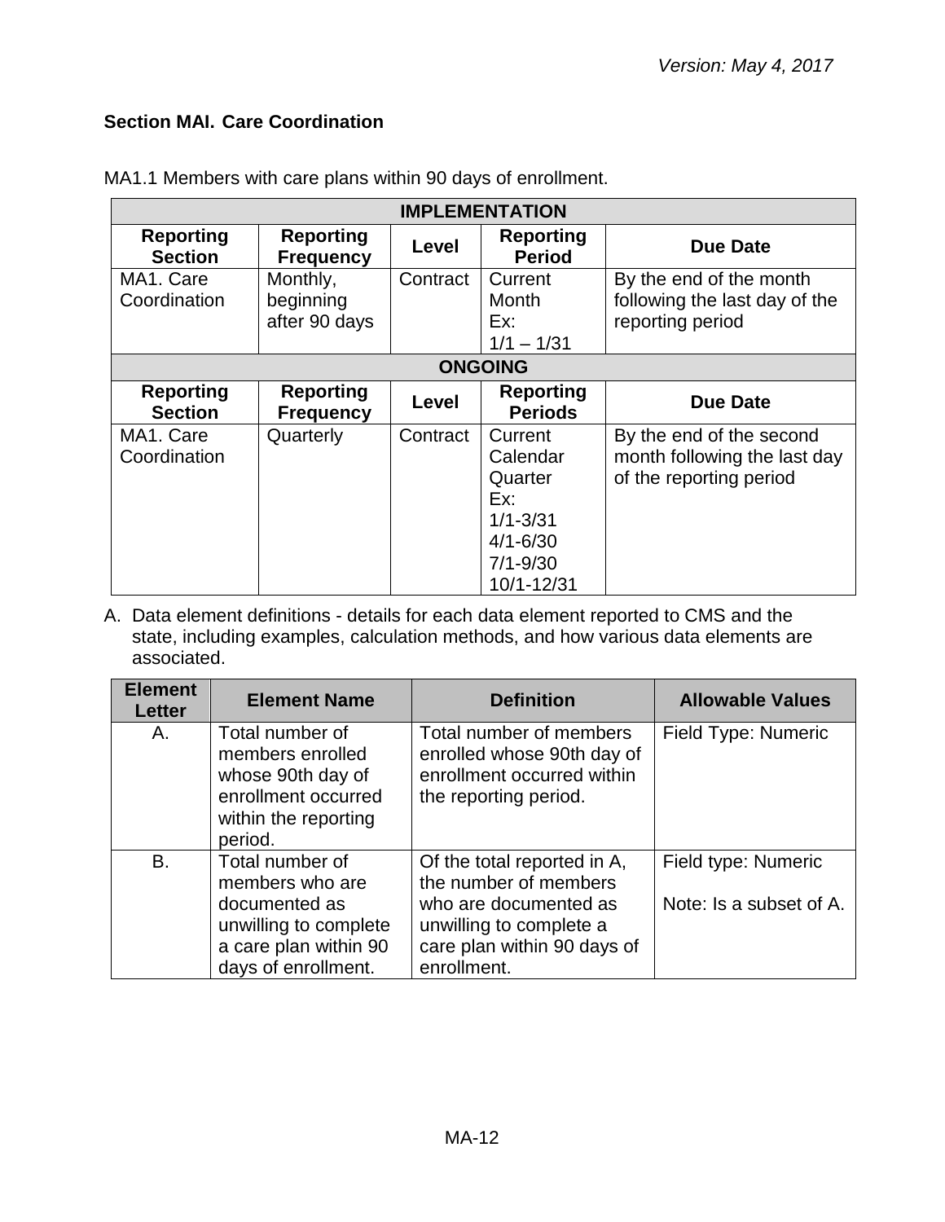## Section MAI. Care Coordination

MA1.1 Members with care plans within 90 days of enrollment.

| IMPLEMENTATION | | | | |
|---|---|---|---|---|
| **Reporting Section** | **Reporting Frequency** | **Level** | **Reporting Period** | **Due Date** |
| MA1. Care Coordination | Monthly, beginning after 90 days | Contract | Current Month Ex: 1/1 – 1/31 | By the end of the month following the last day of the reporting period |
| **ONGOING** | | | | |
| **Reporting Section** | **Reporting Frequency** | **Level** | **Reporting Periods** | **Due Date** |
| MA1. Care Coordination | Quarterly | Contract | Current Calendar Quarter Ex: 1/1-3/31 4/1-6/30 7/1-9/30 10/1-12/31 | By the end of the second month following the last day of the reporting period |

A. Data element definitions - details for each data element reported to CMS and the state, including examples, calculation methods, and how various data elements are associated.

| Element Letter | Element Name | Definition | Allowable Values |
|---|---|---|---|
| A. | Total number of members enrolled whose 90th day of enrollment occurred within the reporting period. | Total number of members enrolled whose 90th day of enrollment occurred within the reporting period. | Field Type: Numeric |
| B. | Total number of members who are documented as unwilling to complete a care plan within 90 days of enrollment. | Of the total reported in A, the number of members who are documented as unwilling to complete a care plan within 90 days of enrollment. | Field type: Numeric<br><br>Note: Is a subset of A. |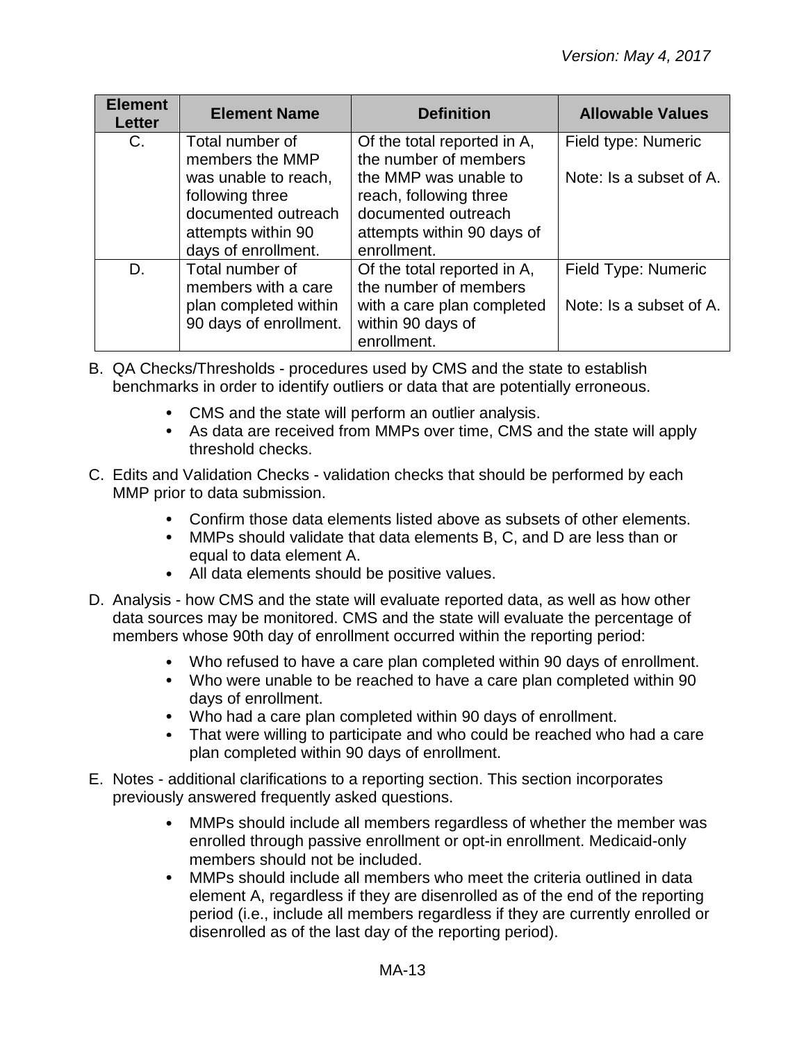| Element Letter | Element Name | Definition | Allowable Values |
|---|---|---|---|
| C. | Total number of members the MMP was unable to reach, following three documented outreach attempts within 90 days of enrollment. | Of the total reported in A, the number of members the MMP was unable to reach, following three documented outreach attempts within 90 days of enrollment. | Field type: Numeric<br><br>Note: Is a subset of A. |
| D. | Total number of members with a care plan completed within 90 days of enrollment. | Of the total reported in A, the number of members with a care plan completed within 90 days of enrollment. | Field Type: Numeric<br><br>Note: Is a subset of A. |

B. QA Checks/Thresholds - procedures used by CMS and the state to establish benchmarks in order to identify outliers or data that are potentially erroneous.

- CMS and the state will perform an outlier analysis.
- As data are received from MMPs over time, CMS and the state will apply threshold checks.

C. Edits and Validation Checks - validation checks that should be performed by each MMP prior to data submission.

- Confirm those data elements listed above as subsets of other elements.
- MMPs should validate that data elements B, C, and D are less than or equal to data element A.
- All data elements should be positive values.

D. Analysis - how CMS and the state will evaluate reported data, as well as how other data sources may be monitored. CMS and the state will evaluate the percentage of members whose 90th day of enrollment occurred within the reporting period:

- Who refused to have a care plan completed within 90 days of enrollment.
- Who were unable to be reached to have a care plan completed within 90 days of enrollment.
- Who had a care plan completed within 90 days of enrollment.
- That were willing to participate and who could be reached who had a care plan completed within 90 days of enrollment.

E. Notes - additional clarifications to a reporting section. This section incorporates previously answered frequently asked questions.

- MMPs should include all members regardless of whether the member was enrolled through passive enrollment or opt-in enrollment. Medicaid-only members should not be included.
- MMPs should include all members who meet the criteria outlined in data element A, regardless if they are disenrolled as of the end of the reporting period (i.e., include all members regardless if they are currently enrolled or disenrolled as of the last day of the reporting period).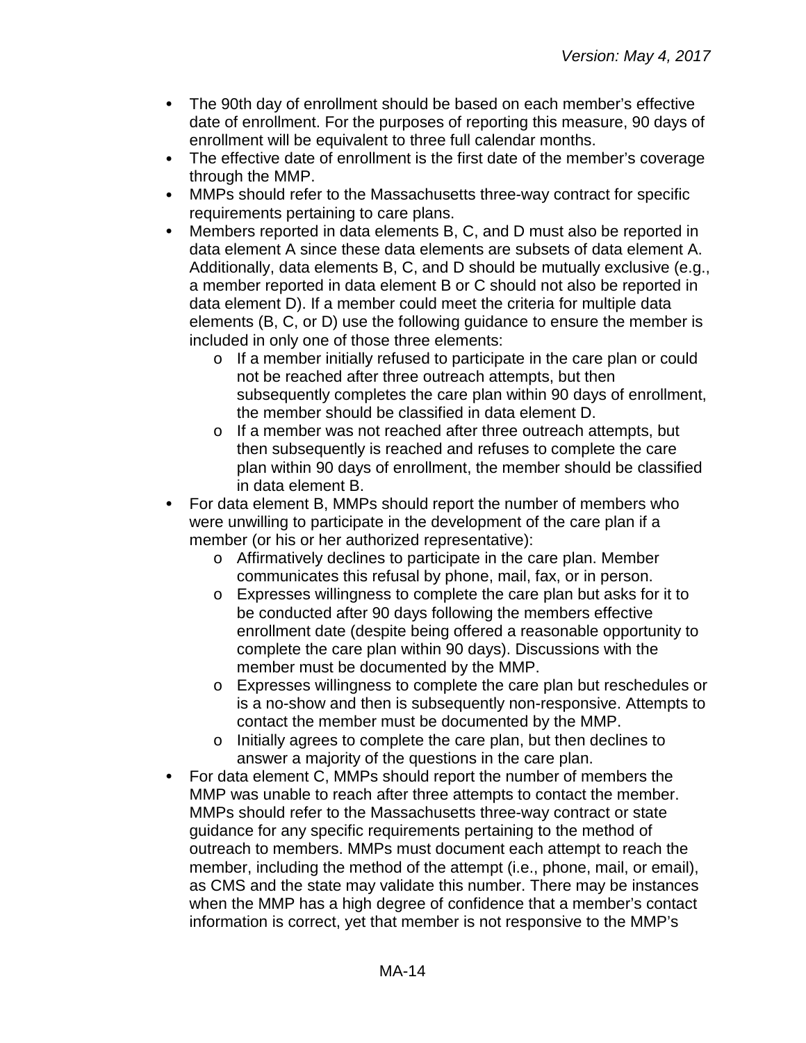- The 90th day of enrollment should be based on each member's effective date of enrollment. For the purposes of reporting this measure, 90 days of enrollment will be equivalent to three full calendar months.
- The effective date of enrollment is the first date of the member's coverage through the MMP.
- MMPs should refer to the Massachusetts three-way contract for specific requirements pertaining to care plans.
- Members reported in data elements B, C, and D must also be reported in data element A since these data elements are subsets of data element A. Additionally, data elements B, C, and D should be mutually exclusive (e.g., a member reported in data element B or C should not also be reported in data element D). If a member could meet the criteria for multiple data elements (B, C, or D) use the following guidance to ensure the member is included in only one of those three elements:
  - If a member initially refused to participate in the care plan or could not be reached after three outreach attempts, but then subsequently completes the care plan within 90 days of enrollment, the member should be classified in data element D.
  - If a member was not reached after three outreach attempts, but then subsequently is reached and refuses to complete the care plan within 90 days of enrollment, the member should be classified in data element B.
- For data element B, MMPs should report the number of members who were unwilling to participate in the development of the care plan if a member (or his or her authorized representative):
  - Affirmatively declines to participate in the care plan. Member communicates this refusal by phone, mail, fax, or in person.
  - Expresses willingness to complete the care plan but asks for it to be conducted after 90 days following the members effective enrollment date (despite being offered a reasonable opportunity to complete the care plan within 90 days). Discussions with the member must be documented by the MMP.
  - Expresses willingness to complete the care plan but reschedules or is a no-show and then is subsequently non-responsive. Attempts to contact the member must be documented by the MMP.
  - Initially agrees to complete the care plan, but then declines to answer a majority of the questions in the care plan.
- For data element C, MMPs should report the number of members the MMP was unable to reach after three attempts to contact the member. MMPs should refer to the Massachusetts three-way contract or state guidance for any specific requirements pertaining to the method of outreach to members. MMPs must document each attempt to reach the member, including the method of the attempt (i.e., phone, mail, or email), as CMS and the state may validate this number. There may be instances when the MMP has a high degree of confidence that a member's contact information is correct, yet that member is not responsive to the MMP's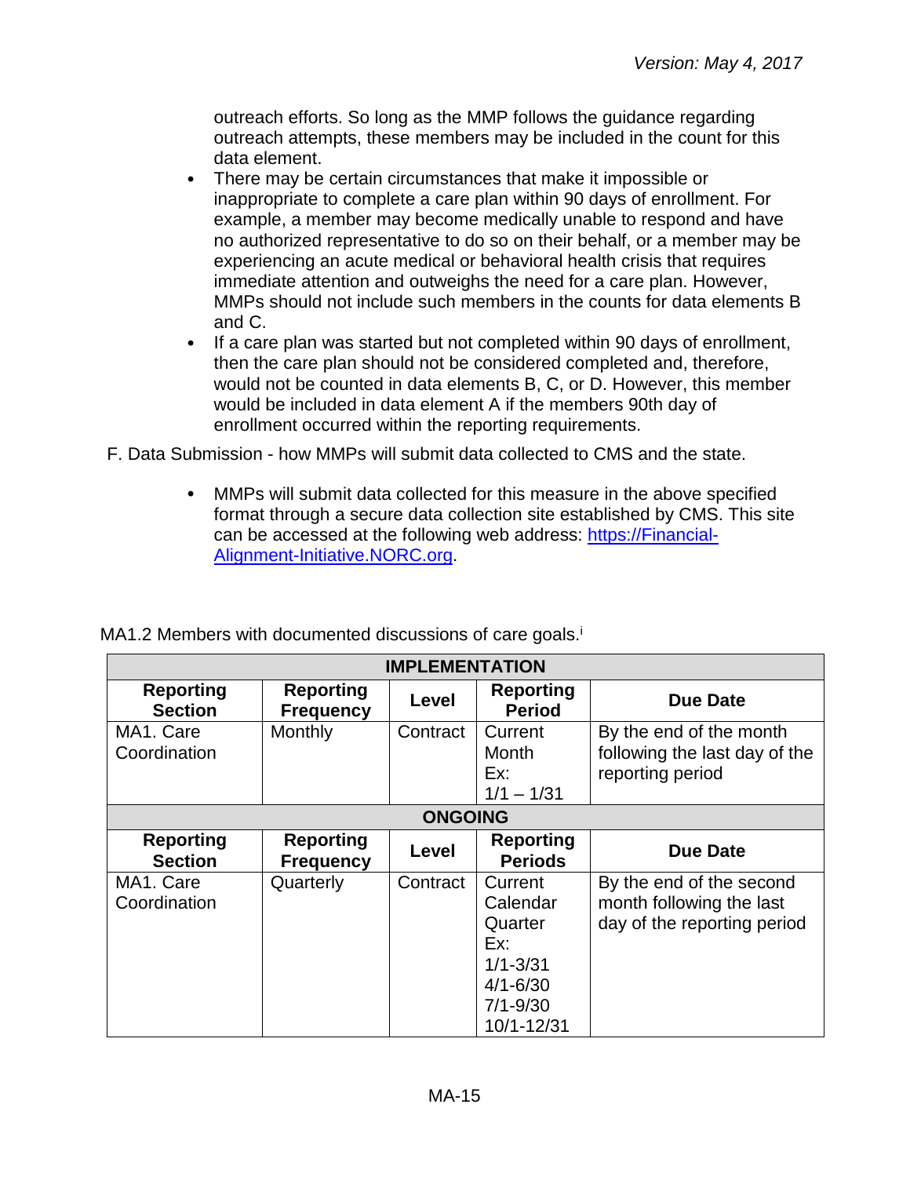outreach efforts. So long as the MMP follows the guidance regarding outreach attempts, these members may be included in the count for this data element.

- There may be certain circumstances that make it impossible or inappropriate to complete a care plan within 90 days of enrollment. For example, a member may become medically unable to respond and have no authorized representative to do so on their behalf, or a member may be experiencing an acute medical or behavioral health crisis that requires immediate attention and outweighs the need for a care plan. However, MMPs should not include such members in the counts for data elements B and C.
- If a care plan was started but not completed within 90 days of enrollment, then the care plan should not be considered completed and, therefore, would not be counted in data elements B, C, or D. However, this member would be included in data element A if the members 90th day of enrollment occurred within the reporting requirements.

F. Data Submission - how MMPs will submit data collected to CMS and the state.

- MMPs will submit data collected for this measure in the above specified format through a secure data collection site established by CMS. This site can be accessed at the following web address: [https://Financial-Alignment-Initiative.NORC.org](https://Financial-Alignment-Initiative.NORC.org).

MA1.2 Members with documented discussions of care goals.[i]

| **IMPLEMENTATION** | | | | |
|---|---|---|---|---|
| **Reporting Section** | **Reporting Frequency** | **Level** | **Reporting Period** | **Due Date** |
| MA1. Care Coordination | Monthly | Contract | Current Month<br>Ex:<br>1/1 – 1/31 | By the end of the month following the last day of the reporting period |
| **ONGOING** | | | | |
| **Reporting Section** | **Reporting Frequency** | **Level** | **Reporting Periods** | **Due Date** |
| MA1. Care Coordination | Quarterly | Contract | Current Calendar Quarter<br>Ex:<br>1/1-3/31<br>4/1-6/30<br>7/1-9/30<br>10/1-12/31 | By the end of the second month following the last day of the reporting period |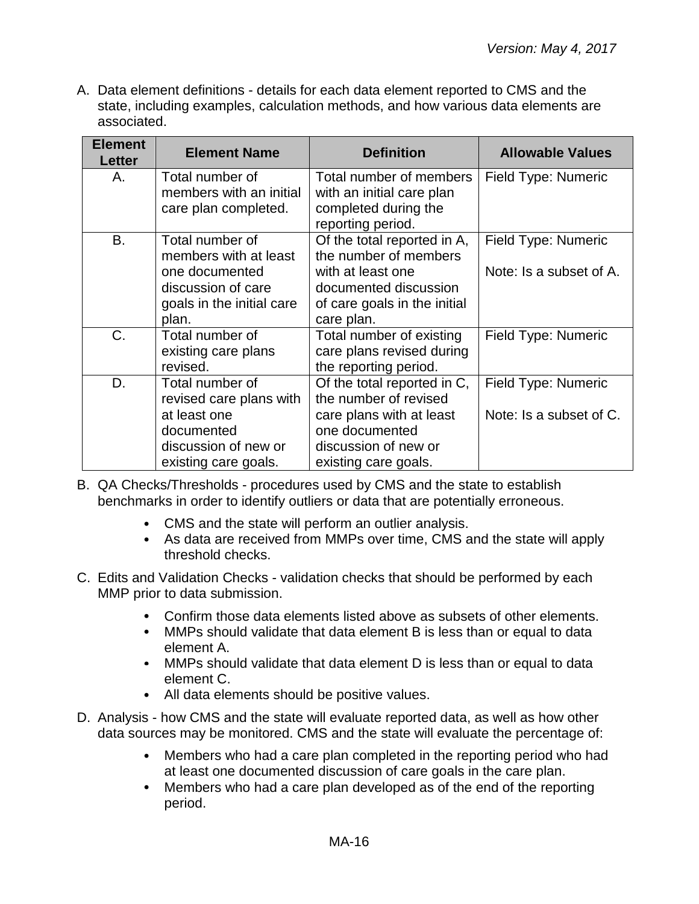A. Data element definitions - details for each data element reported to CMS and the state, including examples, calculation methods, and how various data elements are associated.

| Element Letter | Element Name | Definition | Allowable Values |
|---|---|---|---|
| A. | Total number of members with an initial care plan completed. | Total number of members with an initial care plan completed during the reporting period. | Field Type: Numeric |
| B. | Total number of members with at least one documented discussion of care goals in the initial care plan. | Of the total reported in A, the number of members with at least one documented discussion of care goals in the initial care plan. | Field Type: Numeric<br><br>Note: Is a subset of A. |
| C. | Total number of existing care plans revised. | Total number of existing care plans revised during the reporting period. | Field Type: Numeric |
| D. | Total number of revised care plans with at least one documented discussion of new or existing care goals. | Of the total reported in C, the number of revised care plans with at least one documented discussion of new or existing care goals. | Field Type: Numeric<br><br>Note: Is a subset of C. |

B. QA Checks/Thresholds - procedures used by CMS and the state to establish benchmarks in order to identify outliers or data that are potentially erroneous.

- CMS and the state will perform an outlier analysis.
- As data are received from MMPs over time, CMS and the state will apply threshold checks.

C. Edits and Validation Checks - validation checks that should be performed by each MMP prior to data submission.

- Confirm those data elements listed above as subsets of other elements.
- MMPs should validate that data element B is less than or equal to data element A.
- MMPs should validate that data element D is less than or equal to data element C.
- All data elements should be positive values.

D. Analysis - how CMS and the state will evaluate reported data, as well as how other data sources may be monitored. CMS and the state will evaluate the percentage of:

- Members who had a care plan completed in the reporting period who had at least one documented discussion of care goals in the care plan.
- Members who had a care plan developed as of the end of the reporting period.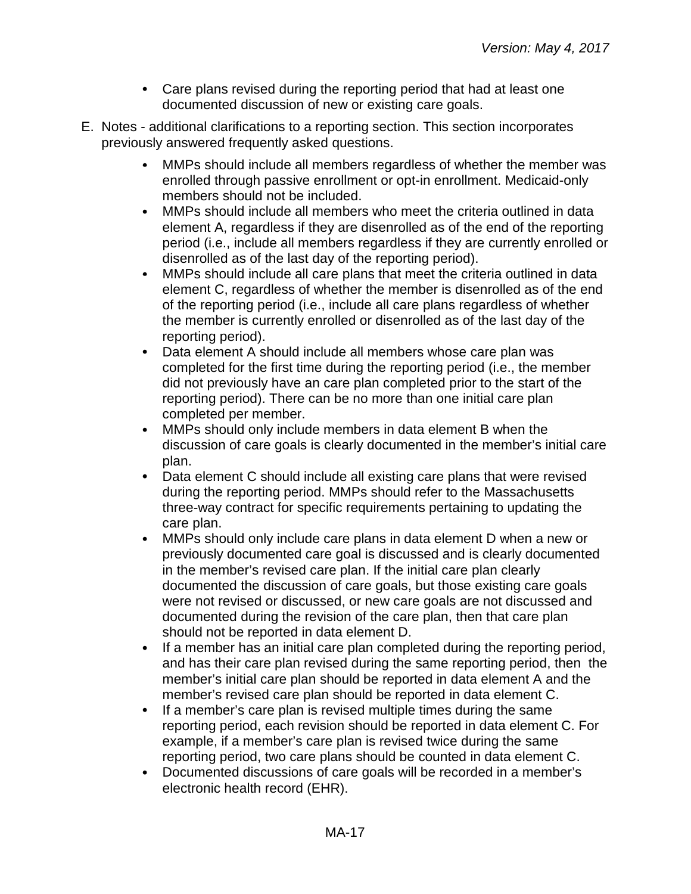- Care plans revised during the reporting period that had at least one documented discussion of new or existing care goals.

E. Notes - additional clarifications to a reporting section. This section incorporates previously answered frequently asked questions.

- MMPs should include all members regardless of whether the member was enrolled through passive enrollment or opt-in enrollment. Medicaid-only members should not be included.
- MMPs should include all members who meet the criteria outlined in data element A, regardless if they are disenrolled as of the end of the reporting period (i.e., include all members regardless if they are currently enrolled or disenrolled as of the last day of the reporting period).
- MMPs should include all care plans that meet the criteria outlined in data element C, regardless of whether the member is disenrolled as of the end of the reporting period (i.e., include all care plans regardless of whether the member is currently enrolled or disenrolled as of the last day of the reporting period).
- Data element A should include all members whose care plan was completed for the first time during the reporting period (i.e., the member did not previously have an care plan completed prior to the start of the reporting period). There can be no more than one initial care plan completed per member.
- MMPs should only include members in data element B when the discussion of care goals is clearly documented in the member's initial care plan.
- Data element C should include all existing care plans that were revised during the reporting period. MMPs should refer to the Massachusetts three-way contract for specific requirements pertaining to updating the care plan.
- MMPs should only include care plans in data element D when a new or previously documented care goal is discussed and is clearly documented in the member's revised care plan. If the initial care plan clearly documented the discussion of care goals, but those existing care goals were not revised or discussed, or new care goals are not discussed and documented during the revision of the care plan, then that care plan should not be reported in data element D.
- If a member has an initial care plan completed during the reporting period, and has their care plan revised during the same reporting period, then the member's initial care plan should be reported in data element A and the member's revised care plan should be reported in data element C.
- If a member's care plan is revised multiple times during the same reporting period, each revision should be reported in data element C. For example, if a member's care plan is revised twice during the same reporting period, two care plans should be counted in data element C.
- Documented discussions of care goals will be recorded in a member's electronic health record (EHR).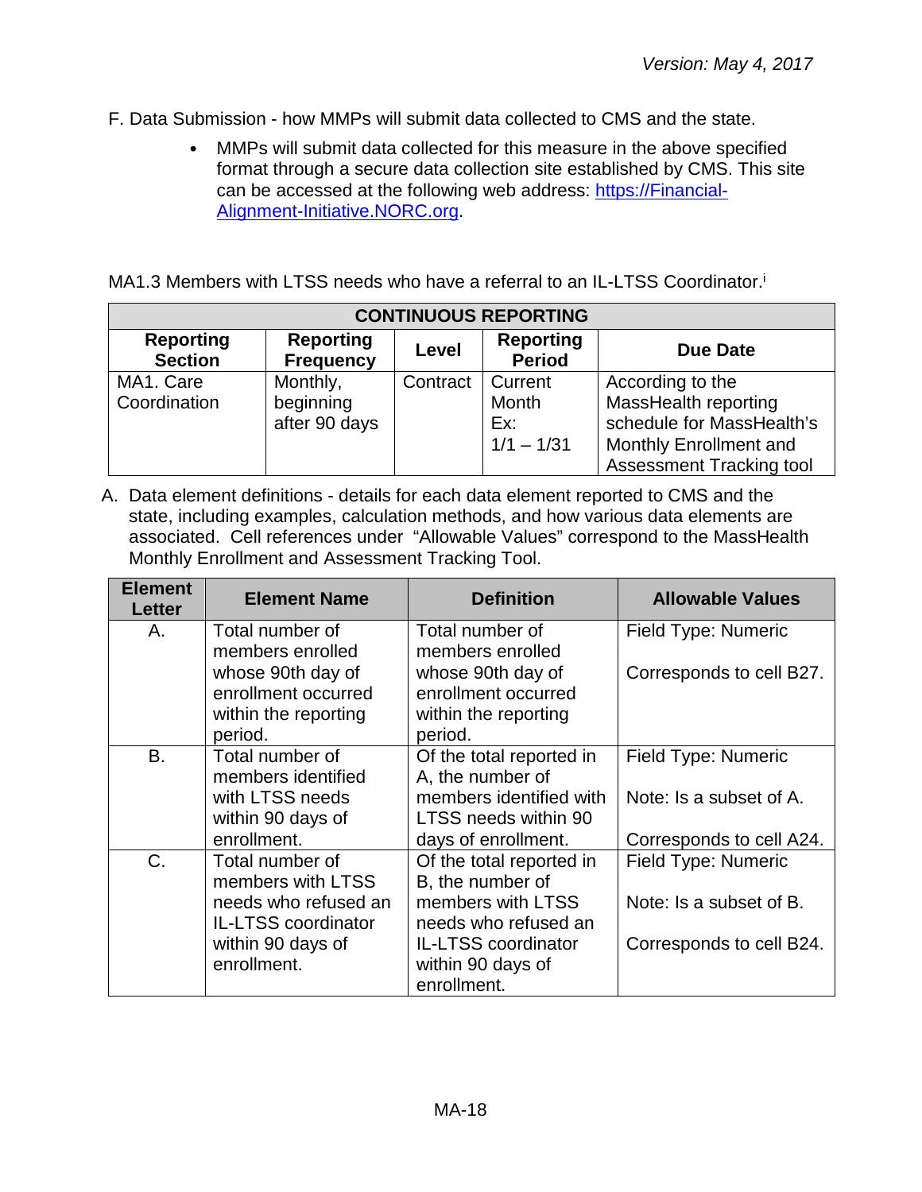F. Data Submission - how MMPs will submit data collected to CMS and the state.

- MMPs will submit data collected for this measure in the above specified format through a secure data collection site established by CMS. This site can be accessed at the following web address: [https://Financial-Alignment-Initiative.NORC.org](https://Financial-Alignment-Initiative.NORC.org).

MA1.3 Members with LTSS needs who have a referral to an IL-LTSS Coordinator.[i]

| CONTINUOUS REPORTING | | | | |
|---|---|---|---|---|
| **Reporting Section** | **Reporting Frequency** | **Level** | **Reporting Period** | **Due Date** |
| MA1. Care Coordination | Monthly, beginning after 90 days | Contract | Current Month Ex: 1/1 – 1/31 | According to the MassHealth reporting schedule for MassHealth's Monthly Enrollment and Assessment Tracking tool |

A. Data element definitions - details for each data element reported to CMS and the state, including examples, calculation methods, and how various data elements are associated. Cell references under "Allowable Values" correspond to the MassHealth Monthly Enrollment and Assessment Tracking Tool.

| Element Letter | Element Name | Definition | Allowable Values |
|---|---|---|---|
| A. | Total number of members enrolled whose 90th day of enrollment occurred within the reporting period. | Total number of members enrolled whose 90th day of enrollment occurred within the reporting period. | Field Type: Numeric<br><br>Corresponds to cell B27. |
| B. | Total number of members identified with LTSS needs within 90 days of enrollment. | Of the total reported in A, the number of members identified with LTSS needs within 90 days of enrollment. | Field Type: Numeric<br><br>Note: Is a subset of A.<br><br>Corresponds to cell A24. |
| C. | Total number of members with LTSS needs who refused an IL-LTSS coordinator within 90 days of enrollment. | Of the total reported in B, the number of members with LTSS needs who refused an IL-LTSS coordinator within 90 days of enrollment. | Field Type: Numeric<br><br>Note: Is a subset of B.<br><br>Corresponds to cell B24. |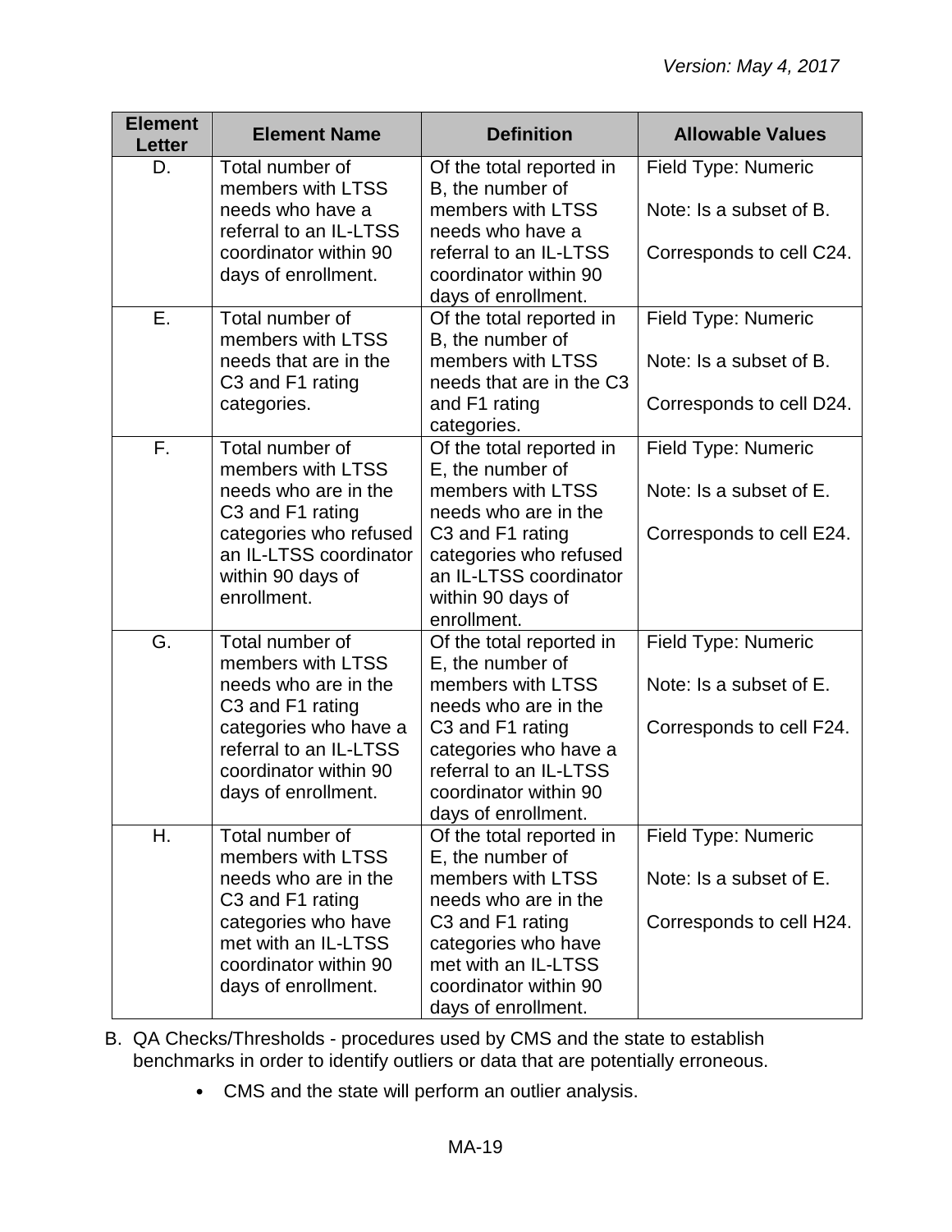| Element Letter | Element Name | Definition | Allowable Values |
|---|---|---|---|
| D. | Total number of members with LTSS needs who have a referral to an IL-LTSS coordinator within 90 days of enrollment. | Of the total reported in B, the number of members with LTSS needs who have a referral to an IL-LTSS coordinator within 90 days of enrollment. | Field Type: Numeric<br><br>Note: Is a subset of B.<br><br>Corresponds to cell C24. |
| E. | Total number of members with LTSS needs that are in the C3 and F1 rating categories. | Of the total reported in B, the number of members with LTSS needs that are in the C3 and F1 rating categories. | Field Type: Numeric<br><br>Note: Is a subset of B.<br><br>Corresponds to cell D24. |
| F. | Total number of members with LTSS needs who are in the C3 and F1 rating categories who refused an IL-LTSS coordinator within 90 days of enrollment. | Of the total reported in E, the number of members with LTSS needs who are in the C3 and F1 rating categories who refused an IL-LTSS coordinator within 90 days of enrollment. | Field Type: Numeric<br><br>Note: Is a subset of E.<br><br>Corresponds to cell E24. |
| G. | Total number of members with LTSS needs who are in the C3 and F1 rating categories who have a referral to an IL-LTSS coordinator within 90 days of enrollment. | Of the total reported in E, the number of members with LTSS needs who are in the C3 and F1 rating categories who have a referral to an IL-LTSS coordinator within 90 days of enrollment. | Field Type: Numeric<br><br>Note: Is a subset of E.<br><br>Corresponds to cell F24. |
| H. | Total number of members with LTSS needs who are in the C3 and F1 rating categories who have met with an IL-LTSS coordinator within 90 days of enrollment. | Of the total reported in E, the number of members with LTSS needs who are in the C3 and F1 rating categories who have met with an IL-LTSS coordinator within 90 days of enrollment. | Field Type: Numeric<br><br>Note: Is a subset of E.<br><br>Corresponds to cell H24. |

B. QA Checks/Thresholds - procedures used by CMS and the state to establish benchmarks in order to identify outliers or data that are potentially erroneous.

- CMS and the state will perform an outlier analysis.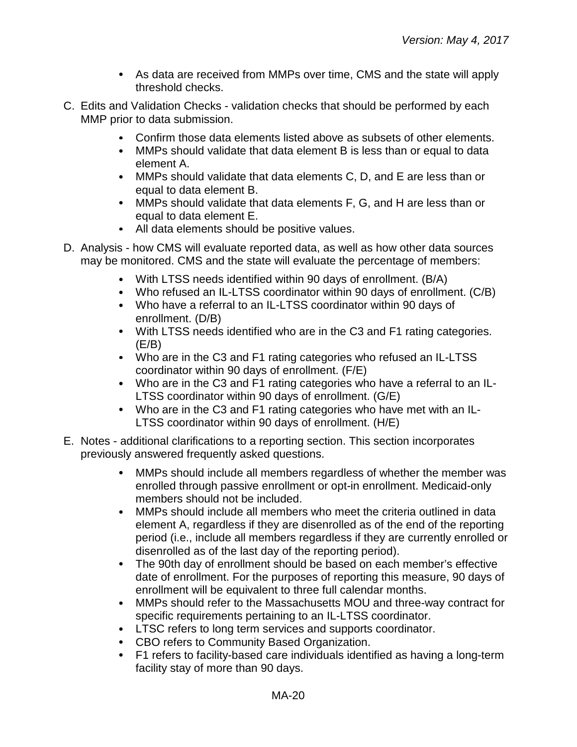- As data are received from MMPs over time, CMS and the state will apply threshold checks.

C. Edits and Validation Checks - validation checks that should be performed by each MMP prior to data submission.

- Confirm those data elements listed above as subsets of other elements.
- MMPs should validate that data element B is less than or equal to data element A.
- MMPs should validate that data elements C, D, and E are less than or equal to data element B.
- MMPs should validate that data elements F, G, and H are less than or equal to data element E.
- All data elements should be positive values.

D. Analysis - how CMS will evaluate reported data, as well as how other data sources may be monitored. CMS and the state will evaluate the percentage of members:

- With LTSS needs identified within 90 days of enrollment. (B/A)
- Who refused an IL-LTSS coordinator within 90 days of enrollment. (C/B)
- Who have a referral to an IL-LTSS coordinator within 90 days of enrollment. (D/B)
- With LTSS needs identified who are in the C3 and F1 rating categories. (E/B)
- Who are in the C3 and F1 rating categories who refused an IL-LTSS coordinator within 90 days of enrollment. (F/E)
- Who are in the C3 and F1 rating categories who have a referral to an IL-LTSS coordinator within 90 days of enrollment. (G/E)
- Who are in the C3 and F1 rating categories who have met with an IL-LTSS coordinator within 90 days of enrollment. (H/E)

E. Notes - additional clarifications to a reporting section. This section incorporates previously answered frequently asked questions.

- MMPs should include all members regardless of whether the member was enrolled through passive enrollment or opt-in enrollment. Medicaid-only members should not be included.
- MMPs should include all members who meet the criteria outlined in data element A, regardless if they are disenrolled as of the end of the reporting period (i.e., include all members regardless if they are currently enrolled or disenrolled as of the last day of the reporting period).
- The 90th day of enrollment should be based on each member's effective date of enrollment. For the purposes of reporting this measure, 90 days of enrollment will be equivalent to three full calendar months.
- MMPs should refer to the Massachusetts MOU and three-way contract for specific requirements pertaining to an IL-LTSS coordinator.
- LTSC refers to long term services and supports coordinator.
- CBO refers to Community Based Organization.
- F1 refers to facility-based care individuals identified as having a long-term facility stay of more than 90 days.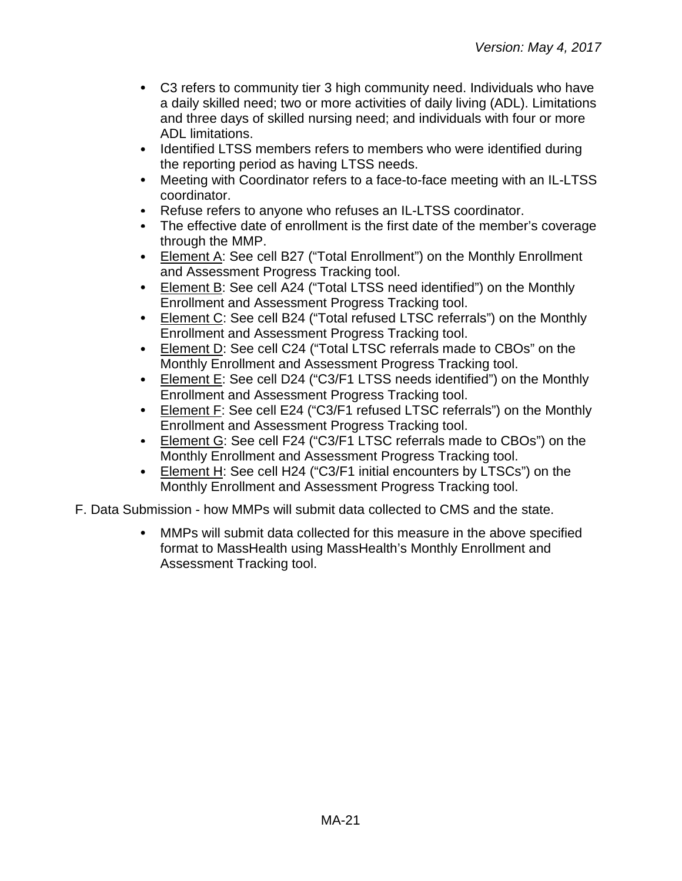- C3 refers to community tier 3 high community need. Individuals who have a daily skilled need; two or more activities of daily living (ADL). Limitations and three days of skilled nursing need; and individuals with four or more ADL limitations.
- Identified LTSS members refers to members who were identified during the reporting period as having LTSS needs.
- Meeting with Coordinator refers to a face-to-face meeting with an IL-LTSS coordinator.
- Refuse refers to anyone who refuses an IL-LTSS coordinator.
- The effective date of enrollment is the first date of the member's coverage through the MMP.
- Element A: See cell B27 ("Total Enrollment") on the Monthly Enrollment and Assessment Progress Tracking tool.
- Element B: See cell A24 ("Total LTSS need identified") on the Monthly Enrollment and Assessment Progress Tracking tool.
- Element C: See cell B24 ("Total refused LTSC referrals") on the Monthly Enrollment and Assessment Progress Tracking tool.
- Element D: See cell C24 ("Total LTSC referrals made to CBOs" on the Monthly Enrollment and Assessment Progress Tracking tool.
- Element E: See cell D24 ("C3/F1 LTSS needs identified") on the Monthly Enrollment and Assessment Progress Tracking tool.
- Element F: See cell E24 ("C3/F1 refused LTSC referrals") on the Monthly Enrollment and Assessment Progress Tracking tool.
- Element G: See cell F24 ("C3/F1 LTSC referrals made to CBOs") on the Monthly Enrollment and Assessment Progress Tracking tool.
- Element H: See cell H24 ("C3/F1 initial encounters by LTSCs") on the Monthly Enrollment and Assessment Progress Tracking tool.

F. Data Submission - how MMPs will submit data collected to CMS and the state.

- MMPs will submit data collected for this measure in the above specified format to MassHealth using MassHealth's Monthly Enrollment and Assessment Tracking tool.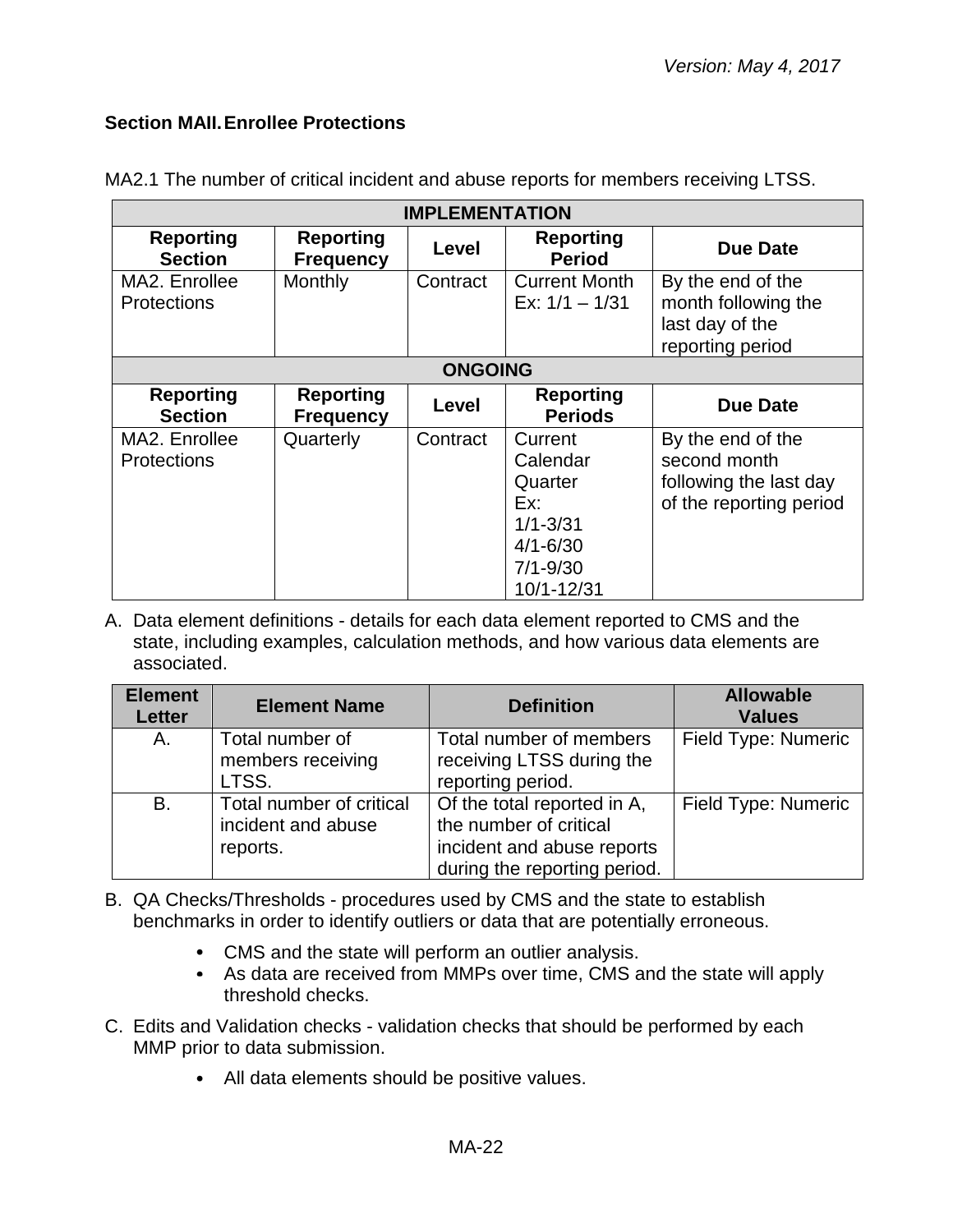### Section MAII. Enrollee Protections

MA2.1 The number of critical incident and abuse reports for members receiving LTSS.

| IMPLEMENTATION | | | | |
|---|---|---|---|---|
| **Reporting Section** | **Reporting Frequency** | **Level** | **Reporting Period** | **Due Date** |
| MA2. Enrollee Protections | Monthly | Contract | Current Month Ex: 1/1 – 1/31 | By the end of the month following the last day of the reporting period |
| **ONGOING** | | | | |
| **Reporting Section** | **Reporting Frequency** | **Level** | **Reporting Periods** | **Due Date** |
| MA2. Enrollee Protections | Quarterly | Contract | Current Calendar Quarter Ex: 1/1-3/31 4/1-6/30 7/1-9/30 10/1-12/31 | By the end of the second month following the last day of the reporting period |

A. Data element definitions - details for each data element reported to CMS and the state, including examples, calculation methods, and how various data elements are associated.

| Element Letter | Element Name | Definition | Allowable Values |
|---|---|---|---|
| A. | Total number of members receiving LTSS. | Total number of members receiving LTSS during the reporting period. | Field Type: Numeric |
| B. | Total number of critical incident and abuse reports. | Of the total reported in A, the number of critical incident and abuse reports during the reporting period. | Field Type: Numeric |

B. QA Checks/Thresholds - procedures used by CMS and the state to establish benchmarks in order to identify outliers or data that are potentially erroneous.

- CMS and the state will perform an outlier analysis.
- As data are received from MMPs over time, CMS and the state will apply threshold checks.

C. Edits and Validation checks - validation checks that should be performed by each MMP prior to data submission.

- All data elements should be positive values.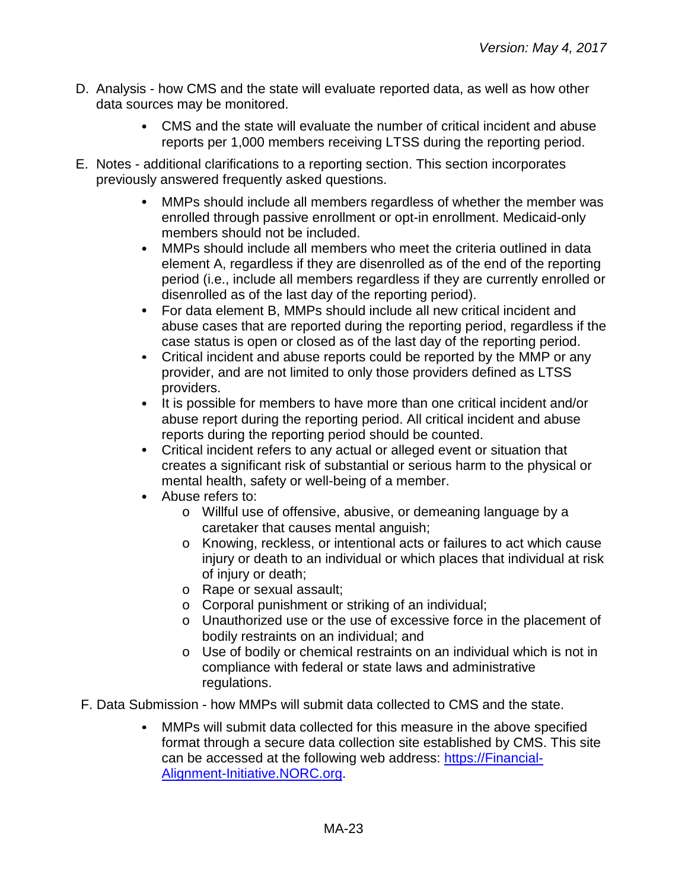D. Analysis - how CMS and the state will evaluate reported data, as well as how other data sources may be monitored.

- CMS and the state will evaluate the number of critical incident and abuse reports per 1,000 members receiving LTSS during the reporting period.

E. Notes - additional clarifications to a reporting section. This section incorporates previously answered frequently asked questions.

- MMPs should include all members regardless of whether the member was enrolled through passive enrollment or opt-in enrollment. Medicaid-only members should not be included.
- MMPs should include all members who meet the criteria outlined in data element A, regardless if they are disenrolled as of the end of the reporting period (i.e., include all members regardless if they are currently enrolled or disenrolled as of the last day of the reporting period).
- For data element B, MMPs should include all new critical incident and abuse cases that are reported during the reporting period, regardless if the case status is open or closed as of the last day of the reporting period.
- Critical incident and abuse reports could be reported by the MMP or any provider, and are not limited to only those providers defined as LTSS providers.
- It is possible for members to have more than one critical incident and/or abuse report during the reporting period. All critical incident and abuse reports during the reporting period should be counted.
- Critical incident refers to any actual or alleged event or situation that creates a significant risk of substantial or serious harm to the physical or mental health, safety or well-being of a member.
- Abuse refers to:
  - Willful use of offensive, abusive, or demeaning language by a caretaker that causes mental anguish;
  - Knowing, reckless, or intentional acts or failures to act which cause injury or death to an individual or which places that individual at risk of injury or death;
  - Rape or sexual assault;
  - Corporal punishment or striking of an individual;
  - Unauthorized use or the use of excessive force in the placement of bodily restraints on an individual; and
  - Use of bodily or chemical restraints on an individual which is not in compliance with federal or state laws and administrative regulations.

F. Data Submission - how MMPs will submit data collected to CMS and the state.

- MMPs will submit data collected for this measure in the above specified format through a secure data collection site established by CMS. This site can be accessed at the following web address: [https://Financial-Alignment-Initiative.NORC.org](https://Financial-Alignment-Initiative.NORC.org).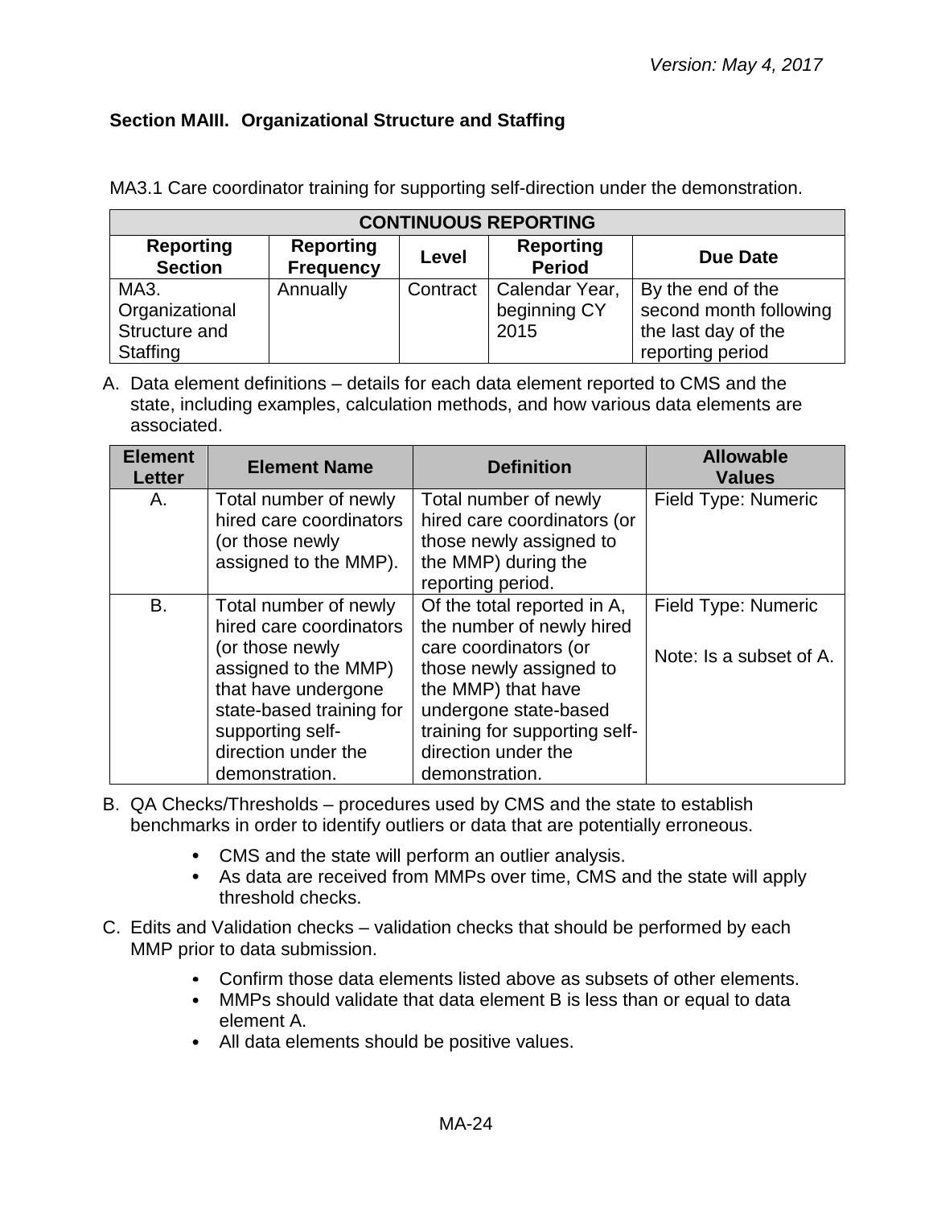## Section MAIII. Organizational Structure and Staffing

MA3.1 Care coordinator training for supporting self-direction under the demonstration.

| CONTINUOUS REPORTING | | | | |
|---|---|---|---|---|
| **Reporting Section** | **Reporting Frequency** | **Level** | **Reporting Period** | **Due Date** |
| MA3. Organizational Structure and Staffing | Annually | Contract | Calendar Year, beginning CY 2015 | By the end of the second month following the last day of the reporting period |

A. Data element definitions – details for each data element reported to CMS and the state, including examples, calculation methods, and how various data elements are associated.

| Element Letter | Element Name | Definition | Allowable Values |
|---|---|---|---|
| A. | Total number of newly hired care coordinators (or those newly assigned to the MMP). | Total number of newly hired care coordinators (or those newly assigned to the MMP) during the reporting period. | Field Type: Numeric |
| B. | Total number of newly hired care coordinators (or those newly assigned to the MMP) that have undergone state-based training for supporting self-direction under the demonstration. | Of the total reported in A, the number of newly hired care coordinators (or those newly assigned to the MMP) that have undergone state-based training for supporting self-direction under the demonstration. | Field Type: Numeric<br><br>Note: Is a subset of A. |

B. QA Checks/Thresholds – procedures used by CMS and the state to establish benchmarks in order to identify outliers or data that are potentially erroneous.

- CMS and the state will perform an outlier analysis.
- As data are received from MMPs over time, CMS and the state will apply threshold checks.

C. Edits and Validation checks – validation checks that should be performed by each MMP prior to data submission.

- Confirm those data elements listed above as subsets of other elements.
- MMPs should validate that data element B is less than or equal to data element A.
- All data elements should be positive values.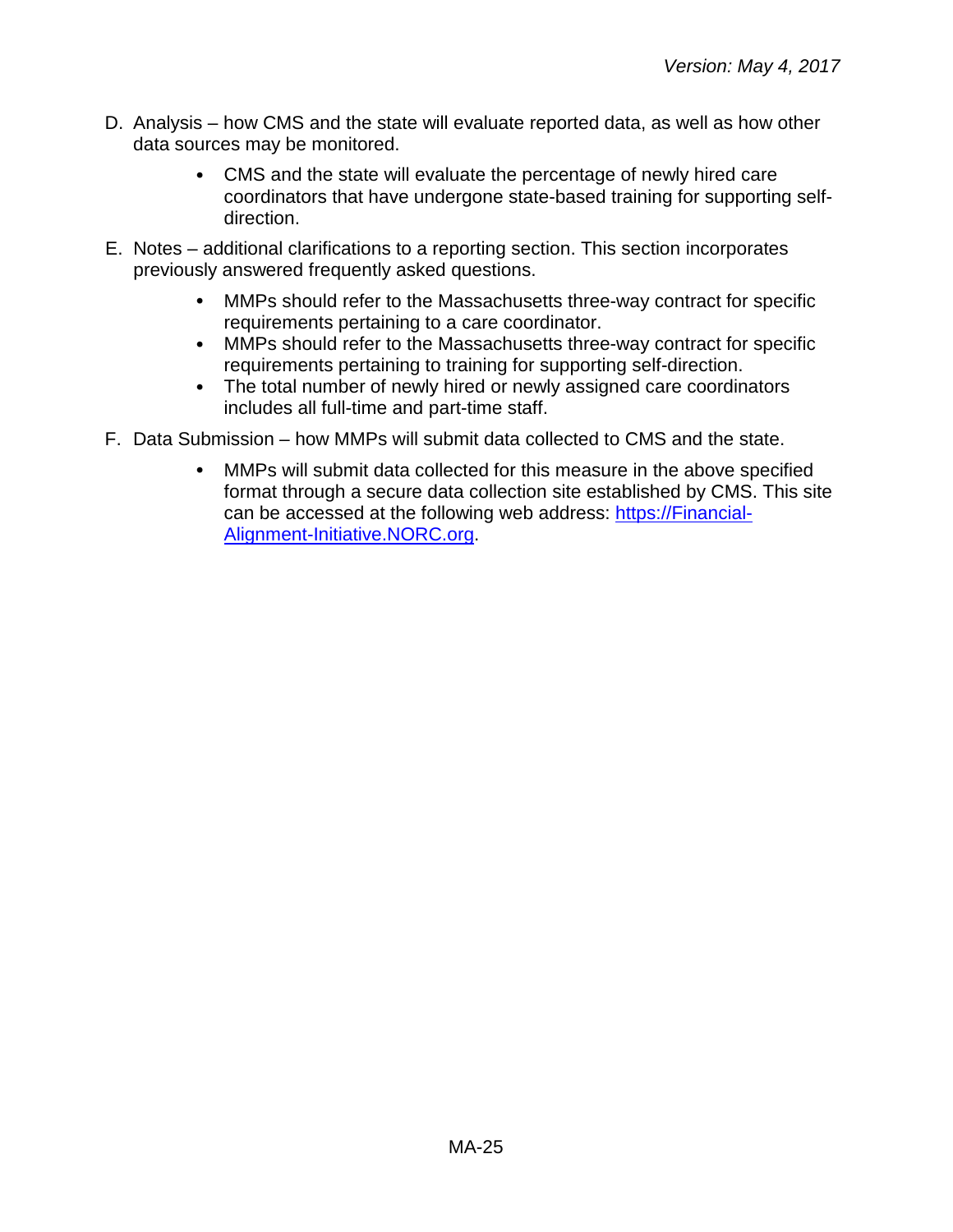D. Analysis – how CMS and the state will evaluate reported data, as well as how other data sources may be monitored.

    - CMS and the state will evaluate the percentage of newly hired care coordinators that have undergone state-based training for supporting self-direction.

E. Notes – additional clarifications to a reporting section. This section incorporates previously answered frequently asked questions.

    - MMPs should refer to the Massachusetts three-way contract for specific requirements pertaining to a care coordinator.
    - MMPs should refer to the Massachusetts three-way contract for specific requirements pertaining to training for supporting self-direction.
    - The total number of newly hired or newly assigned care coordinators includes all full-time and part-time staff.

F. Data Submission – how MMPs will submit data collected to CMS and the state.

    - MMPs will submit data collected for this measure in the above specified format through a secure data collection site established by CMS. This site can be accessed at the following web address: [https://Financial-Alignment-Initiative.NORC.org](https://Financial-Alignment-Initiative.NORC.org).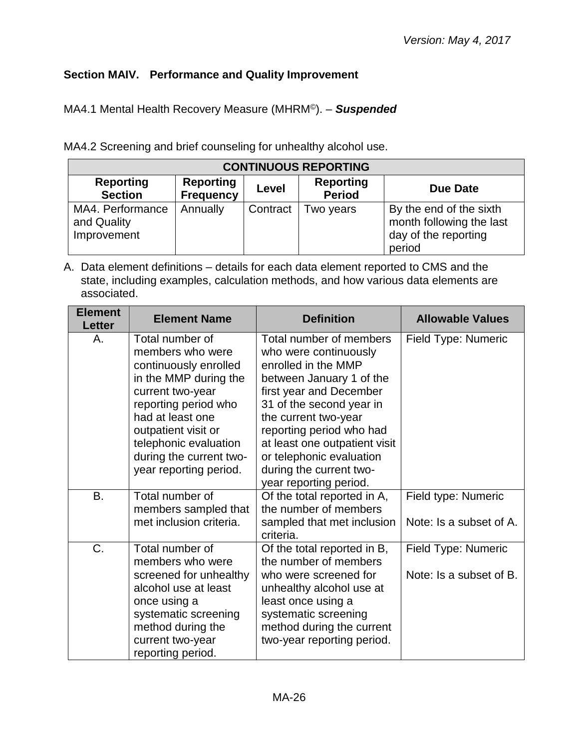## Section MAIV. Performance and Quality Improvement

MA4.1 Mental Health Recovery Measure (MHRM©). – ***Suspended***

MA4.2 Screening and brief counseling for unhealthy alcohol use.

| CONTINUOUS REPORTING | | | | |
|---|---|---|---|---|
| **Reporting Section** | **Reporting Frequency** | **Level** | **Reporting Period** | **Due Date** |
| MA4. Performance and Quality Improvement | Annually | Contract | Two years | By the end of the sixth month following the last day of the reporting period |

A. Data element definitions – details for each data element reported to CMS and the state, including examples, calculation methods, and how various data elements are associated.

| Element Letter | Element Name | Definition | Allowable Values |
|---|---|---|---|
| A. | Total number of members who were continuously enrolled in the MMP during the current two-year reporting period who had at least one outpatient visit or telephonic evaluation during the current two-year reporting period. | Total number of members who were continuously enrolled in the MMP between January 1 of the first year and December 31 of the second year in the current two-year reporting period who had at least one outpatient visit or telephonic evaluation during the current two-year reporting period. | Field Type: Numeric |
| B. | Total number of members sampled that met inclusion criteria. | Of the total reported in A, the number of members sampled that met inclusion criteria. | Field type: Numeric<br><br>Note: Is a subset of A. |
| C. | Total number of members who were screened for unhealthy alcohol use at least once using a systematic screening method during the current two-year reporting period. | Of the total reported in B, the number of members who were screened for unhealthy alcohol use at least once using a systematic screening method during the current two-year reporting period. | Field Type: Numeric<br><br>Note: Is a subset of B. |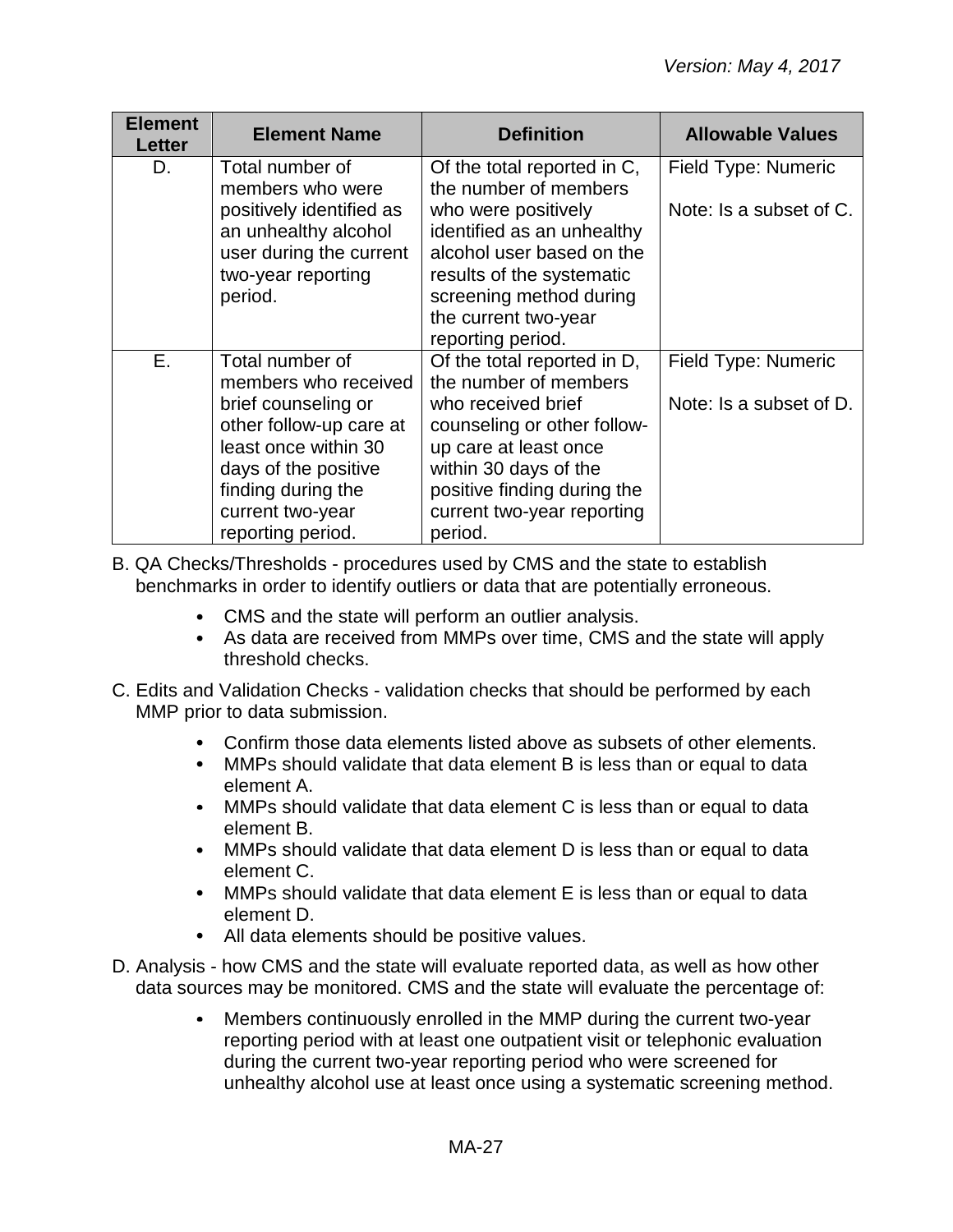| Element Letter | Element Name | Definition | Allowable Values |
|---|---|---|---|
| D. | Total number of members who were positively identified as an unhealthy alcohol user during the current two-year reporting period. | Of the total reported in C, the number of members who were positively identified as an unhealthy alcohol user based on the results of the systematic screening method during the current two-year reporting period. | Field Type: Numeric<br><br>Note: Is a subset of C. |
| E. | Total number of members who received brief counseling or other follow-up care at least once within 30 days of the positive finding during the current two-year reporting period. | Of the total reported in D, the number of members who received brief counseling or other follow-up care at least once within 30 days of the positive finding during the current two-year reporting period. | Field Type: Numeric<br><br>Note: Is a subset of D. |

B. QA Checks/Thresholds - procedures used by CMS and the state to establish benchmarks in order to identify outliers or data that are potentially erroneous.

- CMS and the state will perform an outlier analysis.
- As data are received from MMPs over time, CMS and the state will apply threshold checks.

C. Edits and Validation Checks - validation checks that should be performed by each MMP prior to data submission.

- Confirm those data elements listed above as subsets of other elements.
- MMPs should validate that data element B is less than or equal to data element A.
- MMPs should validate that data element C is less than or equal to data element B.
- MMPs should validate that data element D is less than or equal to data element C.
- MMPs should validate that data element E is less than or equal to data element D.
- All data elements should be positive values.

D. Analysis - how CMS and the state will evaluate reported data, as well as how other data sources may be monitored. CMS and the state will evaluate the percentage of:

- Members continuously enrolled in the MMP during the current two-year reporting period with at least one outpatient visit or telephonic evaluation during the current two-year reporting period who were screened for unhealthy alcohol use at least once using a systematic screening method.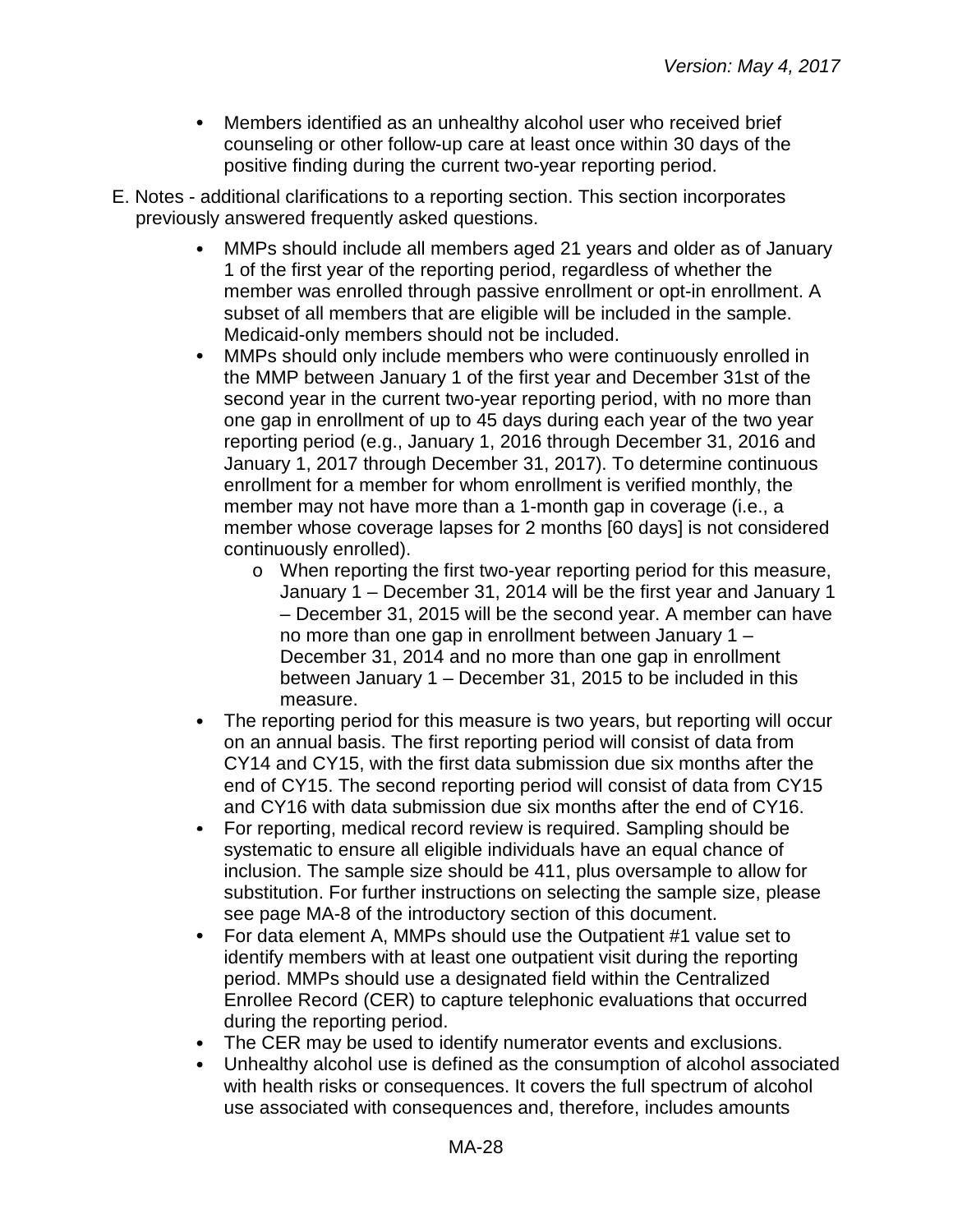- Members identified as an unhealthy alcohol user who received brief counseling or other follow-up care at least once within 30 days of the positive finding during the current two-year reporting period.

E. Notes - additional clarifications to a reporting section. This section incorporates previously answered frequently asked questions.

- MMPs should include all members aged 21 years and older as of January 1 of the first year of the reporting period, regardless of whether the member was enrolled through passive enrollment or opt-in enrollment. A subset of all members that are eligible will be included in the sample. Medicaid-only members should not be included.
- MMPs should only include members who were continuously enrolled in the MMP between January 1 of the first year and December 31st of the second year in the current two-year reporting period, with no more than one gap in enrollment of up to 45 days during each year of the two year reporting period (e.g., January 1, 2016 through December 31, 2016 and January 1, 2017 through December 31, 2017). To determine continuous enrollment for a member for whom enrollment is verified monthly, the member may not have more than a 1-month gap in coverage (i.e., a member whose coverage lapses for 2 months [60 days] is not considered continuously enrolled).
    - When reporting the first two-year reporting period for this measure, January 1 – December 31, 2014 will be the first year and January 1 – December 31, 2015 will be the second year. A member can have no more than one gap in enrollment between January 1 – December 31, 2014 and no more than one gap in enrollment between January 1 – December 31, 2015 to be included in this measure.
- The reporting period for this measure is two years, but reporting will occur on an annual basis. The first reporting period will consist of data from CY14 and CY15, with the first data submission due six months after the end of CY15. The second reporting period will consist of data from CY15 and CY16 with data submission due six months after the end of CY16.
- For reporting, medical record review is required. Sampling should be systematic to ensure all eligible individuals have an equal chance of inclusion. The sample size should be 411, plus oversample to allow for substitution. For further instructions on selecting the sample size, please see page MA-8 of the introductory section of this document.
- For data element A, MMPs should use the Outpatient #1 value set to identify members with at least one outpatient visit during the reporting period. MMPs should use a designated field within the Centralized Enrollee Record (CER) to capture telephonic evaluations that occurred during the reporting period.
- The CER may be used to identify numerator events and exclusions.
- Unhealthy alcohol use is defined as the consumption of alcohol associated with health risks or consequences. It covers the full spectrum of alcohol use associated with consequences and, therefore, includes amounts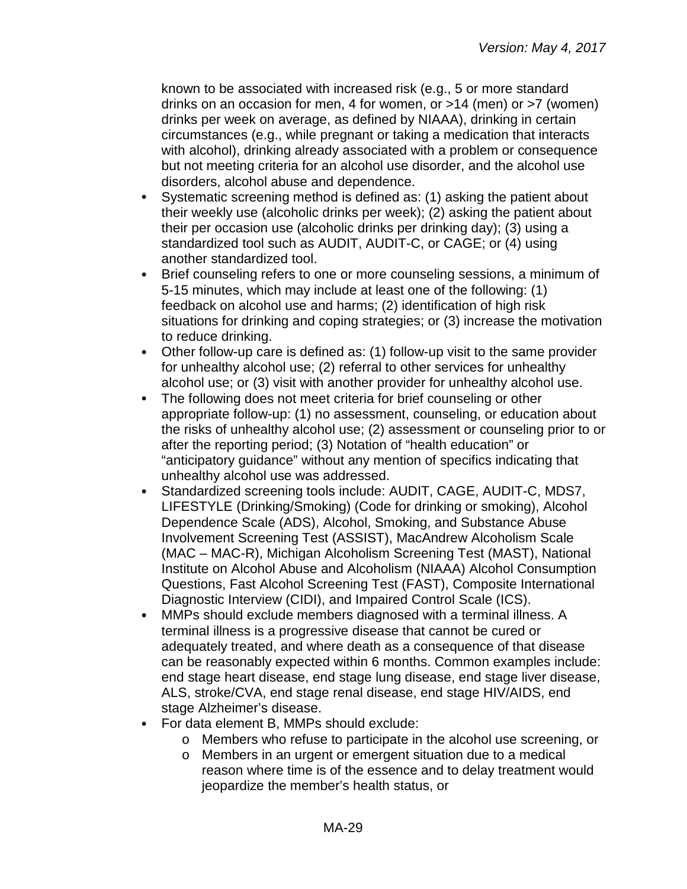known to be associated with increased risk (e.g., 5 or more standard drinks on an occasion for men, 4 for women, or >14 (men) or >7 (women) drinks per week on average, as defined by NIAAA), drinking in certain circumstances (e.g., while pregnant or taking a medication that interacts with alcohol), drinking already associated with a problem or consequence but not meeting criteria for an alcohol use disorder, and the alcohol use disorders, alcohol abuse and dependence.

- Systematic screening method is defined as: (1) asking the patient about their weekly use (alcoholic drinks per week); (2) asking the patient about their per occasion use (alcoholic drinks per drinking day); (3) using a standardized tool such as AUDIT, AUDIT-C, or CAGE; or (4) using another standardized tool.
- Brief counseling refers to one or more counseling sessions, a minimum of 5-15 minutes, which may include at least one of the following: (1) feedback on alcohol use and harms; (2) identification of high risk situations for drinking and coping strategies; or (3) increase the motivation to reduce drinking.
- Other follow-up care is defined as: (1) follow-up visit to the same provider for unhealthy alcohol use; (2) referral to other services for unhealthy alcohol use; or (3) visit with another provider for unhealthy alcohol use.
- The following does not meet criteria for brief counseling or other appropriate follow-up: (1) no assessment, counseling, or education about the risks of unhealthy alcohol use; (2) assessment or counseling prior to or after the reporting period; (3) Notation of "health education" or "anticipatory guidance" without any mention of specifics indicating that unhealthy alcohol use was addressed.
- Standardized screening tools include: AUDIT, CAGE, AUDIT-C, MDS7, LIFESTYLE (Drinking/Smoking) (Code for drinking or smoking), Alcohol Dependence Scale (ADS), Alcohol, Smoking, and Substance Abuse Involvement Screening Test (ASSIST), MacAndrew Alcoholism Scale (MAC – MAC-R), Michigan Alcoholism Screening Test (MAST), National Institute on Alcohol Abuse and Alcoholism (NIAAA) Alcohol Consumption Questions, Fast Alcohol Screening Test (FAST), Composite International Diagnostic Interview (CIDI), and Impaired Control Scale (ICS).
- MMPs should exclude members diagnosed with a terminal illness. A terminal illness is a progressive disease that cannot be cured or adequately treated, and where death as a consequence of that disease can be reasonably expected within 6 months. Common examples include: end stage heart disease, end stage lung disease, end stage liver disease, ALS, stroke/CVA, end stage renal disease, end stage HIV/AIDS, end stage Alzheimer's disease.
- For data element B, MMPs should exclude:
  - Members who refuse to participate in the alcohol use screening, or
  - Members in an urgent or emergent situation due to a medical reason where time is of the essence and to delay treatment would jeopardize the member's health status, or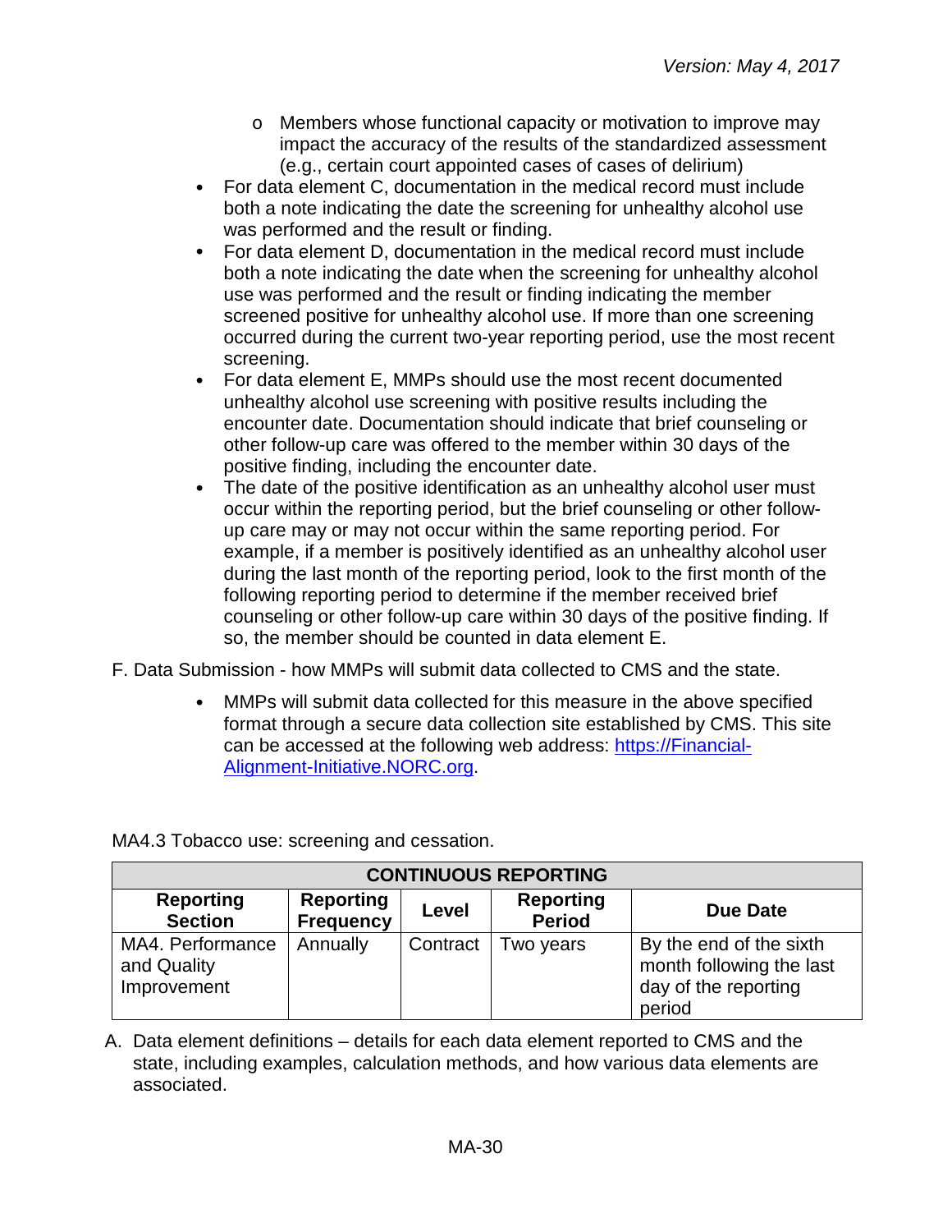- Members whose functional capacity or motivation to improve may impact the accuracy of the results of the standardized assessment (e.g., certain court appointed cases of cases of delirium)
- For data element C, documentation in the medical record must include both a note indicating the date the screening for unhealthy alcohol use was performed and the result or finding.
- For data element D, documentation in the medical record must include both a note indicating the date when the screening for unhealthy alcohol use was performed and the result or finding indicating the member screened positive for unhealthy alcohol use. If more than one screening occurred during the current two-year reporting period, use the most recent screening.
- For data element E, MMPs should use the most recent documented unhealthy alcohol use screening with positive results including the encounter date. Documentation should indicate that brief counseling or other follow-up care was offered to the member within 30 days of the positive finding, including the encounter date.
- The date of the positive identification as an unhealthy alcohol user must occur within the reporting period, but the brief counseling or other follow-up care may or may not occur within the same reporting period. For example, if a member is positively identified as an unhealthy alcohol user during the last month of the reporting period, look to the first month of the following reporting period to determine if the member received brief counseling or other follow-up care within 30 days of the positive finding. If so, the member should be counted in data element E.

F. Data Submission - how MMPs will submit data collected to CMS and the state.

- MMPs will submit data collected for this measure in the above specified format through a secure data collection site established by CMS. This site can be accessed at the following web address: [https://Financial-Alignment-Initiative.NORC.org](https://Financial-Alignment-Initiative.NORC.org).

MA4.3 Tobacco use: screening and cessation.

| CONTINUOUS REPORTING | | | | |
|---|---|---|---|---|
| **Reporting Section** | **Reporting Frequency** | **Level** | **Reporting Period** | **Due Date** |
| MA4. Performance and Quality Improvement | Annually | Contract | Two years | By the end of the sixth month following the last day of the reporting period |

A. Data element definitions – details for each data element reported to CMS and the state, including examples, calculation methods, and how various data elements are associated.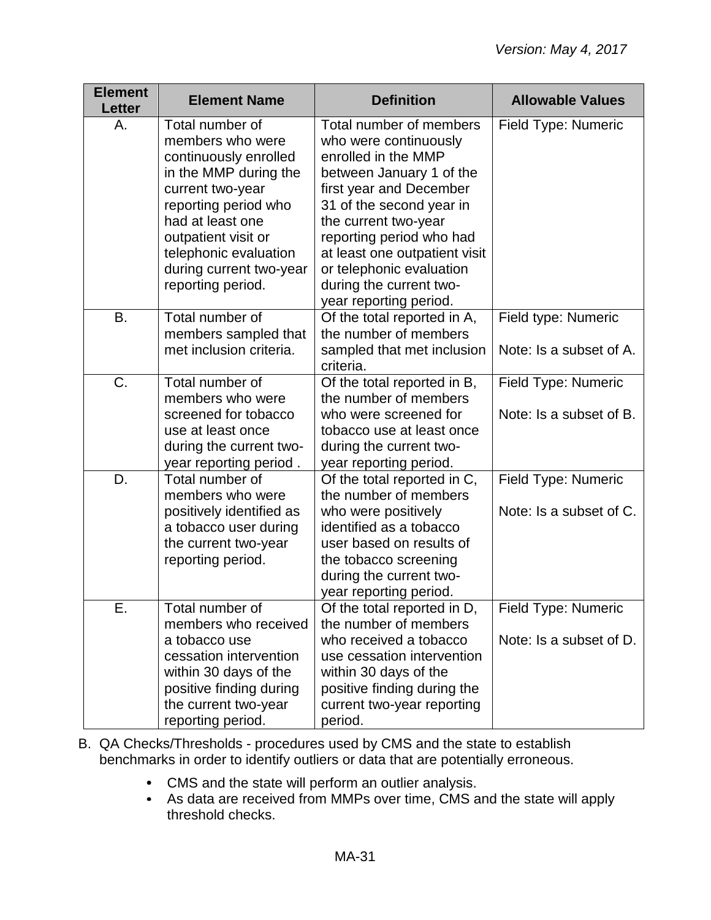| Element Letter | Element Name | Definition | Allowable Values |
|---|---|---|---|
| A. | Total number of members who were continuously enrolled in the MMP during the current two-year reporting period who had at least one outpatient visit or telephonic evaluation during current two-year reporting period. | Total number of members who were continuously enrolled in the MMP between January 1 of the first year and December 31 of the second year in the current two-year reporting period who had at least one outpatient visit or telephonic evaluation during the current two-year reporting period. | Field Type: Numeric |
| B. | Total number of members sampled that met inclusion criteria. | Of the total reported in A, the number of members sampled that met inclusion criteria. | Field type: Numeric<br><br>Note: Is a subset of A. |
| C. | Total number of members who were screened for tobacco use at least once during the current two-year reporting period . | Of the total reported in B, the number of members who were screened for tobacco use at least once during the current two-year reporting period. | Field Type: Numeric<br><br>Note: Is a subset of B. |
| D. | Total number of members who were positively identified as a tobacco user during the current two-year reporting period. | Of the total reported in C, the number of members who were positively identified as a tobacco user based on results of the tobacco screening during the current two-year reporting period. | Field Type: Numeric<br><br>Note: Is a subset of C. |
| E. | Total number of members who received a tobacco use cessation intervention within 30 days of the positive finding during the current two-year reporting period. | Of the total reported in D, the number of members who received a tobacco use cessation intervention within 30 days of the positive finding during the current two-year reporting period. | Field Type: Numeric<br><br>Note: Is a subset of D. |

B. QA Checks/Thresholds - procedures used by CMS and the state to establish benchmarks in order to identify outliers or data that are potentially erroneous.

- CMS and the state will perform an outlier analysis.
- As data are received from MMPs over time, CMS and the state will apply threshold checks.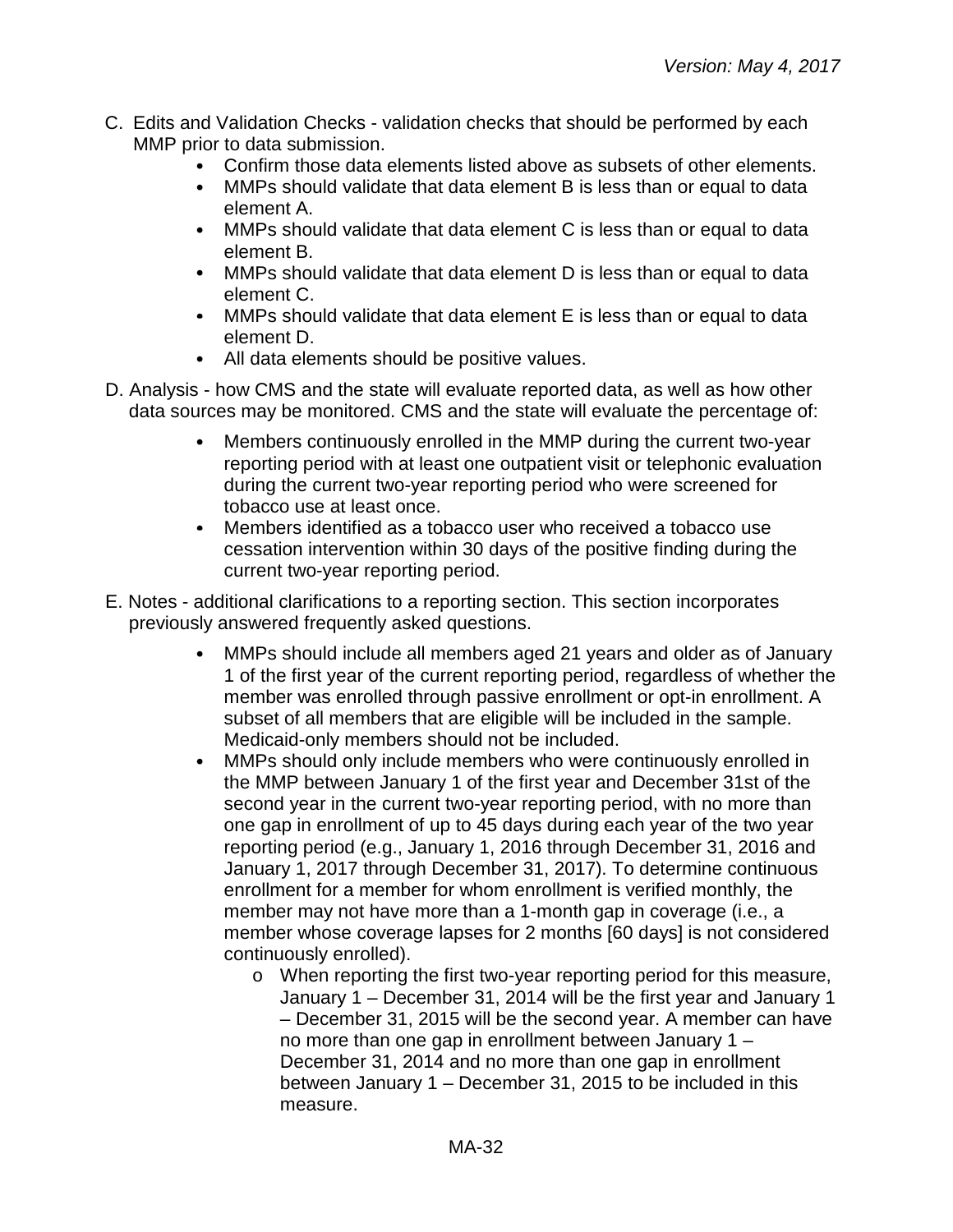C. Edits and Validation Checks - validation checks that should be performed by each MMP prior to data submission.
   - Confirm those data elements listed above as subsets of other elements.
   - MMPs should validate that data element B is less than or equal to data element A.
   - MMPs should validate that data element C is less than or equal to data element B.
   - MMPs should validate that data element D is less than or equal to data element C.
   - MMPs should validate that data element E is less than or equal to data element D.
   - All data elements should be positive values.

D. Analysis - how CMS and the state will evaluate reported data, as well as how other data sources may be monitored. CMS and the state will evaluate the percentage of:
   - Members continuously enrolled in the MMP during the current two-year reporting period with at least one outpatient visit or telephonic evaluation during the current two-year reporting period who were screened for tobacco use at least once.
   - Members identified as a tobacco user who received a tobacco use cessation intervention within 30 days of the positive finding during the current two-year reporting period.

E. Notes - additional clarifications to a reporting section. This section incorporates previously answered frequently asked questions.
   - MMPs should include all members aged 21 years and older as of January 1 of the first year of the current reporting period, regardless of whether the member was enrolled through passive enrollment or opt-in enrollment. A subset of all members that are eligible will be included in the sample. Medicaid-only members should not be included.
   - MMPs should only include members who were continuously enrolled in the MMP between January 1 of the first year and December 31st of the second year in the current two-year reporting period, with no more than one gap in enrollment of up to 45 days during each year of the two year reporting period (e.g., January 1, 2016 through December 31, 2016 and January 1, 2017 through December 31, 2017). To determine continuous enrollment for a member for whom enrollment is verified monthly, the member may not have more than a 1-month gap in coverage (i.e., a member whose coverage lapses for 2 months [60 days] is not considered continuously enrolled).
     - When reporting the first two-year reporting period for this measure, January 1 – December 31, 2014 will be the first year and January 1 – December 31, 2015 will be the second year. A member can have no more than one gap in enrollment between January 1 – December 31, 2014 and no more than one gap in enrollment between January 1 – December 31, 2015 to be included in this measure.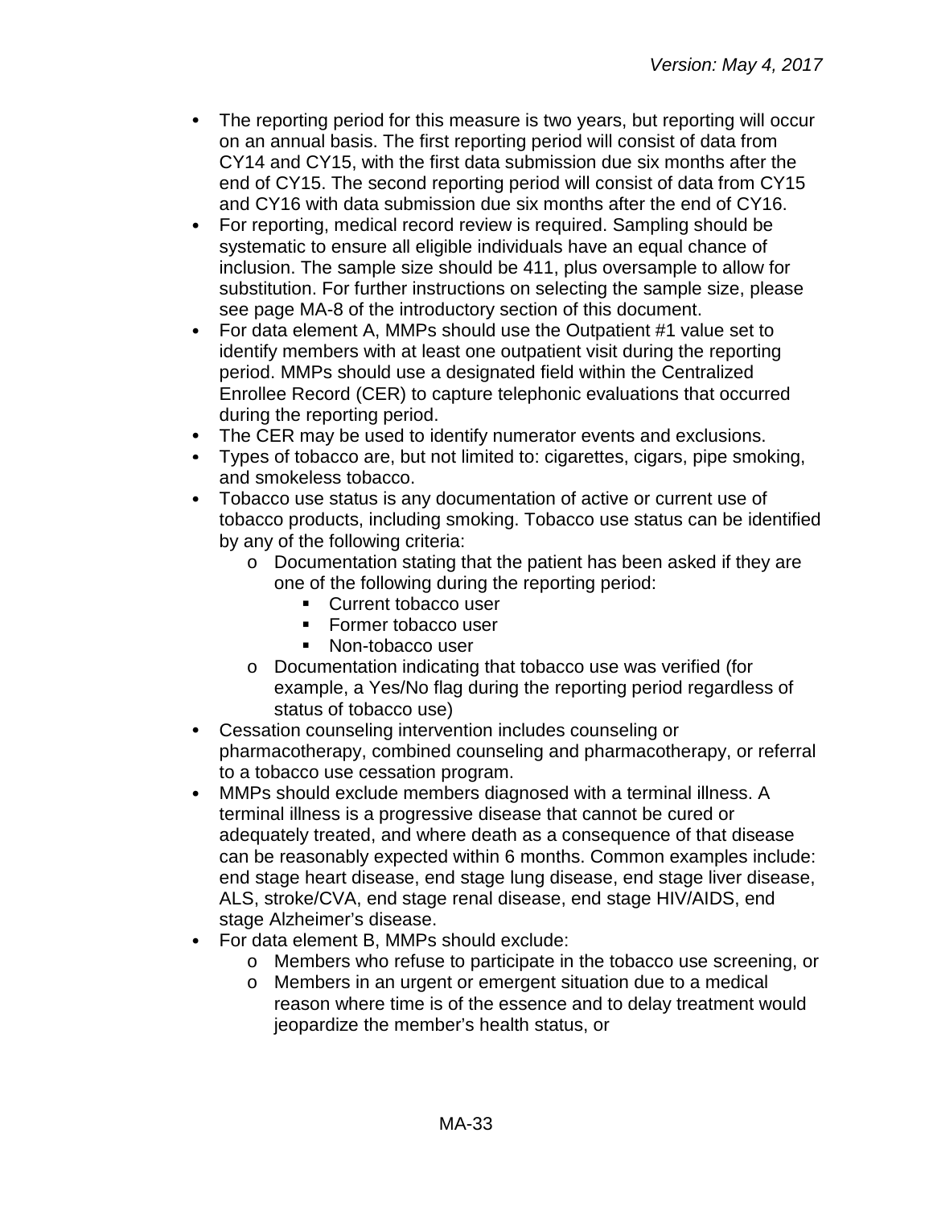- The reporting period for this measure is two years, but reporting will occur on an annual basis. The first reporting period will consist of data from CY14 and CY15, with the first data submission due six months after the end of CY15. The second reporting period will consist of data from CY15 and CY16 with data submission due six months after the end of CY16.
- For reporting, medical record review is required. Sampling should be systematic to ensure all eligible individuals have an equal chance of inclusion. The sample size should be 411, plus oversample to allow for substitution. For further instructions on selecting the sample size, please see page MA-8 of the introductory section of this document.
- For data element A, MMPs should use the Outpatient #1 value set to identify members with at least one outpatient visit during the reporting period. MMPs should use a designated field within the Centralized Enrollee Record (CER) to capture telephonic evaluations that occurred during the reporting period.
- The CER may be used to identify numerator events and exclusions.
- Types of tobacco are, but not limited to: cigarettes, cigars, pipe smoking, and smokeless tobacco.
- Tobacco use status is any documentation of active or current use of tobacco products, including smoking. Tobacco use status can be identified by any of the following criteria:
  - Documentation stating that the patient has been asked if they are one of the following during the reporting period:
    - Current tobacco user
    - Former tobacco user
    - Non-tobacco user
  - Documentation indicating that tobacco use was verified (for example, a Yes/No flag during the reporting period regardless of status of tobacco use)
- Cessation counseling intervention includes counseling or pharmacotherapy, combined counseling and pharmacotherapy, or referral to a tobacco use cessation program.
- MMPs should exclude members diagnosed with a terminal illness. A terminal illness is a progressive disease that cannot be cured or adequately treated, and where death as a consequence of that disease can be reasonably expected within 6 months. Common examples include: end stage heart disease, end stage lung disease, end stage liver disease, ALS, stroke/CVA, end stage renal disease, end stage HIV/AIDS, end stage Alzheimer's disease.
- For data element B, MMPs should exclude:
  - Members who refuse to participate in the tobacco use screening, or
  - Members in an urgent or emergent situation due to a medical reason where time is of the essence and to delay treatment would jeopardize the member's health status, or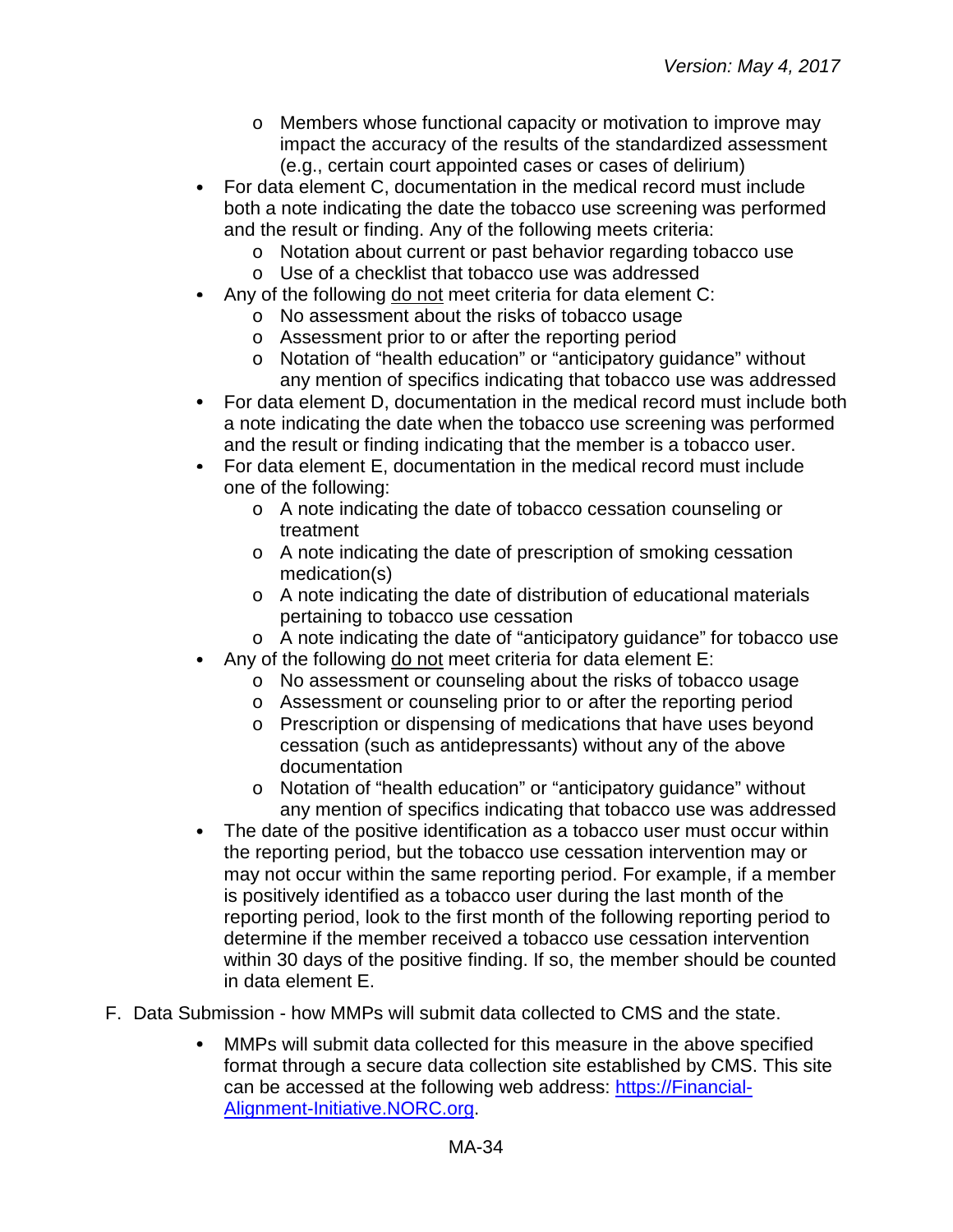- Members whose functional capacity or motivation to improve may impact the accuracy of the results of the standardized assessment (e.g., certain court appointed cases or cases of delirium)
- For data element C, documentation in the medical record must include both a note indicating the date the tobacco use screening was performed and the result or finding. Any of the following meets criteria:
  - Notation about current or past behavior regarding tobacco use
  - Use of a checklist that tobacco use was addressed
- Any of the following <u>do not</u> meet criteria for data element C:
  - No assessment about the risks of tobacco usage
  - Assessment prior to or after the reporting period
  - Notation of "health education" or "anticipatory guidance" without any mention of specifics indicating that tobacco use was addressed
- For data element D, documentation in the medical record must include both a note indicating the date when the tobacco use screening was performed and the result or finding indicating that the member is a tobacco user.
- For data element E, documentation in the medical record must include one of the following:
  - A note indicating the date of tobacco cessation counseling or treatment
  - A note indicating the date of prescription of smoking cessation medication(s)
  - A note indicating the date of distribution of educational materials pertaining to tobacco use cessation
  - A note indicating the date of "anticipatory guidance" for tobacco use
- Any of the following <u>do not</u> meet criteria for data element E:
  - No assessment or counseling about the risks of tobacco usage
  - Assessment or counseling prior to or after the reporting period
  - Prescription or dispensing of medications that have uses beyond cessation (such as antidepressants) without any of the above documentation
  - Notation of "health education" or "anticipatory guidance" without any mention of specifics indicating that tobacco use was addressed
- The date of the positive identification as a tobacco user must occur within the reporting period, but the tobacco use cessation intervention may or may not occur within the same reporting period. For example, if a member is positively identified as a tobacco user during the last month of the reporting period, look to the first month of the following reporting period to determine if the member received a tobacco use cessation intervention within 30 days of the positive finding. If so, the member should be counted in data element E.

F. Data Submission - how MMPs will submit data collected to CMS and the state.

- MMPs will submit data collected for this measure in the above specified format through a secure data collection site established by CMS. This site can be accessed at the following web address: [https://Financial-Alignment-Initiative.NORC.org](https://Financial-Alignment-Initiative.NORC.org).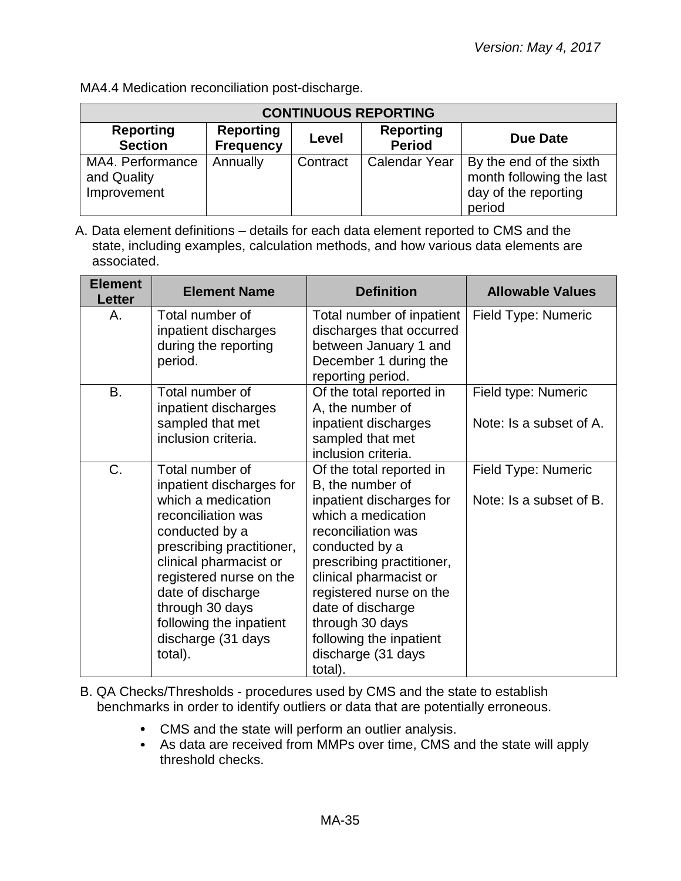MA4.4 Medication reconciliation post-discharge.

| CONTINUOUS REPORTING | | | | |
|---|---|---|---|---|
| **Reporting Section** | **Reporting Frequency** | **Level** | **Reporting Period** | **Due Date** |
| MA4. Performance and Quality Improvement | Annually | Contract | Calendar Year | By the end of the sixth month following the last day of the reporting period |

A. Data element definitions – details for each data element reported to CMS and the state, including examples, calculation methods, and how various data elements are associated.

| Element Letter | Element Name | Definition | Allowable Values |
|---|---|---|---|
| A. | Total number of inpatient discharges during the reporting period. | Total number of inpatient discharges that occurred between January 1 and December 1 during the reporting period. | Field Type: Numeric |
| B. | Total number of inpatient discharges sampled that met inclusion criteria. | Of the total reported in A, the number of inpatient discharges sampled that met inclusion criteria. | Field type: Numeric<br><br>Note: Is a subset of A. |
| C. | Total number of inpatient discharges for which a medication reconciliation was conducted by a prescribing practitioner, clinical pharmacist or registered nurse on the date of discharge through 30 days following the inpatient discharge (31 days total). | Of the total reported in B, the number of inpatient discharges for which a medication reconciliation was conducted by a prescribing practitioner, clinical pharmacist or registered nurse on the date of discharge through 30 days following the inpatient discharge (31 days total). | Field Type: Numeric<br><br>Note: Is a subset of B. |

B. QA Checks/Thresholds - procedures used by CMS and the state to establish benchmarks in order to identify outliers or data that are potentially erroneous.

- CMS and the state will perform an outlier analysis.
- As data are received from MMPs over time, CMS and the state will apply threshold checks.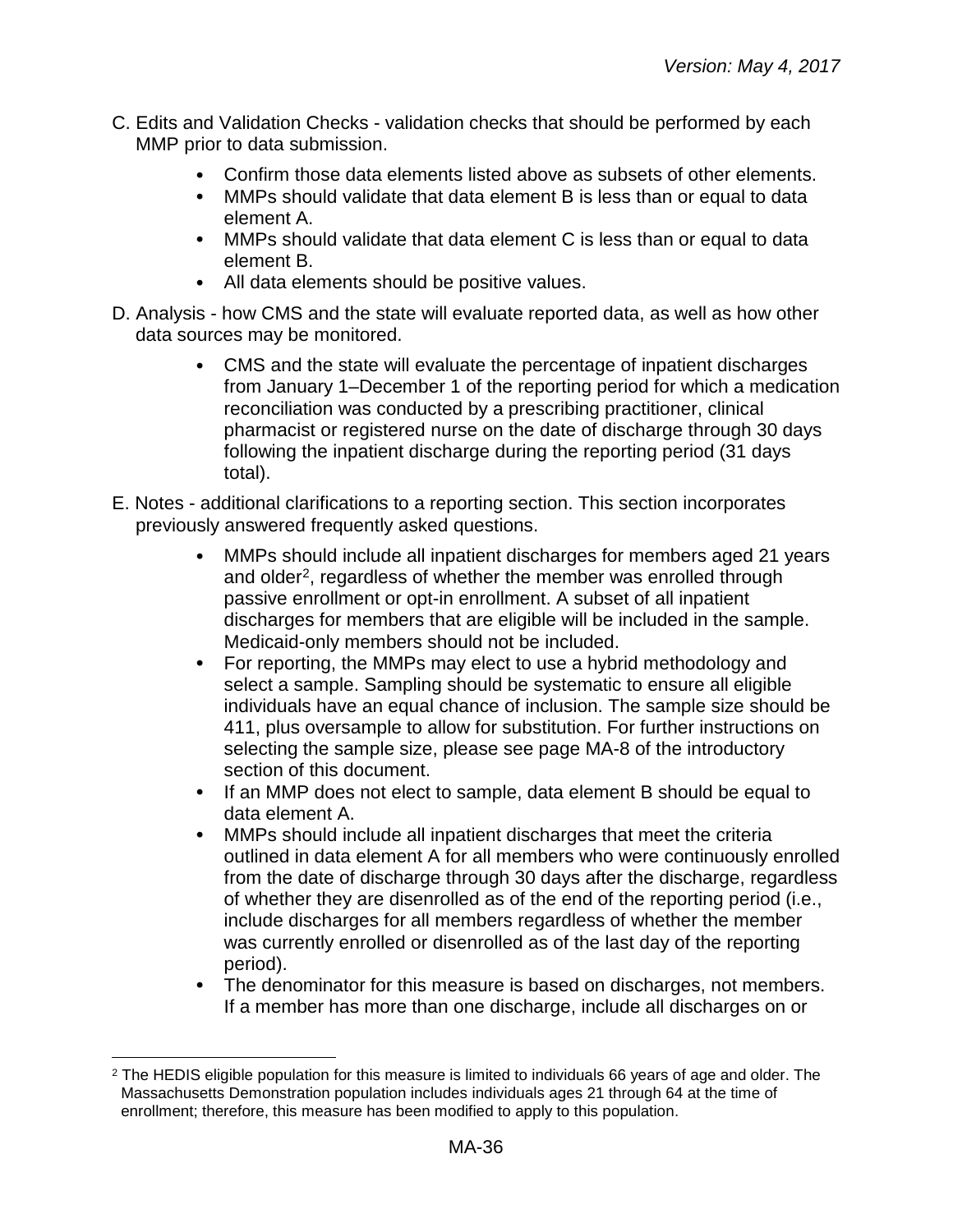C. Edits and Validation Checks - validation checks that should be performed by each MMP prior to data submission.

   - Confirm those data elements listed above as subsets of other elements.
   - MMPs should validate that data element B is less than or equal to data element A.
   - MMPs should validate that data element C is less than or equal to data element B.
   - All data elements should be positive values.

D. Analysis - how CMS and the state will evaluate reported data, as well as how other data sources may be monitored.

   - CMS and the state will evaluate the percentage of inpatient discharges from January 1–December 1 of the reporting period for which a medication reconciliation was conducted by a prescribing practitioner, clinical pharmacist or registered nurse on the date of discharge through 30 days following the inpatient discharge during the reporting period (31 days total).

E. Notes - additional clarifications to a reporting section. This section incorporates previously answered frequently asked questions.

   - MMPs should include all inpatient discharges for members aged 21 years and older[2], regardless of whether the member was enrolled through passive enrollment or opt-in enrollment. A subset of all inpatient discharges for members that are eligible will be included in the sample. Medicaid-only members should not be included.
   - For reporting, the MMPs may elect to use a hybrid methodology and select a sample. Sampling should be systematic to ensure all eligible individuals have an equal chance of inclusion. The sample size should be 411, plus oversample to allow for substitution. For further instructions on selecting the sample size, please see page MA-8 of the introductory section of this document.
   - If an MMP does not elect to sample, data element B should be equal to data element A.
   - MMPs should include all inpatient discharges that meet the criteria outlined in data element A for all members who were continuously enrolled from the date of discharge through 30 days after the discharge, regardless of whether they are disenrolled as of the end of the reporting period (i.e., include discharges for all members regardless of whether the member was currently enrolled or disenrolled as of the last day of the reporting period).
   - The denominator for this measure is based on discharges, not members. If a member has more than one discharge, include all discharges on or

[2] The HEDIS eligible population for this measure is limited to individuals 66 years of age and older. The Massachusetts Demonstration population includes individuals ages 21 through 64 at the time of enrollment; therefore, this measure has been modified to apply to this population.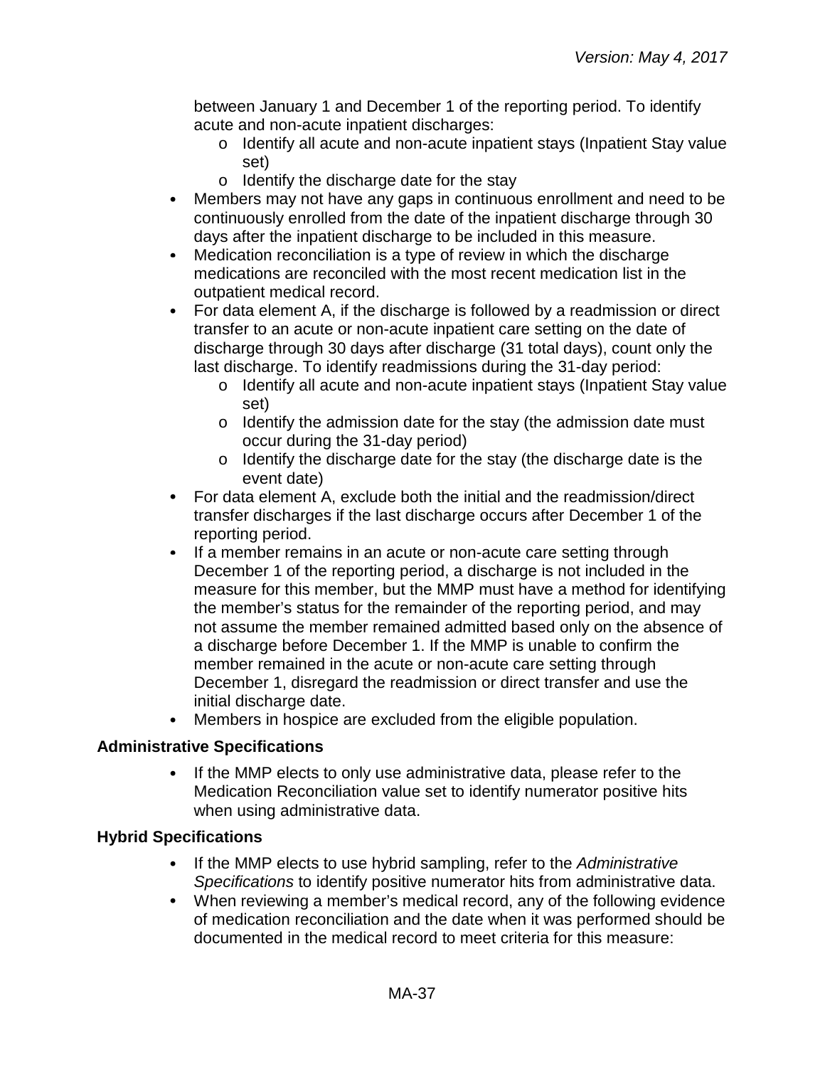between January 1 and December 1 of the reporting period. To identify acute and non-acute inpatient discharges:
    - Identify all acute and non-acute inpatient stays (Inpatient Stay value set)
    - Identify the discharge date for the stay
- Members may not have any gaps in continuous enrollment and need to be continuously enrolled from the date of the inpatient discharge through 30 days after the inpatient discharge to be included in this measure.
- Medication reconciliation is a type of review in which the discharge medications are reconciled with the most recent medication list in the outpatient medical record.
- For data element A, if the discharge is followed by a readmission or direct transfer to an acute or non-acute inpatient care setting on the date of discharge through 30 days after discharge (31 total days), count only the last discharge. To identify readmissions during the 31-day period:
    - Identify all acute and non-acute inpatient stays (Inpatient Stay value set)
    - Identify the admission date for the stay (the admission date must occur during the 31-day period)
    - Identify the discharge date for the stay (the discharge date is the event date)
- For data element A, exclude both the initial and the readmission/direct transfer discharges if the last discharge occurs after December 1 of the reporting period.
- If a member remains in an acute or non-acute care setting through December 1 of the reporting period, a discharge is not included in the measure for this member, but the MMP must have a method for identifying the member's status for the remainder of the reporting period, and may not assume the member remained admitted based only on the absence of a discharge before December 1. If the MMP is unable to confirm the member remained in the acute or non-acute care setting through December 1, disregard the readmission or direct transfer and use the initial discharge date.
- Members in hospice are excluded from the eligible population.

**Administrative Specifications**

- If the MMP elects to only use administrative data, please refer to the Medication Reconciliation value set to identify numerator positive hits when using administrative data.

**Hybrid Specifications**

- If the MMP elects to use hybrid sampling, refer to the *Administrative Specifications* to identify positive numerator hits from administrative data.
- When reviewing a member's medical record, any of the following evidence of medication reconciliation and the date when it was performed should be documented in the medical record to meet criteria for this measure: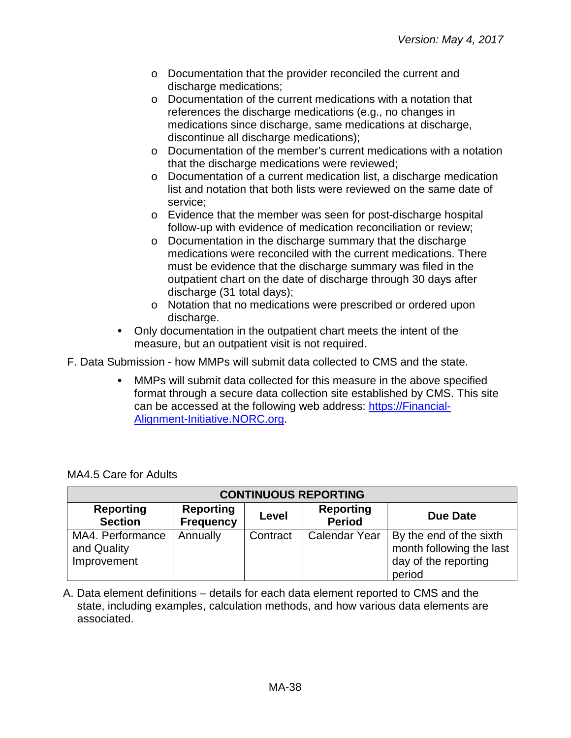- Documentation that the provider reconciled the current and discharge medications;
  - Documentation of the current medications with a notation that references the discharge medications (e.g., no changes in medications since discharge, same medications at discharge, discontinue all discharge medications);
  - Documentation of the member's current medications with a notation that the discharge medications were reviewed;
  - Documentation of a current medication list, a discharge medication list and notation that both lists were reviewed on the same date of service;
  - Evidence that the member was seen for post-discharge hospital follow-up with evidence of medication reconciliation or review;
  - Documentation in the discharge summary that the discharge medications were reconciled with the current medications. There must be evidence that the discharge summary was filed in the outpatient chart on the date of discharge through 30 days after discharge (31 total days);
  - Notation that no medications were prescribed or ordered upon discharge.
- Only documentation in the outpatient chart meets the intent of the measure, but an outpatient visit is not required.

F. Data Submission - how MMPs will submit data collected to CMS and the state.

- MMPs will submit data collected for this measure in the above specified format through a secure data collection site established by CMS. This site can be accessed at the following web address: [https://Financial-Alignment-Initiative.NORC.org](https://Financial-Alignment-Initiative.NORC.org).

MA4.5 Care for Adults

| CONTINUOUS REPORTING | | | | |
|---|---|---|---|---|
| **Reporting Section** | **Reporting Frequency** | **Level** | **Reporting Period** | **Due Date** |
| MA4. Performance and Quality Improvement | Annually | Contract | Calendar Year | By the end of the sixth month following the last day of the reporting period |

A. Data element definitions – details for each data element reported to CMS and the state, including examples, calculation methods, and how various data elements are associated.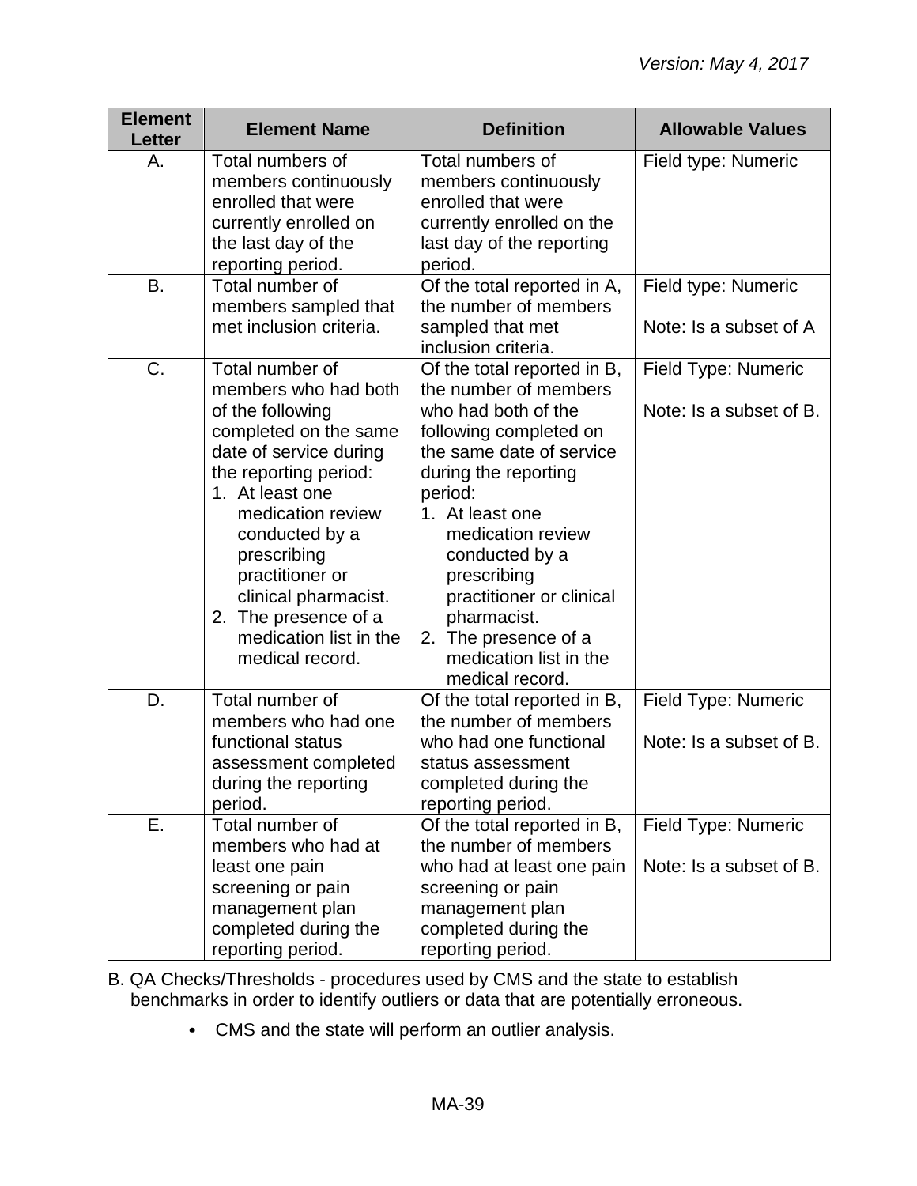| Element Letter | Element Name | Definition | Allowable Values |
|---|---|---|---|
| A. | Total numbers of members continuously enrolled that were currently enrolled on the last day of the reporting period. | Total numbers of members continuously enrolled that were currently enrolled on the last day of the reporting period. | Field type: Numeric |
| B. | Total number of members sampled that met inclusion criteria. | Of the total reported in A, the number of members sampled that met inclusion criteria. | Field type: Numeric<br><br>Note: Is a subset of A |
| C. | Total number of members who had both of the following completed on the same date of service during the reporting period:<br>1. At least one medication review conducted by a prescribing practitioner or clinical pharmacist.<br>2. The presence of a medication list in the medical record. | Of the total reported in B, the number of members who had both of the following completed on the same date of service during the reporting period:<br>1. At least one medication review conducted by a prescribing practitioner or clinical pharmacist.<br>2. The presence of a medication list in the medical record. | Field Type: Numeric<br><br>Note: Is a subset of B. |
| D. | Total number of members who had one functional status assessment completed during the reporting period. | Of the total reported in B, the number of members who had one functional status assessment completed during the reporting period. | Field Type: Numeric<br><br>Note: Is a subset of B. |
| E. | Total number of members who had at least one pain screening or pain management plan completed during the reporting period. | Of the total reported in B, the number of members who had at least one pain screening or pain management plan completed during the reporting period. | Field Type: Numeric<br><br>Note: Is a subset of B. |

B. QA Checks/Thresholds - procedures used by CMS and the state to establish benchmarks in order to identify outliers or data that are potentially erroneous.

- CMS and the state will perform an outlier analysis.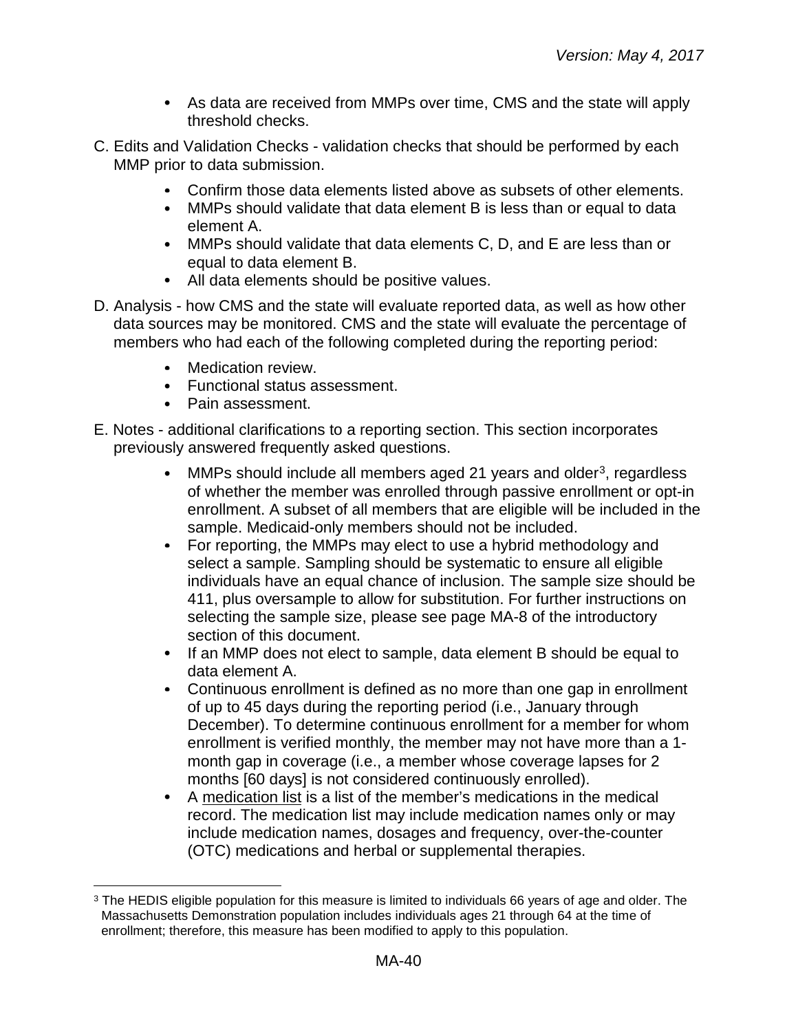- As data are received from MMPs over time, CMS and the state will apply threshold checks.

C. Edits and Validation Checks - validation checks that should be performed by each MMP prior to data submission.

- Confirm those data elements listed above as subsets of other elements.
- MMPs should validate that data element B is less than or equal to data element A.
- MMPs should validate that data elements C, D, and E are less than or equal to data element B.
- All data elements should be positive values.

D. Analysis - how CMS and the state will evaluate reported data, as well as how other data sources may be monitored. CMS and the state will evaluate the percentage of members who had each of the following completed during the reporting period:

- Medication review.
- Functional status assessment.
- Pain assessment.

E. Notes - additional clarifications to a reporting section. This section incorporates previously answered frequently asked questions.

- MMPs should include all members aged 21 years and older[3], regardless of whether the member was enrolled through passive enrollment or opt-in enrollment. A subset of all members that are eligible will be included in the sample. Medicaid-only members should not be included.
- For reporting, the MMPs may elect to use a hybrid methodology and select a sample. Sampling should be systematic to ensure all eligible individuals have an equal chance of inclusion. The sample size should be 411, plus oversample to allow for substitution. For further instructions on selecting the sample size, please see page MA-8 of the introductory section of this document.
- If an MMP does not elect to sample, data element B should be equal to data element A.
- Continuous enrollment is defined as no more than one gap in enrollment of up to 45 days during the reporting period (i.e., January through December). To determine continuous enrollment for a member for whom enrollment is verified monthly, the member may not have more than a 1-month gap in coverage (i.e., a member whose coverage lapses for 2 months [60 days] is not considered continuously enrolled).
- A <u>medication list</u> is a list of the member's medications in the medical record. The medication list may include medication names only or may include medication names, dosages and frequency, over-the-counter (OTC) medications and herbal or supplemental therapies.

---

[3] The HEDIS eligible population for this measure is limited to individuals 66 years of age and older. The Massachusetts Demonstration population includes individuals ages 21 through 64 at the time of enrollment; therefore, this measure has been modified to apply to this population.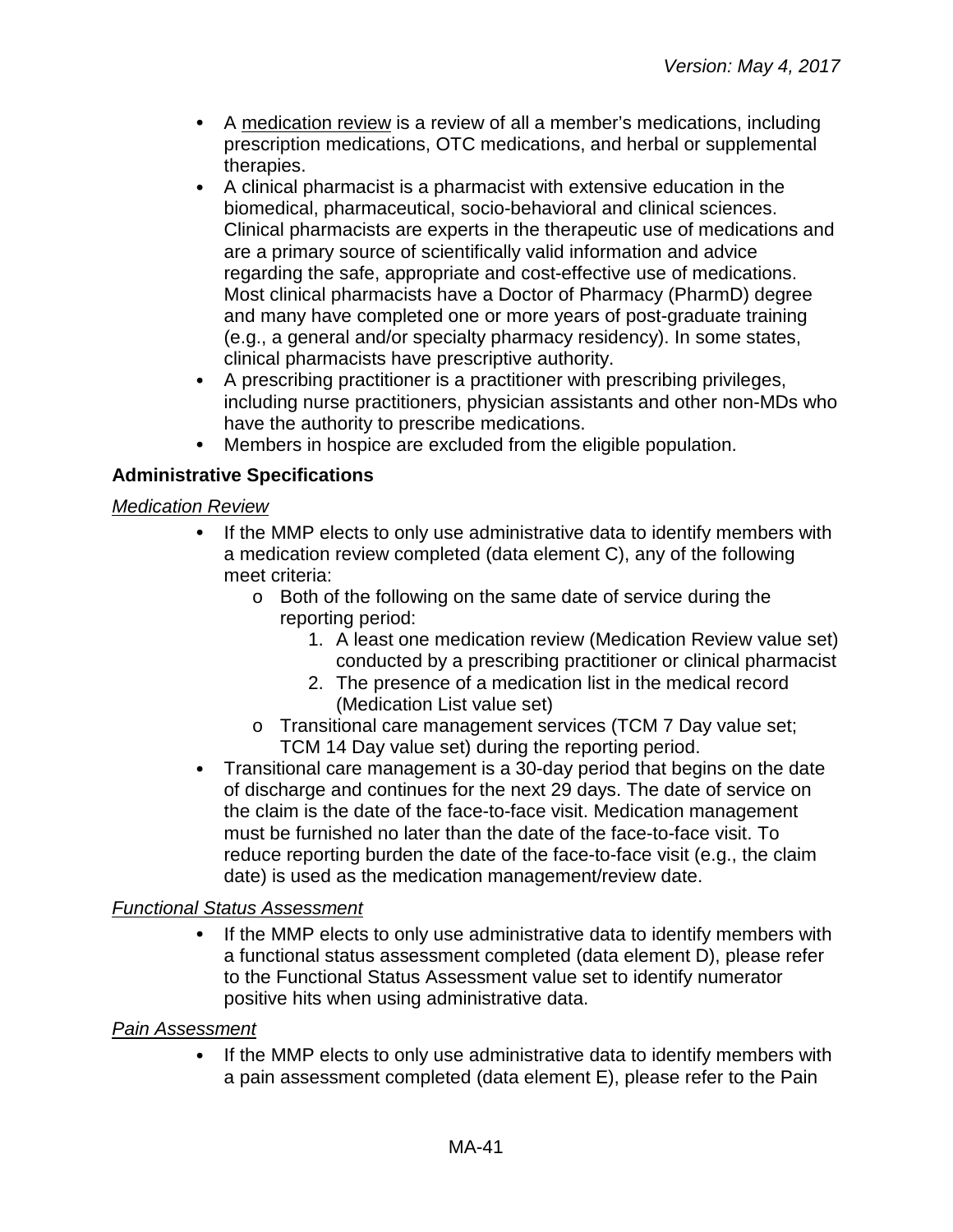- A medication review is a review of all a member's medications, including prescription medications, OTC medications, and herbal or supplemental therapies.
- A clinical pharmacist is a pharmacist with extensive education in the biomedical, pharmaceutical, socio-behavioral and clinical sciences. Clinical pharmacists are experts in the therapeutic use of medications and are a primary source of scientifically valid information and advice regarding the safe, appropriate and cost-effective use of medications. Most clinical pharmacists have a Doctor of Pharmacy (PharmD) degree and many have completed one or more years of post-graduate training (e.g., a general and/or specialty pharmacy residency). In some states, clinical pharmacists have prescriptive authority.
- A prescribing practitioner is a practitioner with prescribing privileges, including nurse practitioners, physician assistants and other non-MDs who have the authority to prescribe medications.
- Members in hospice are excluded from the eligible population.

### Administrative Specifications

*Medication Review*

- If the MMP elects to only use administrative data to identify members with a medication review completed (data element C), any of the following meet criteria:
  - o Both of the following on the same date of service during the reporting period:
    1. A least one medication review (Medication Review value set) conducted by a prescribing practitioner or clinical pharmacist
    2. The presence of a medication list in the medical record (Medication List value set)
  - o Transitional care management services (TCM 7 Day value set; TCM 14 Day value set) during the reporting period.
- Transitional care management is a 30-day period that begins on the date of discharge and continues for the next 29 days. The date of service on the claim is the date of the face-to-face visit. Medication management must be furnished no later than the date of the face-to-face visit. To reduce reporting burden the date of the face-to-face visit (e.g., the claim date) is used as the medication management/review date.

*Functional Status Assessment*

- If the MMP elects to only use administrative data to identify members with a functional status assessment completed (data element D), please refer to the Functional Status Assessment value set to identify numerator positive hits when using administrative data.

*Pain Assessment*

- If the MMP elects to only use administrative data to identify members with a pain assessment completed (data element E), please refer to the Pain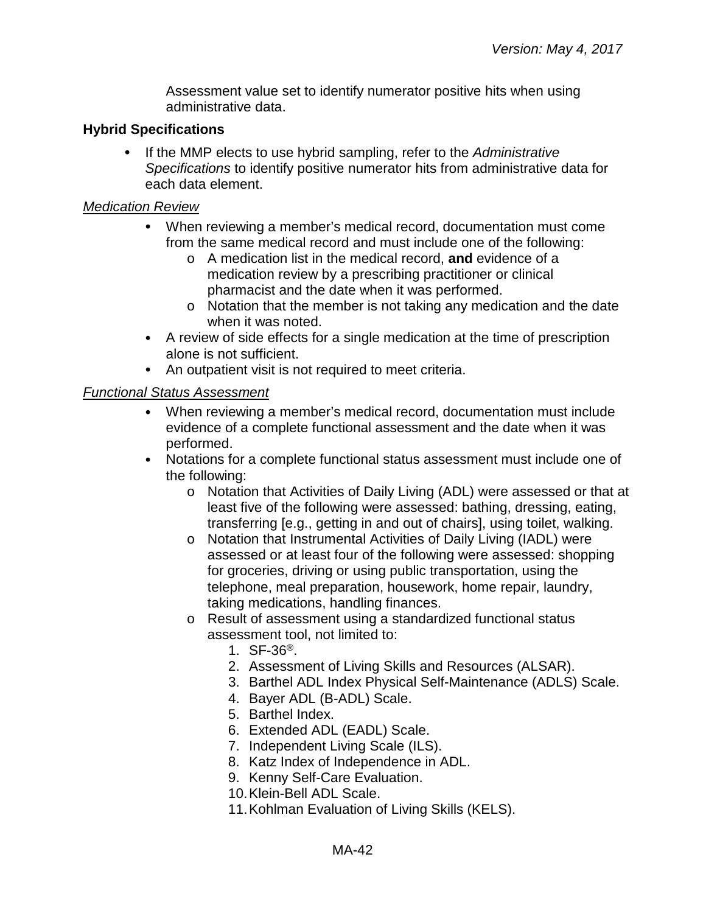Assessment value set to identify numerator positive hits when using administrative data.

### Hybrid Specifications

- If the MMP elects to use hybrid sampling, refer to the *Administrative Specifications* to identify positive numerator hits from administrative data for each data element.

*Medication Review*

- When reviewing a member's medical record, documentation must come from the same medical record and must include one of the following:
  - A medication list in the medical record, **and** evidence of a medication review by a prescribing practitioner or clinical pharmacist and the date when it was performed.
  - Notation that the member is not taking any medication and the date when it was noted.
- A review of side effects for a single medication at the time of prescription alone is not sufficient.
- An outpatient visit is not required to meet criteria.

*Functional Status Assessment*

- When reviewing a member's medical record, documentation must include evidence of a complete functional assessment and the date when it was performed.
- Notations for a complete functional status assessment must include one of the following:
  - Notation that Activities of Daily Living (ADL) were assessed or that at least five of the following were assessed: bathing, dressing, eating, transferring [e.g., getting in and out of chairs], using toilet, walking.
  - Notation that Instrumental Activities of Daily Living (IADL) were assessed or at least four of the following were assessed: shopping for groceries, driving or using public transportation, using the telephone, meal preparation, housework, home repair, laundry, taking medications, handling finances.
  - Result of assessment using a standardized functional status assessment tool, not limited to:
    1. SF-36®.
    2. Assessment of Living Skills and Resources (ALSAR).
    3. Barthel ADL Index Physical Self-Maintenance (ADLS) Scale.
    4. Bayer ADL (B-ADL) Scale.
    5. Barthel Index.
    6. Extended ADL (EADL) Scale.
    7. Independent Living Scale (ILS).
    8. Katz Index of Independence in ADL.
    9. Kenny Self-Care Evaluation.
    10. Klein-Bell ADL Scale.
    11. Kohlman Evaluation of Living Skills (KELS).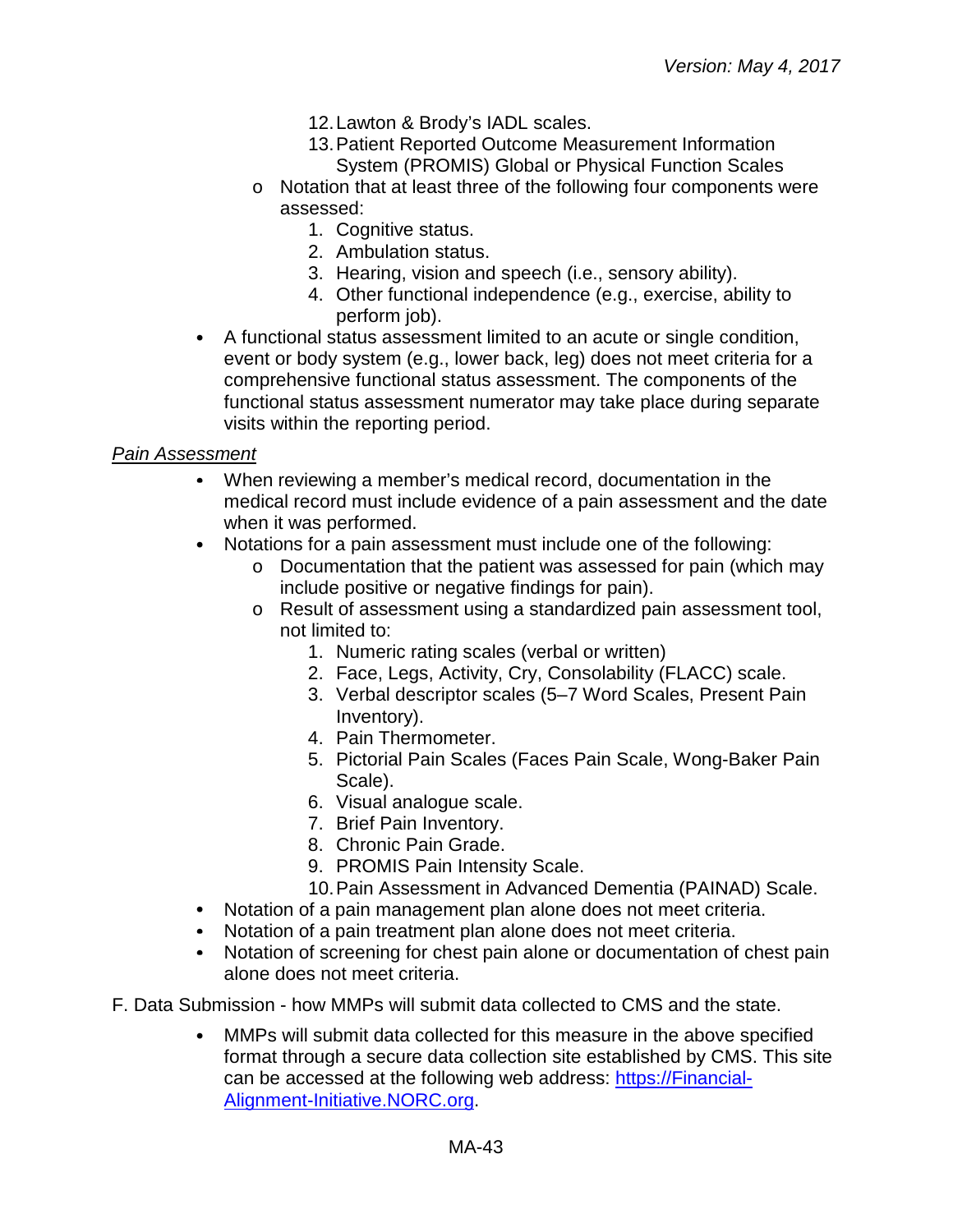12. Lawton & Brody's IADL scales.
            13. Patient Reported Outcome Measurement Information System (PROMIS) Global or Physical Function Scales
    - Notation that at least three of the following four components were assessed:
        1. Cognitive status.
        2. Ambulation status.
        3. Hearing, vision and speech (i.e., sensory ability).
        4. Other functional independence (e.g., exercise, ability to perform job).
- A functional status assessment limited to an acute or single condition, event or body system (e.g., lower back, leg) does not meet criteria for a comprehensive functional status assessment. The components of the functional status assessment numerator may take place during separate visits within the reporting period.

*Pain Assessment*

- When reviewing a member's medical record, documentation in the medical record must include evidence of a pain assessment and the date when it was performed.
- Notations for a pain assessment must include one of the following:
    - Documentation that the patient was assessed for pain (which may include positive or negative findings for pain).
    - Result of assessment using a standardized pain assessment tool, not limited to:
        1. Numeric rating scales (verbal or written)
        2. Face, Legs, Activity, Cry, Consolability (FLACC) scale.
        3. Verbal descriptor scales (5–7 Word Scales, Present Pain Inventory).
        4. Pain Thermometer.
        5. Pictorial Pain Scales (Faces Pain Scale, Wong-Baker Pain Scale).
        6. Visual analogue scale.
        7. Brief Pain Inventory.
        8. Chronic Pain Grade.
        9. PROMIS Pain Intensity Scale.
        10. Pain Assessment in Advanced Dementia (PAINAD) Scale.
- Notation of a pain management plan alone does not meet criteria.
- Notation of a pain treatment plan alone does not meet criteria.
- Notation of screening for chest pain alone or documentation of chest pain alone does not meet criteria.

F. Data Submission - how MMPs will submit data collected to CMS and the state.

- MMPs will submit data collected for this measure in the above specified format through a secure data collection site established by CMS. This site can be accessed at the following web address: [https://Financial-Alignment-Initiative.NORC.org](https://Financial-Alignment-Initiative.NORC.org).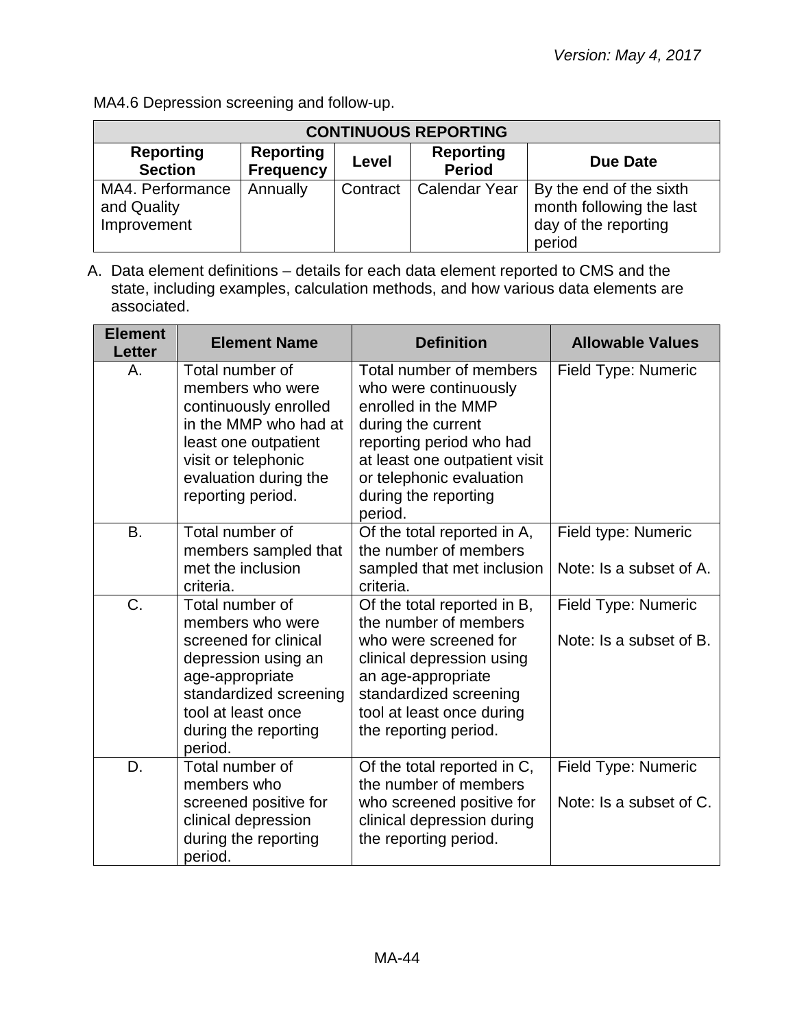MA4.6 Depression screening and follow-up.

| CONTINUOUS REPORTING | | | | |
|---|---|---|---|---|
| **Reporting Section** | **Reporting Frequency** | **Level** | **Reporting Period** | **Due Date** |
| MA4. Performance and Quality Improvement | Annually | Contract | Calendar Year | By the end of the sixth month following the last day of the reporting period |

A. Data element definitions – details for each data element reported to CMS and the state, including examples, calculation methods, and how various data elements are associated.

| Element Letter | Element Name | Definition | Allowable Values |
|---|---|---|---|
| A. | Total number of members who were continuously enrolled in the MMP who had at least one outpatient visit or telephonic evaluation during the reporting period. | Total number of members who were continuously enrolled in the MMP during the current reporting period who had at least one outpatient visit or telephonic evaluation during the reporting period. | Field Type: Numeric |
| B. | Total number of members sampled that met the inclusion criteria. | Of the total reported in A, the number of members sampled that met inclusion criteria. | Field type: Numeric<br><br>Note: Is a subset of A. |
| C. | Total number of members who were screened for clinical depression using an age-appropriate standardized screening tool at least once during the reporting period. | Of the total reported in B, the number of members who were screened for clinical depression using an age-appropriate standardized screening tool at least once during the reporting period. | Field Type: Numeric<br><br>Note: Is a subset of B. |
| D. | Total number of members who screened positive for clinical depression during the reporting period. | Of the total reported in C, the number of members who screened positive for clinical depression during the reporting period. | Field Type: Numeric<br><br>Note: Is a subset of C. |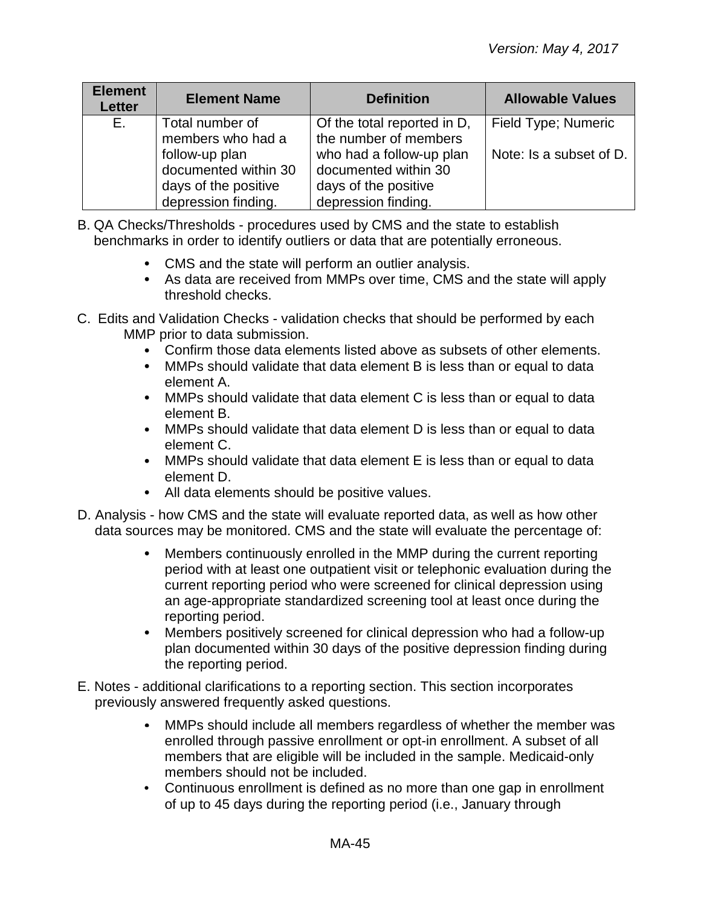| Element Letter | Element Name | Definition | Allowable Values |
|---|---|---|---|
| E. | Total number of members who had a follow-up plan documented within 30 days of the positive depression finding. | Of the total reported in D, the number of members who had a follow-up plan documented within 30 days of the positive depression finding. | Field Type; Numeric<br><br>Note: Is a subset of D. |

B. QA Checks/Thresholds - procedures used by CMS and the state to establish benchmarks in order to identify outliers or data that are potentially erroneous.

- CMS and the state will perform an outlier analysis.
- As data are received from MMPs over time, CMS and the state will apply threshold checks.

C. Edits and Validation Checks - validation checks that should be performed by each MMP prior to data submission.

- Confirm those data elements listed above as subsets of other elements.
- MMPs should validate that data element B is less than or equal to data element A.
- MMPs should validate that data element C is less than or equal to data element B.
- MMPs should validate that data element D is less than or equal to data element C.
- MMPs should validate that data element E is less than or equal to data element D.
- All data elements should be positive values.

D. Analysis - how CMS and the state will evaluate reported data, as well as how other data sources may be monitored. CMS and the state will evaluate the percentage of:

- Members continuously enrolled in the MMP during the current reporting period with at least one outpatient visit or telephonic evaluation during the current reporting period who were screened for clinical depression using an age-appropriate standardized screening tool at least once during the reporting period.
- Members positively screened for clinical depression who had a follow-up plan documented within 30 days of the positive depression finding during the reporting period.

E. Notes - additional clarifications to a reporting section. This section incorporates previously answered frequently asked questions.

- MMPs should include all members regardless of whether the member was enrolled through passive enrollment or opt-in enrollment. A subset of all members that are eligible will be included in the sample. Medicaid-only members should not be included.
- Continuous enrollment is defined as no more than one gap in enrollment of up to 45 days during the reporting period (i.e., January through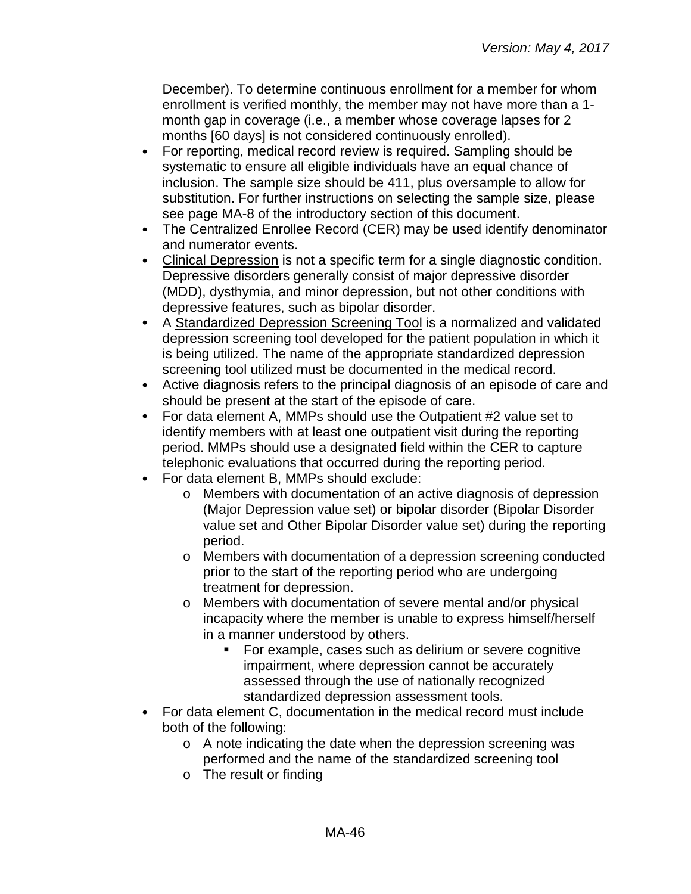December). To determine continuous enrollment for a member for whom enrollment is verified monthly, the member may not have more than a 1-month gap in coverage (i.e., a member whose coverage lapses for 2 months [60 days] is not considered continuously enrolled).

- For reporting, medical record review is required. Sampling should be systematic to ensure all eligible individuals have an equal chance of inclusion. The sample size should be 411, plus oversample to allow for substitution. For further instructions on selecting the sample size, please see page MA-8 of the introductory section of this document.
- The Centralized Enrollee Record (CER) may be used identify denominator and numerator events.
- Clinical Depression is not a specific term for a single diagnostic condition. Depressive disorders generally consist of major depressive disorder (MDD), dysthymia, and minor depression, but not other conditions with depressive features, such as bipolar disorder.
- A Standardized Depression Screening Tool is a normalized and validated depression screening tool developed for the patient population in which it is being utilized. The name of the appropriate standardized depression screening tool utilized must be documented in the medical record.
- Active diagnosis refers to the principal diagnosis of an episode of care and should be present at the start of the episode of care.
- For data element A, MMPs should use the Outpatient #2 value set to identify members with at least one outpatient visit during the reporting period. MMPs should use a designated field within the CER to capture telephonic evaluations that occurred during the reporting period.
- For data element B, MMPs should exclude:
    - Members with documentation of an active diagnosis of depression (Major Depression value set) or bipolar disorder (Bipolar Disorder value set and Other Bipolar Disorder value set) during the reporting period.
    - Members with documentation of a depression screening conducted prior to the start of the reporting period who are undergoing treatment for depression.
    - Members with documentation of severe mental and/or physical incapacity where the member is unable to express himself/herself in a manner understood by others.
        - For example, cases such as delirium or severe cognitive impairment, where depression cannot be accurately assessed through the use of nationally recognized standardized depression assessment tools.
- For data element C, documentation in the medical record must include both of the following:
    - A note indicating the date when the depression screening was performed and the name of the standardized screening tool
    - The result or finding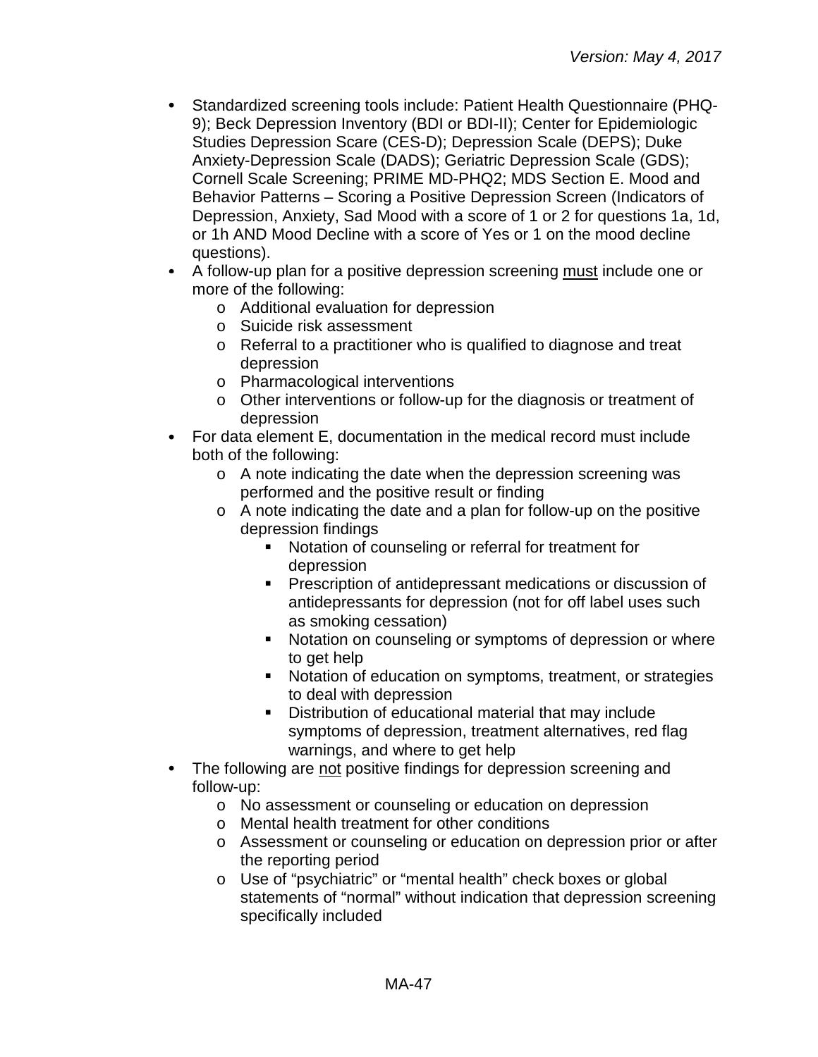- Standardized screening tools include: Patient Health Questionnaire (PHQ-9); Beck Depression Inventory (BDI or BDI-II); Center for Epidemiologic Studies Depression Scare (CES-D); Depression Scale (DEPS); Duke Anxiety-Depression Scale (DADS); Geriatric Depression Scale (GDS); Cornell Scale Screening; PRIME MD-PHQ2; MDS Section E. Mood and Behavior Patterns – Scoring a Positive Depression Screen (Indicators of Depression, Anxiety, Sad Mood with a score of 1 or 2 for questions 1a, 1d, or 1h AND Mood Decline with a score of Yes or 1 on the mood decline questions).
- A follow-up plan for a positive depression screening <u>must</u> include one or more of the following:
  - Additional evaluation for depression
  - Suicide risk assessment
  - Referral to a practitioner who is qualified to diagnose and treat depression
  - Pharmacological interventions
  - Other interventions or follow-up for the diagnosis or treatment of depression
- For data element E, documentation in the medical record must include both of the following:
  - A note indicating the date when the depression screening was performed and the positive result or finding
  - A note indicating the date and a plan for follow-up on the positive depression findings
    - Notation of counseling or referral for treatment for depression
    - Prescription of antidepressant medications or discussion of antidepressants for depression (not for off label uses such as smoking cessation)
    - Notation on counseling or symptoms of depression or where to get help
    - Notation of education on symptoms, treatment, or strategies to deal with depression
    - Distribution of educational material that may include symptoms of depression, treatment alternatives, red flag warnings, and where to get help
- The following are <u>not</u> positive findings for depression screening and follow-up:
  - No assessment or counseling or education on depression
  - Mental health treatment for other conditions
  - Assessment or counseling or education on depression prior or after the reporting period
  - Use of "psychiatric" or "mental health" check boxes or global statements of "normal" without indication that depression screening specifically included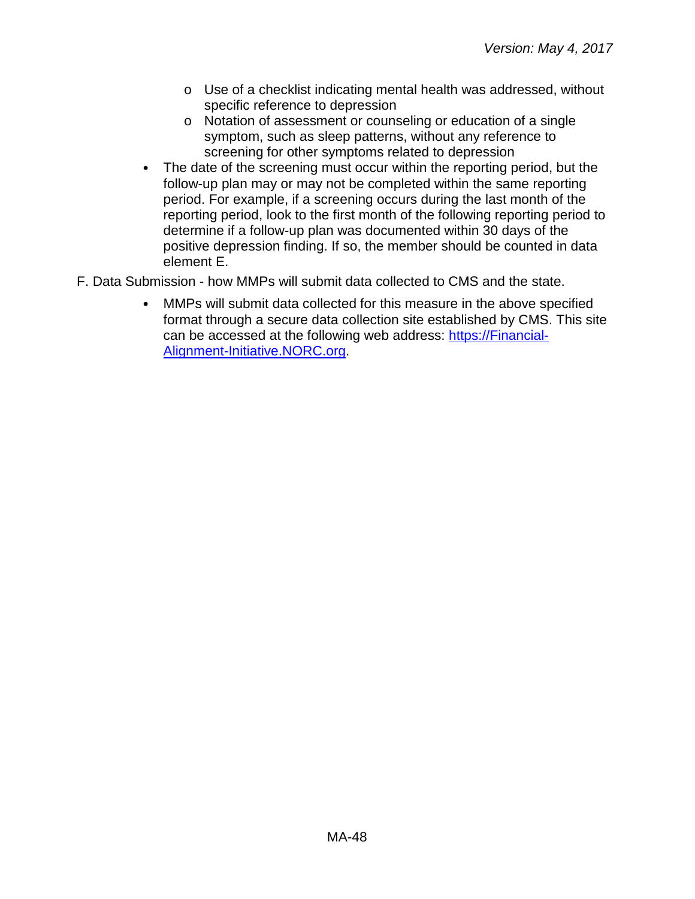- Use of a checklist indicating mental health was addressed, without specific reference to depression
    - Notation of assessment or counseling or education of a single symptom, such as sleep patterns, without any reference to screening for other symptoms related to depression
- The date of the screening must occur within the reporting period, but the follow-up plan may or may not be completed within the same reporting period. For example, if a screening occurs during the last month of the reporting period, look to the first month of the following reporting period to determine if a follow-up plan was documented within 30 days of the positive depression finding. If so, the member should be counted in data element E.

F. Data Submission - how MMPs will submit data collected to CMS and the state.

- MMPs will submit data collected for this measure in the above specified format through a secure data collection site established by CMS. This site can be accessed at the following web address: [https://Financial-Alignment-Initiative.NORC.org](https://Financial-Alignment-Initiative.NORC.org).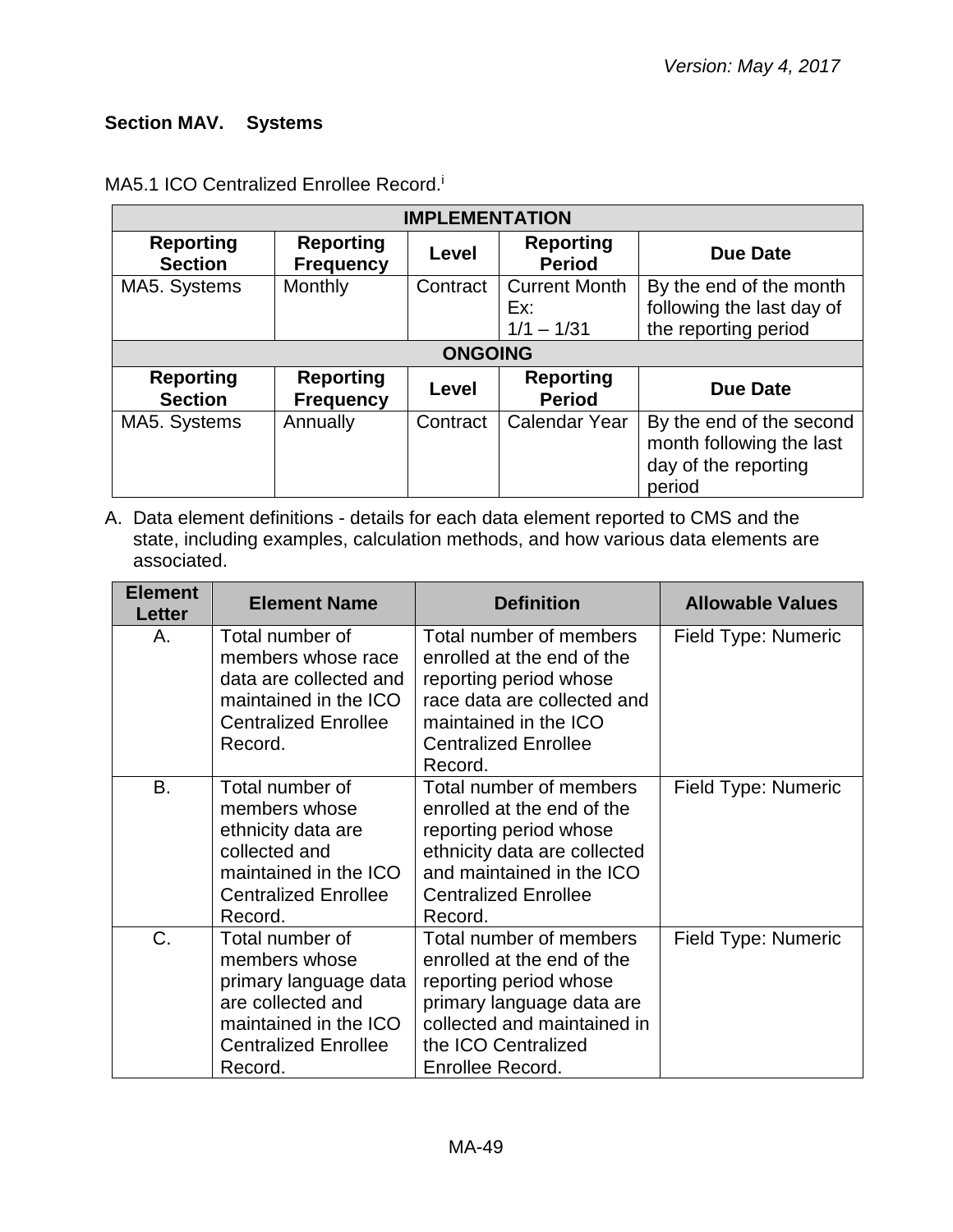## Section MAV. Systems

MA5.1 ICO Centralized Enrollee Record.[i]

| IMPLEMENTATION | | | | |
|---|---|---|---|---|
| **Reporting Section** | **Reporting Frequency** | **Level** | **Reporting Period** | **Due Date** |
| MA5. Systems | Monthly | Contract | Current Month Ex: 1/1 – 1/31 | By the end of the month following the last day of the reporting period |
| **ONGOING** | | | | |
| **Reporting Section** | **Reporting Frequency** | **Level** | **Reporting Period** | **Due Date** |
| MA5. Systems | Annually | Contract | Calendar Year | By the end of the second month following the last day of the reporting period |

A. Data element definitions - details for each data element reported to CMS and the state, including examples, calculation methods, and how various data elements are associated.

| Element Letter | Element Name | Definition | Allowable Values |
|---|---|---|---|
| A. | Total number of members whose race data are collected and maintained in the ICO Centralized Enrollee Record. | Total number of members enrolled at the end of the reporting period whose race data are collected and maintained in the ICO Centralized Enrollee Record. | Field Type: Numeric |
| B. | Total number of members whose ethnicity data are collected and maintained in the ICO Centralized Enrollee Record. | Total number of members enrolled at the end of the reporting period whose ethnicity data are collected and maintained in the ICO Centralized Enrollee Record. | Field Type: Numeric |
| C. | Total number of members whose primary language data are collected and maintained in the ICO Centralized Enrollee Record. | Total number of members enrolled at the end of the reporting period whose primary language data are collected and maintained in the ICO Centralized Enrollee Record. | Field Type: Numeric |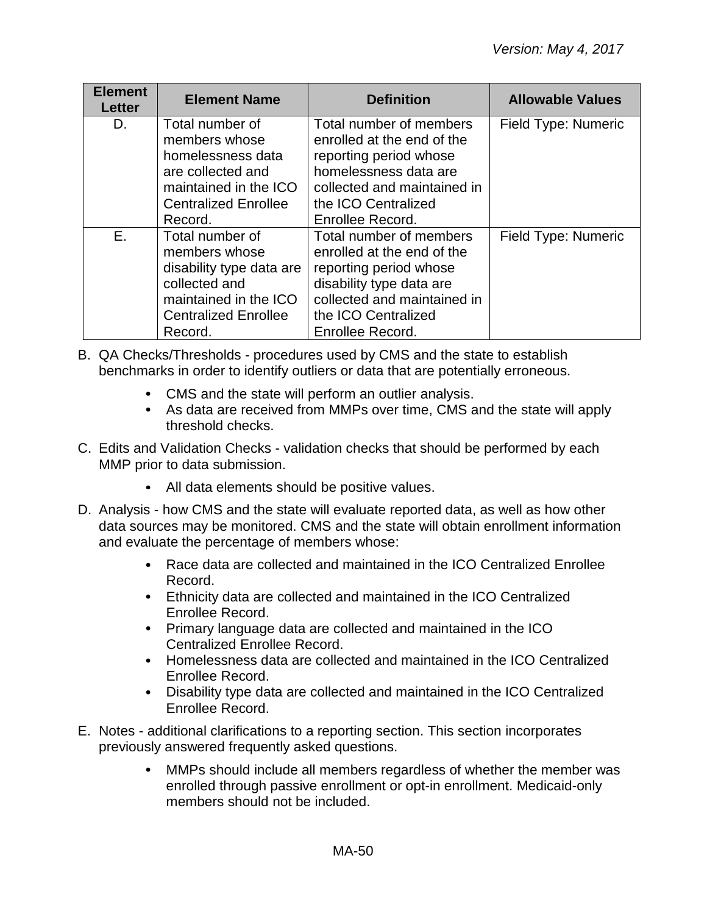| Element Letter | Element Name | Definition | Allowable Values |
|---|---|---|---|
| D. | Total number of members whose homelessness data are collected and maintained in the ICO Centralized Enrollee Record. | Total number of members enrolled at the end of the reporting period whose homelessness data are collected and maintained in the ICO Centralized Enrollee Record. | Field Type: Numeric |
| E. | Total number of members whose disability type data are collected and maintained in the ICO Centralized Enrollee Record. | Total number of members enrolled at the end of the reporting period whose disability type data are collected and maintained in the ICO Centralized Enrollee Record. | Field Type: Numeric |

B. QA Checks/Thresholds - procedures used by CMS and the state to establish benchmarks in order to identify outliers or data that are potentially erroneous.

- CMS and the state will perform an outlier analysis.
- As data are received from MMPs over time, CMS and the state will apply threshold checks.

C. Edits and Validation Checks - validation checks that should be performed by each MMP prior to data submission.

- All data elements should be positive values.

D. Analysis - how CMS and the state will evaluate reported data, as well as how other data sources may be monitored. CMS and the state will obtain enrollment information and evaluate the percentage of members whose:

- Race data are collected and maintained in the ICO Centralized Enrollee Record.
- Ethnicity data are collected and maintained in the ICO Centralized Enrollee Record.
- Primary language data are collected and maintained in the ICO Centralized Enrollee Record.
- Homelessness data are collected and maintained in the ICO Centralized Enrollee Record.
- Disability type data are collected and maintained in the ICO Centralized Enrollee Record.

E. Notes - additional clarifications to a reporting section. This section incorporates previously answered frequently asked questions.

- MMPs should include all members regardless of whether the member was enrolled through passive enrollment or opt-in enrollment. Medicaid-only members should not be included.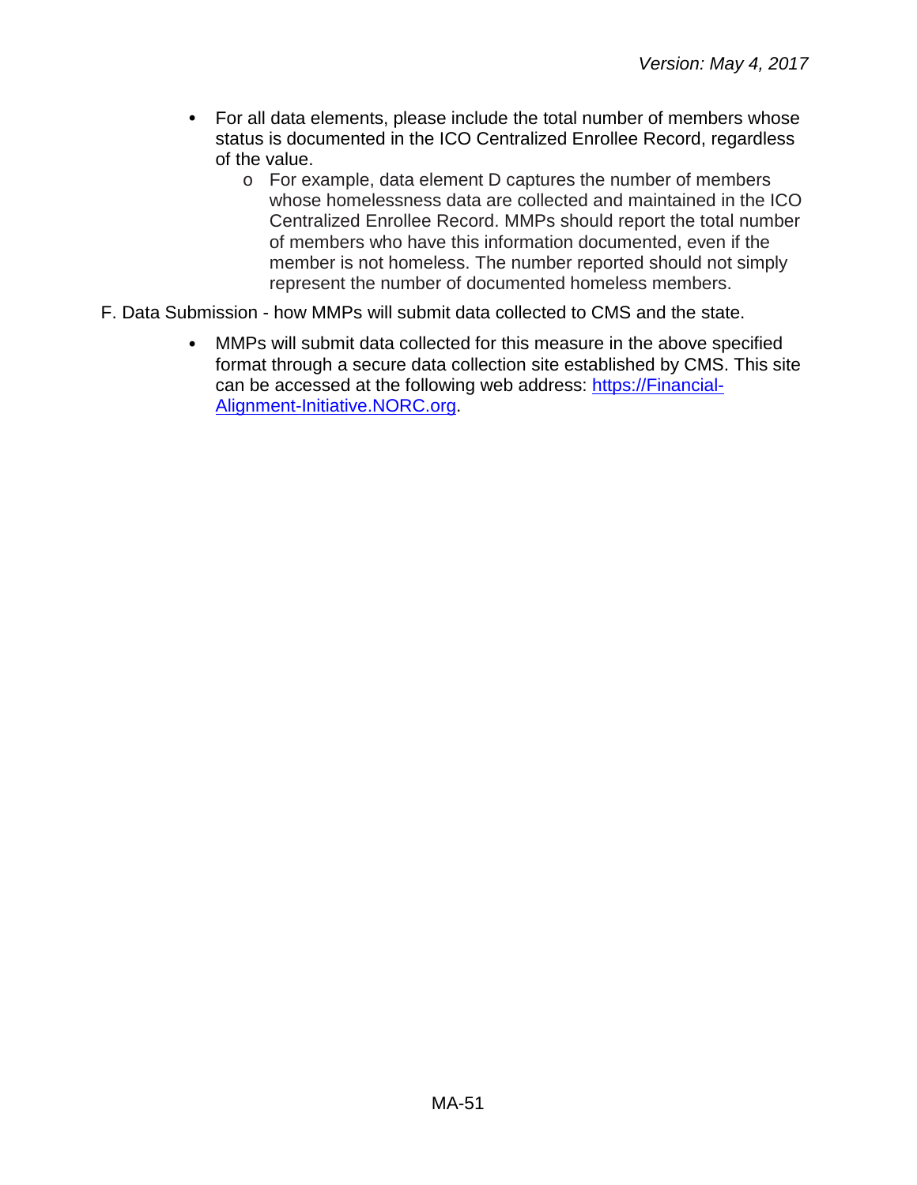- For all data elements, please include the total number of members whose status is documented in the ICO Centralized Enrollee Record, regardless of the value.
  - For example, data element D captures the number of members whose homelessness data are collected and maintained in the ICO Centralized Enrollee Record. MMPs should report the total number of members who have this information documented, even if the member is not homeless. The number reported should not simply represent the number of documented homeless members.

F. Data Submission - how MMPs will submit data collected to CMS and the state.

- MMPs will submit data collected for this measure in the above specified format through a secure data collection site established by CMS. This site can be accessed at the following web address: [https://Financial-Alignment-Initiative.NORC.org](https://Financial-Alignment-Initiative.NORC.org).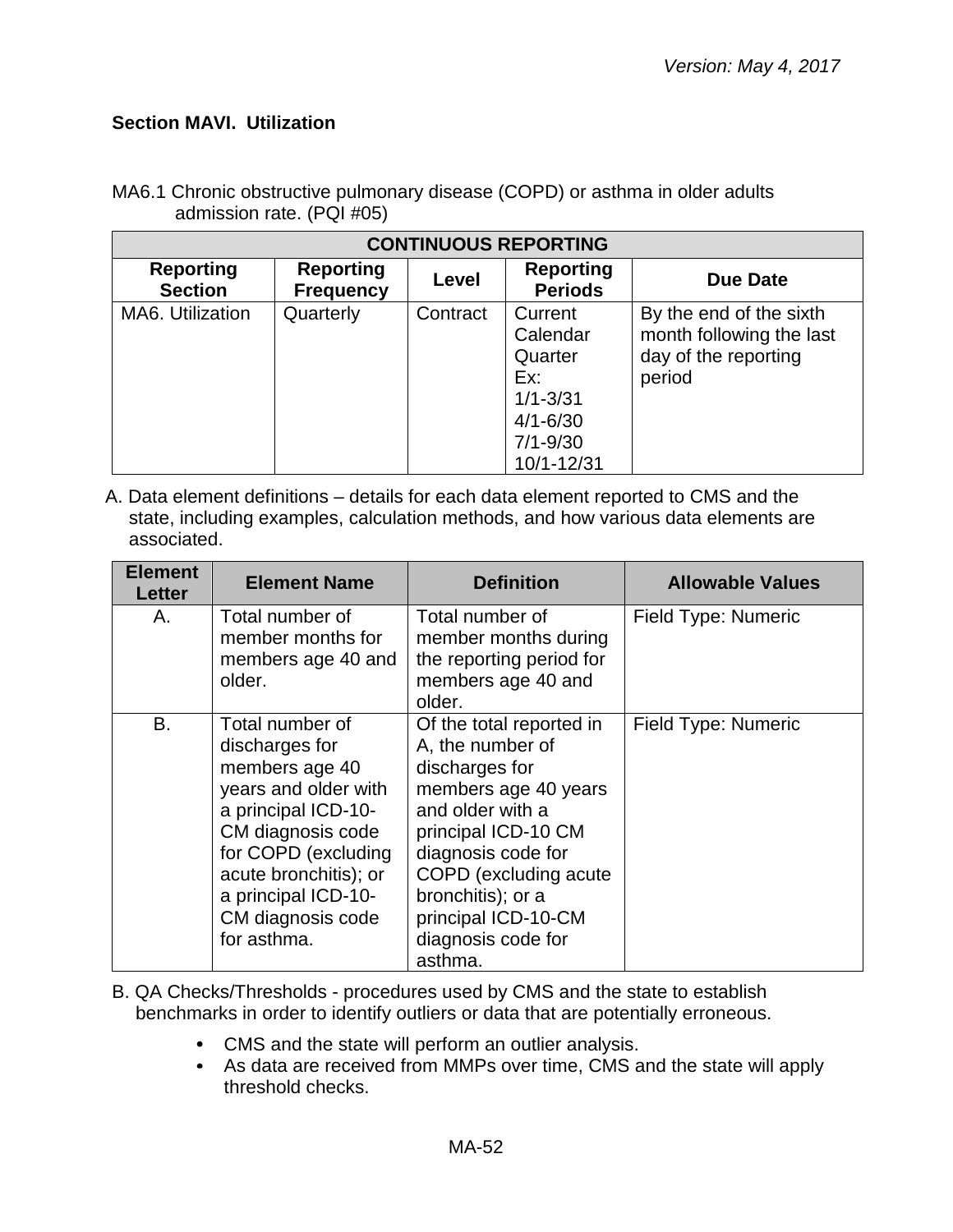### Section MAVI. Utilization

MA6.1 Chronic obstructive pulmonary disease (COPD) or asthma in older adults admission rate. (PQI #05)

| CONTINUOUS REPORTING | | | | |
|---|---|---|---|---|
| **Reporting Section** | **Reporting Frequency** | **Level** | **Reporting Periods** | **Due Date** |
| MA6. Utilization | Quarterly | Contract | Current Calendar Quarter Ex: 1/1-3/31 4/1-6/30 7/1-9/30 10/1-12/31 | By the end of the sixth month following the last day of the reporting period |

A. Data element definitions – details for each data element reported to CMS and the state, including examples, calculation methods, and how various data elements are associated.

| Element Letter | Element Name | Definition | Allowable Values |
|---|---|---|---|
| A. | Total number of member months for members age 40 and older. | Total number of member months during the reporting period for members age 40 and older. | Field Type: Numeric |
| B. | Total number of discharges for members age 40 years and older with a principal ICD-10-CM diagnosis code for COPD (excluding acute bronchitis); or a principal ICD-10-CM diagnosis code for asthma. | Of the total reported in A, the number of discharges for members age 40 years and older with a principal ICD-10 CM diagnosis code for COPD (excluding acute bronchitis); or a principal ICD-10-CM diagnosis code for asthma. | Field Type: Numeric |

B. QA Checks/Thresholds - procedures used by CMS and the state to establish benchmarks in order to identify outliers or data that are potentially erroneous.

- CMS and the state will perform an outlier analysis.
- As data are received from MMPs over time, CMS and the state will apply threshold checks.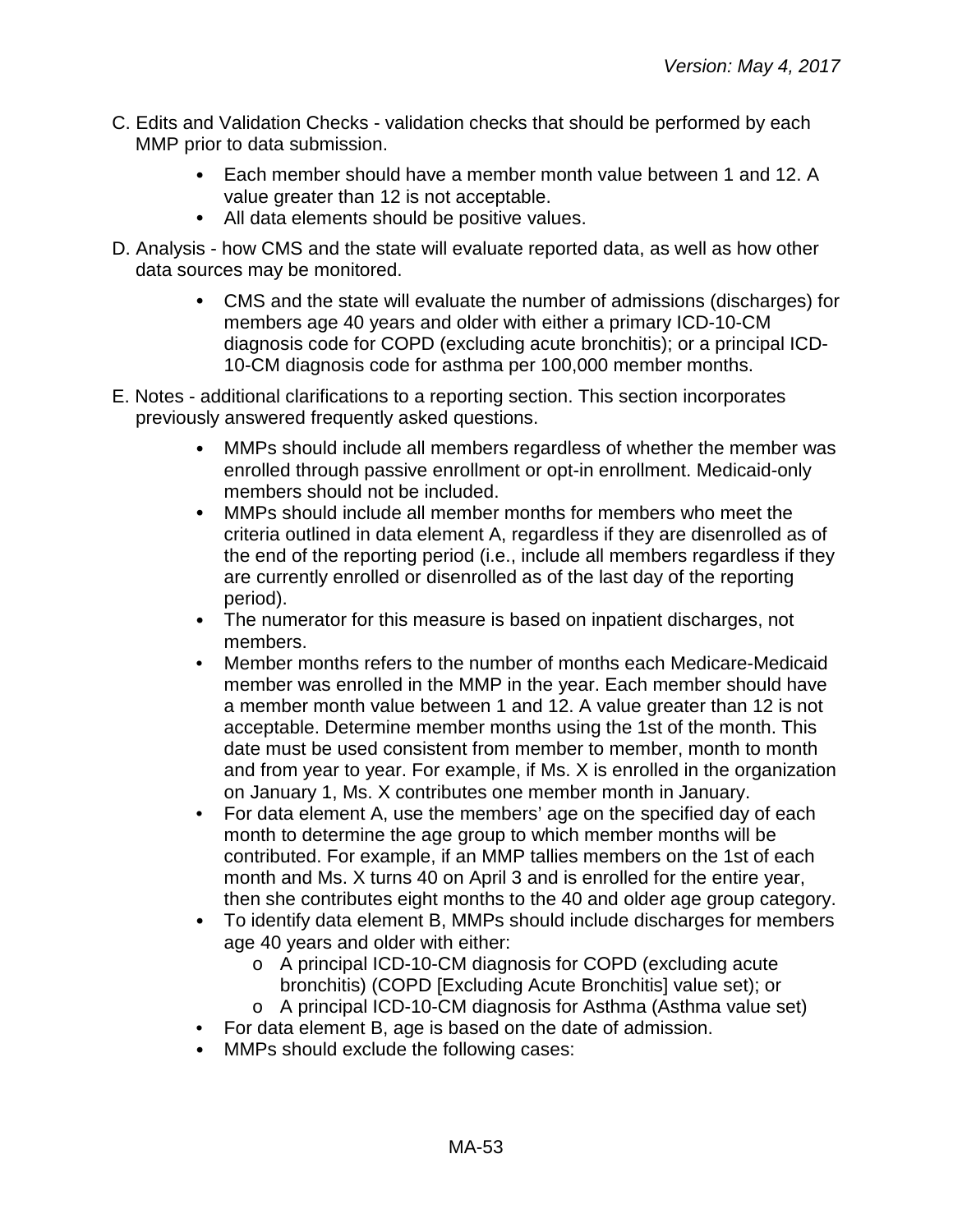C. Edits and Validation Checks - validation checks that should be performed by each MMP prior to data submission.

- Each member should have a member month value between 1 and 12. A value greater than 12 is not acceptable.
- All data elements should be positive values.

D. Analysis - how CMS and the state will evaluate reported data, as well as how other data sources may be monitored.

- CMS and the state will evaluate the number of admissions (discharges) for members age 40 years and older with either a primary ICD-10-CM diagnosis code for COPD (excluding acute bronchitis); or a principal ICD-10-CM diagnosis code for asthma per 100,000 member months.

E. Notes - additional clarifications to a reporting section. This section incorporates previously answered frequently asked questions.

- MMPs should include all members regardless of whether the member was enrolled through passive enrollment or opt-in enrollment. Medicaid-only members should not be included.
- MMPs should include all member months for members who meet the criteria outlined in data element A, regardless if they are disenrolled as of the end of the reporting period (i.e., include all members regardless if they are currently enrolled or disenrolled as of the last day of the reporting period).
- The numerator for this measure is based on inpatient discharges, not members.
- Member months refers to the number of months each Medicare-Medicaid member was enrolled in the MMP in the year. Each member should have a member month value between 1 and 12. A value greater than 12 is not acceptable. Determine member months using the 1st of the month. This date must be used consistent from member to member, month to month and from year to year. For example, if Ms. X is enrolled in the organization on January 1, Ms. X contributes one member month in January.
- For data element A, use the members' age on the specified day of each month to determine the age group to which member months will be contributed. For example, if an MMP tallies members on the 1st of each month and Ms. X turns 40 on April 3 and is enrolled for the entire year, then she contributes eight months to the 40 and older age group category.
- To identify data element B, MMPs should include discharges for members age 40 years and older with either:
  - A principal ICD-10-CM diagnosis for COPD (excluding acute bronchitis) (COPD [Excluding Acute Bronchitis] value set); or
  - A principal ICD-10-CM diagnosis for Asthma (Asthma value set)
- For data element B, age is based on the date of admission.
- MMPs should exclude the following cases: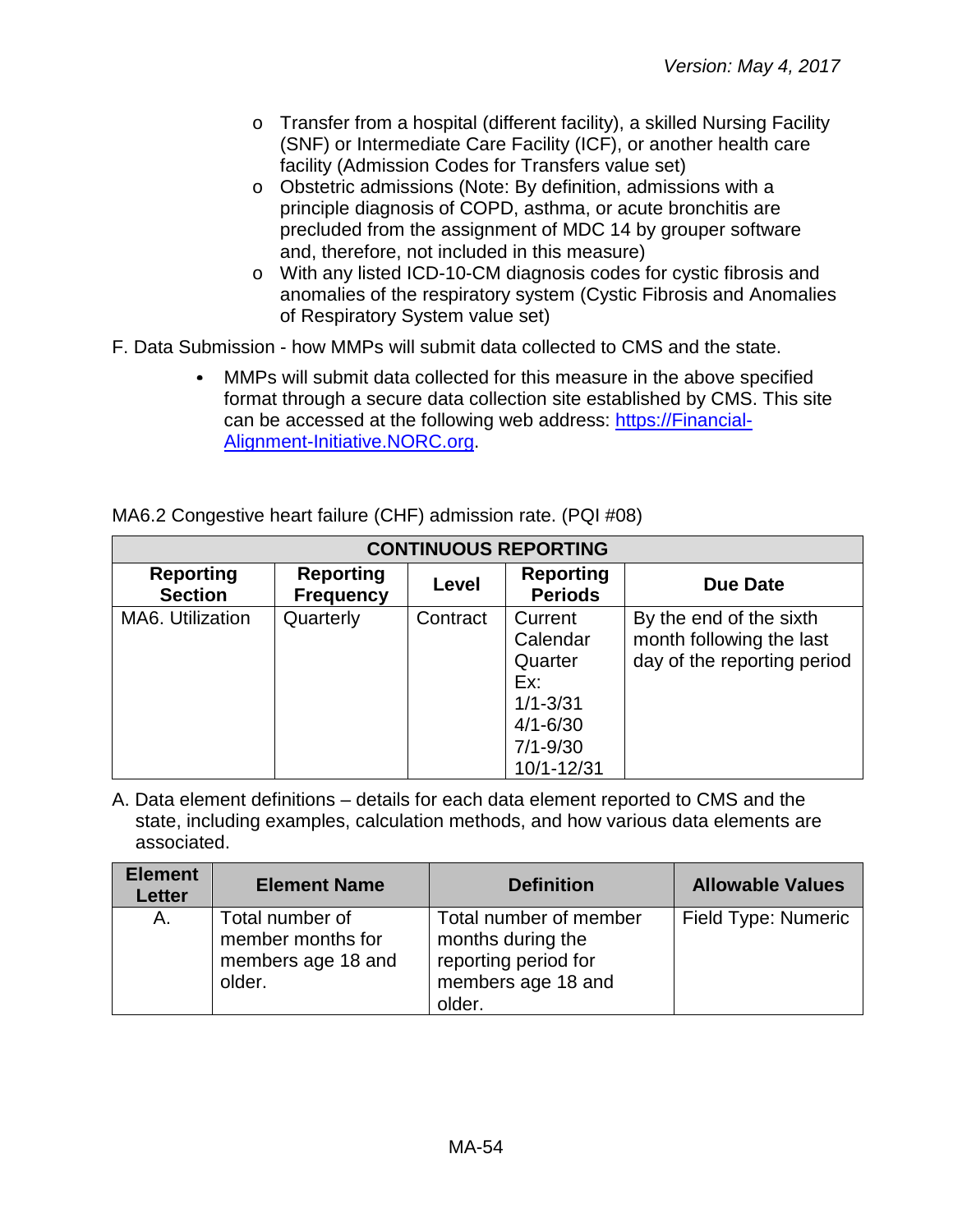- o Transfer from a hospital (different facility), a skilled Nursing Facility (SNF) or Intermediate Care Facility (ICF), or another health care facility (Admission Codes for Transfers value set)
- o Obstetric admissions (Note: By definition, admissions with a principle diagnosis of COPD, asthma, or acute bronchitis are precluded from the assignment of MDC 14 by grouper software and, therefore, not included in this measure)
- o With any listed ICD-10-CM diagnosis codes for cystic fibrosis and anomalies of the respiratory system (Cystic Fibrosis and Anomalies of Respiratory System value set)

F. Data Submission - how MMPs will submit data collected to CMS and the state.

- MMPs will submit data collected for this measure in the above specified format through a secure data collection site established by CMS. This site can be accessed at the following web address: [https://Financial-Alignment-Initiative.NORC.org](https://Financial-Alignment-Initiative.NORC.org).

MA6.2 Congestive heart failure (CHF) admission rate. (PQI #08)

| CONTINUOUS REPORTING | | | | |
|---|---|---|---|---|
| **Reporting Section** | **Reporting Frequency** | **Level** | **Reporting Periods** | **Due Date** |
| MA6. Utilization | Quarterly | Contract | Current Calendar Quarter<br>Ex:<br>1/1-3/31<br>4/1-6/30<br>7/1-9/30<br>10/1-12/31 | By the end of the sixth month following the last day of the reporting period |

A. Data element definitions – details for each data element reported to CMS and the state, including examples, calculation methods, and how various data elements are associated.

| Element Letter | Element Name | Definition | Allowable Values |
|---|---|---|---|
| A. | Total number of member months for members age 18 and older. | Total number of member months during the reporting period for members age 18 and older. | Field Type: Numeric |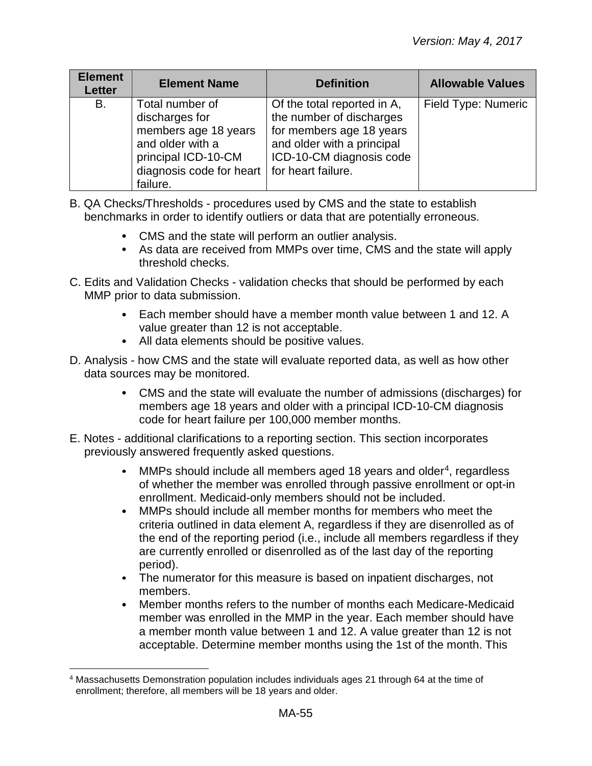| Element Letter | Element Name | Definition | Allowable Values |
|---|---|---|---|
| B. | Total number of discharges for members age 18 years and older with a principal ICD-10-CM diagnosis code for heart failure. | Of the total reported in A, the number of discharges for members age 18 years and older with a principal ICD-10-CM diagnosis code for heart failure. | Field Type: Numeric |

B. QA Checks/Thresholds - procedures used by CMS and the state to establish benchmarks in order to identify outliers or data that are potentially erroneous.

- CMS and the state will perform an outlier analysis.
- As data are received from MMPs over time, CMS and the state will apply threshold checks.

C. Edits and Validation Checks - validation checks that should be performed by each MMP prior to data submission.

- Each member should have a member month value between 1 and 12. A value greater than 12 is not acceptable.
- All data elements should be positive values.

D. Analysis - how CMS and the state will evaluate reported data, as well as how other data sources may be monitored.

- CMS and the state will evaluate the number of admissions (discharges) for members age 18 years and older with a principal ICD-10-CM diagnosis code for heart failure per 100,000 member months.

E. Notes - additional clarifications to a reporting section. This section incorporates previously answered frequently asked questions.

- MMPs should include all members aged 18 years and older[4], regardless of whether the member was enrolled through passive enrollment or opt-in enrollment. Medicaid-only members should not be included.
- MMPs should include all member months for members who meet the criteria outlined in data element A, regardless if they are disenrolled as of the end of the reporting period (i.e., include all members regardless if they are currently enrolled or disenrolled as of the last day of the reporting period).
- The numerator for this measure is based on inpatient discharges, not members.
- Member months refers to the number of months each Medicare-Medicaid member was enrolled in the MMP in the year. Each member should have a member month value between 1 and 12. A value greater than 12 is not acceptable. Determine member months using the 1st of the month. This

[4] Massachusetts Demonstration population includes individuals ages 21 through 64 at the time of enrollment; therefore, all members will be 18 years and older.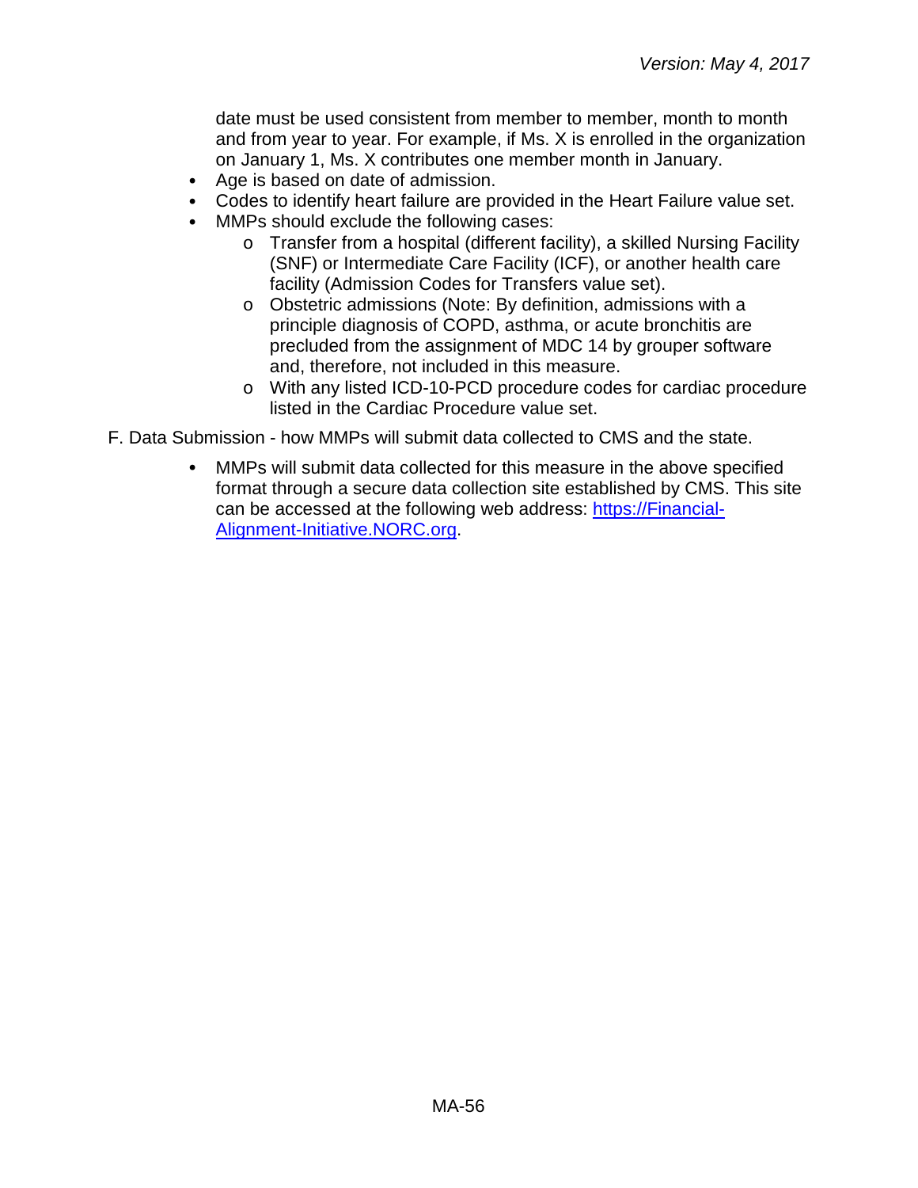date must be used consistent from member to member, month to month and from year to year. For example, if Ms. X is enrolled in the organization on January 1, Ms. X contributes one member month in January.

- Age is based on date of admission.
- Codes to identify heart failure are provided in the Heart Failure value set.
- MMPs should exclude the following cases:
  - Transfer from a hospital (different facility), a skilled Nursing Facility (SNF) or Intermediate Care Facility (ICF), or another health care facility (Admission Codes for Transfers value set).
  - Obstetric admissions (Note: By definition, admissions with a principle diagnosis of COPD, asthma, or acute bronchitis are precluded from the assignment of MDC 14 by grouper software and, therefore, not included in this measure.
  - With any listed ICD-10-PCD procedure codes for cardiac procedure listed in the Cardiac Procedure value set.

F. Data Submission - how MMPs will submit data collected to CMS and the state.

- MMPs will submit data collected for this measure in the above specified format through a secure data collection site established by CMS. This site can be accessed at the following web address: [https://Financial-Alignment-Initiative.NORC.org](https://Financial-Alignment-Initiative.NORC.org).